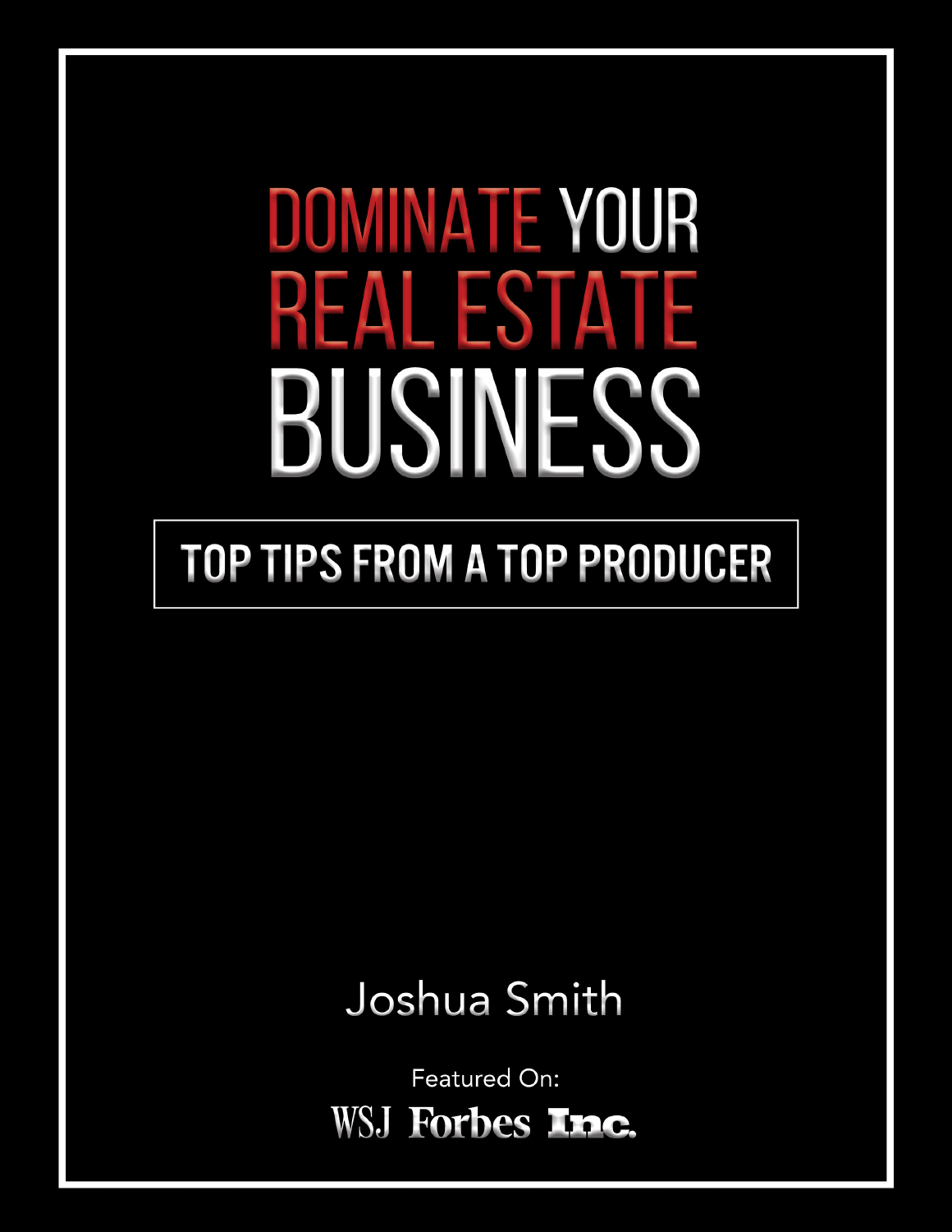# DOMINATE YOUR REAL ESTATE BUSINESS

## TOP TIPS FROM A TOP PRODUCER

Joshua Smith

Featured On:

WSJ Forbes Inc.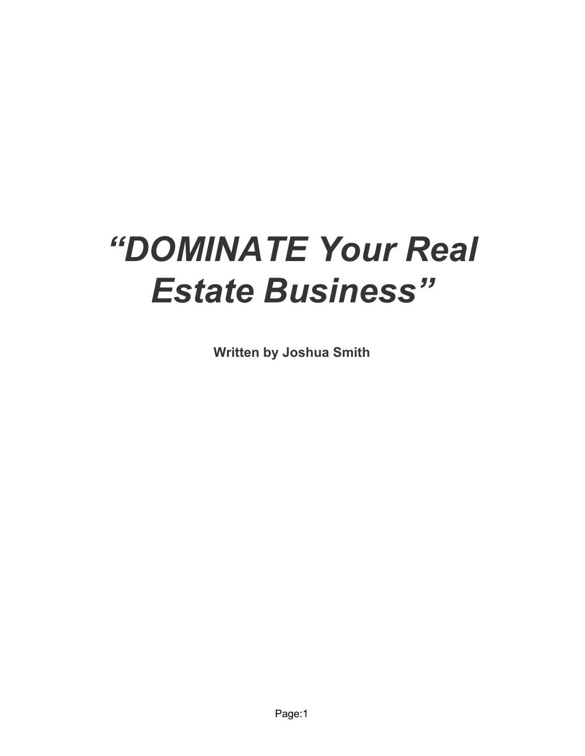# *“DOMINATE Your Real Estate Business”*

**Written by Joshua Smith**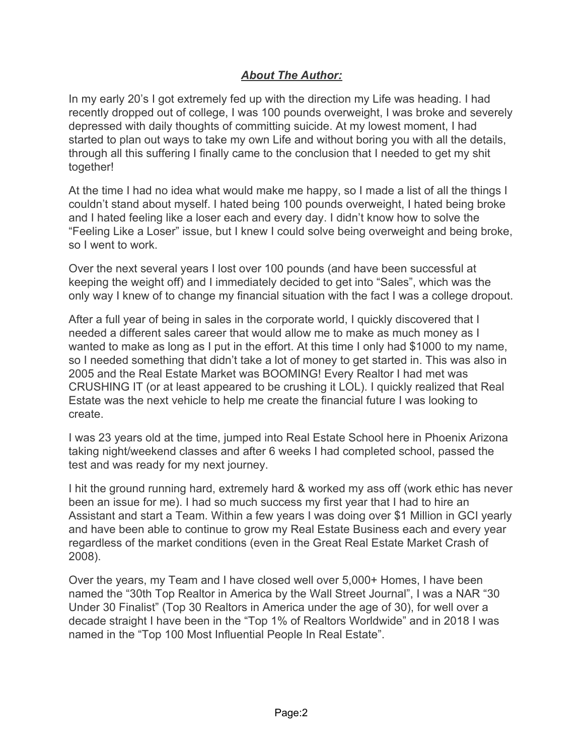## ***About The Author:***

In my early 20's I got extremely fed up with the direction my Life was heading. I had recently dropped out of college, I was 100 pounds overweight, I was broke and severely depressed with daily thoughts of committing suicide. At my lowest moment, I had started to plan out ways to take my own Life and without boring you with all the details, through all this suffering I finally came to the conclusion that I needed to get my shit together!

At the time I had no idea what would make me happy, so I made a list of all the things I couldn't stand about myself. I hated being 100 pounds overweight, I hated being broke and I hated feeling like a loser each and every day. I didn't know how to solve the "Feeling Like a Loser" issue, but I knew I could solve being overweight and being broke, so I went to work.

Over the next several years I lost over 100 pounds (and have been successful at keeping the weight off) and I immediately decided to get into "Sales", which was the only way I knew of to change my financial situation with the fact I was a college dropout.

After a full year of being in sales in the corporate world, I quickly discovered that I needed a different sales career that would allow me to make as much money as I wanted to make as long as I put in the effort. At this time I only had $1000 to my name, so I needed something that didn't take a lot of money to get started in. This was also in 2005 and the Real Estate Market was BOOMING! Every Realtor I had met was CRUSHING IT (or at least appeared to be crushing it LOL). I quickly realized that Real Estate was the next vehicle to help me create the financial future I was looking to create.

I was 23 years old at the time, jumped into Real Estate School here in Phoenix Arizona taking night/weekend classes and after 6 weeks I had completed school, passed the test and was ready for my next journey.

I hit the ground running hard, extremely hard & worked my ass off (work ethic has never been an issue for me). I had so much success my first year that I had to hire an Assistant and start a Team. Within a few years I was doing over $1 Million in GCI yearly and have been able to continue to grow my Real Estate Business each and every year regardless of the market conditions (even in the Great Real Estate Market Crash of 2008).

Over the years, my Team and I have closed well over 5,000+ Homes, I have been named the "30th Top Realtor in America by the Wall Street Journal", I was a NAR "30 Under 30 Finalist" (Top 30 Realtors in America under the age of 30), for well over a decade straight I have been in the "Top 1% of Realtors Worldwide" and in 2018 I was named in the "Top 100 Most Influential People In Real Estate".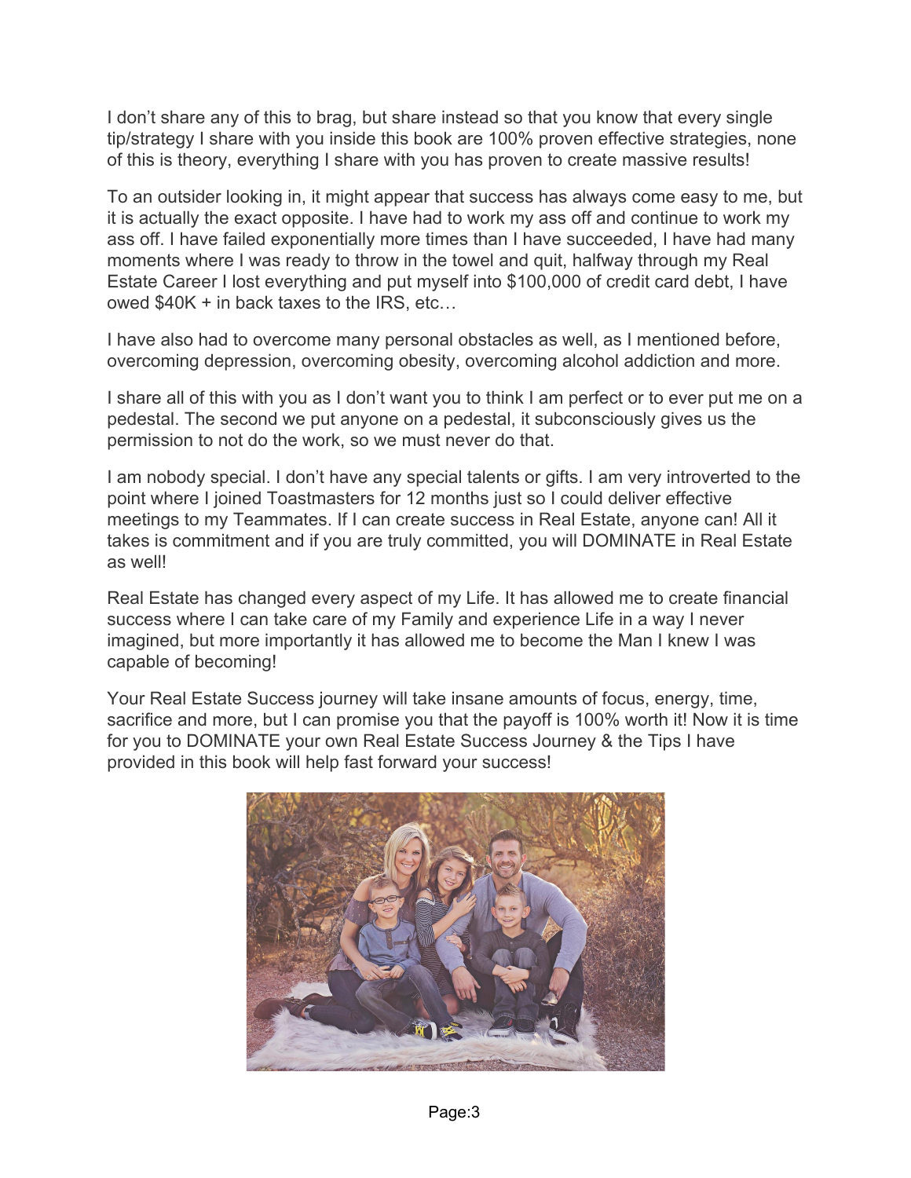I don't share any of this to brag, but share instead so that you know that every single tip/strategy I share with you inside this book are 100% proven effective strategies, none of this is theory, everything I share with you has proven to create massive results!

To an outsider looking in, it might appear that success has always come easy to me, but it is actually the exact opposite. I have had to work my ass off and continue to work my ass off. I have failed exponentially more times than I have succeeded, I have had many moments where I was ready to throw in the towel and quit, halfway through my Real Estate Career I lost everything and put myself into $100,000 of credit card debt, I have owed $40K + in back taxes to the IRS, etc…

I have also had to overcome many personal obstacles as well, as I mentioned before, overcoming depression, overcoming obesity, overcoming alcohol addiction and more.

I share all of this with you as I don't want you to think I am perfect or to ever put me on a pedestal. The second we put anyone on a pedestal, it subconsciously gives us the permission to not do the work, so we must never do that.

I am nobody special. I don't have any special talents or gifts. I am very introverted to the point where I joined Toastmasters for 12 months just so I could deliver effective meetings to my Teammates. If I can create success in Real Estate, anyone can! All it takes is commitment and if you are truly committed, you will DOMINATE in Real Estate as well!

Real Estate has changed every aspect of my Life. It has allowed me to create financial success where I can take care of my Family and experience Life in a way I never imagined, but more importantly it has allowed me to become the Man I knew I was capable of becoming!

Your Real Estate Success journey will take insane amounts of focus, energy, time, sacrifice and more, but I can promise you that the payoff is 100% worth it! Now it is time for you to DOMINATE your own Real Estate Success Journey & the Tips I have provided in this book will help fast forward your success!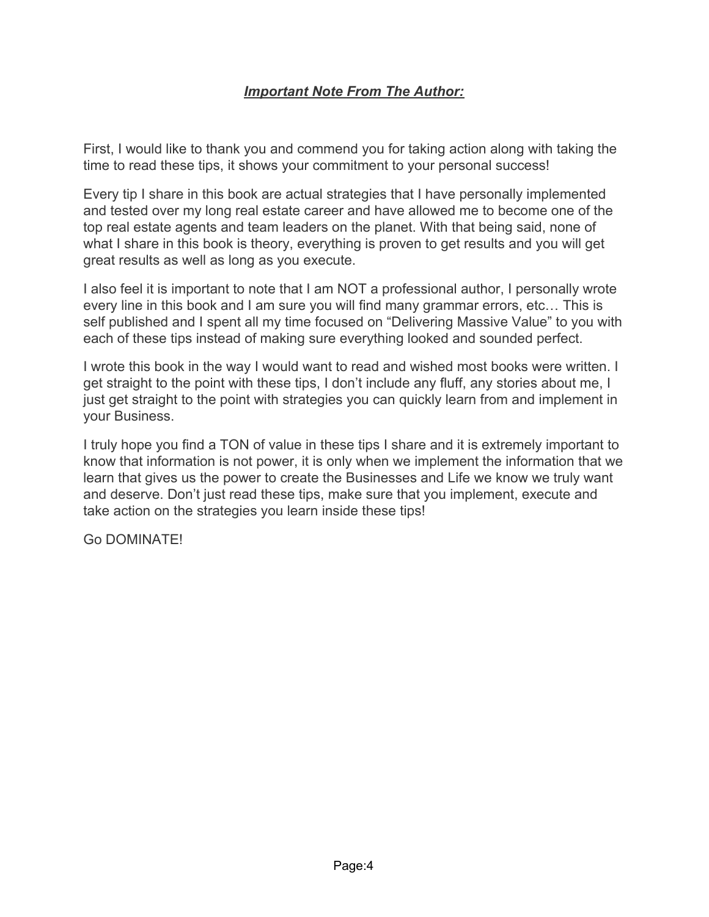## ***Important Note From The Author:***

First, I would like to thank you and commend you for taking action along with taking the time to read these tips, it shows your commitment to your personal success!

Every tip I share in this book are actual strategies that I have personally implemented and tested over my long real estate career and have allowed me to become one of the top real estate agents and team leaders on the planet. With that being said, none of what I share in this book is theory, everything is proven to get results and you will get great results as well as long as you execute.

I also feel it is important to note that I am NOT a professional author, I personally wrote every line in this book and I am sure you will find many grammar errors, etc… This is self published and I spent all my time focused on "Delivering Massive Value" to you with each of these tips instead of making sure everything looked and sounded perfect.

I wrote this book in the way I would want to read and wished most books were written. I get straight to the point with these tips, I don't include any fluff, any stories about me, I just get straight to the point with strategies you can quickly learn from and implement in your Business.

I truly hope you find a TON of value in these tips I share and it is extremely important to know that information is not power, it is only when we implement the information that we learn that gives us the power to create the Businesses and Life we know we truly want and deserve. Don't just read these tips, make sure that you implement, execute and take action on the strategies you learn inside these tips!

Go DOMINATE!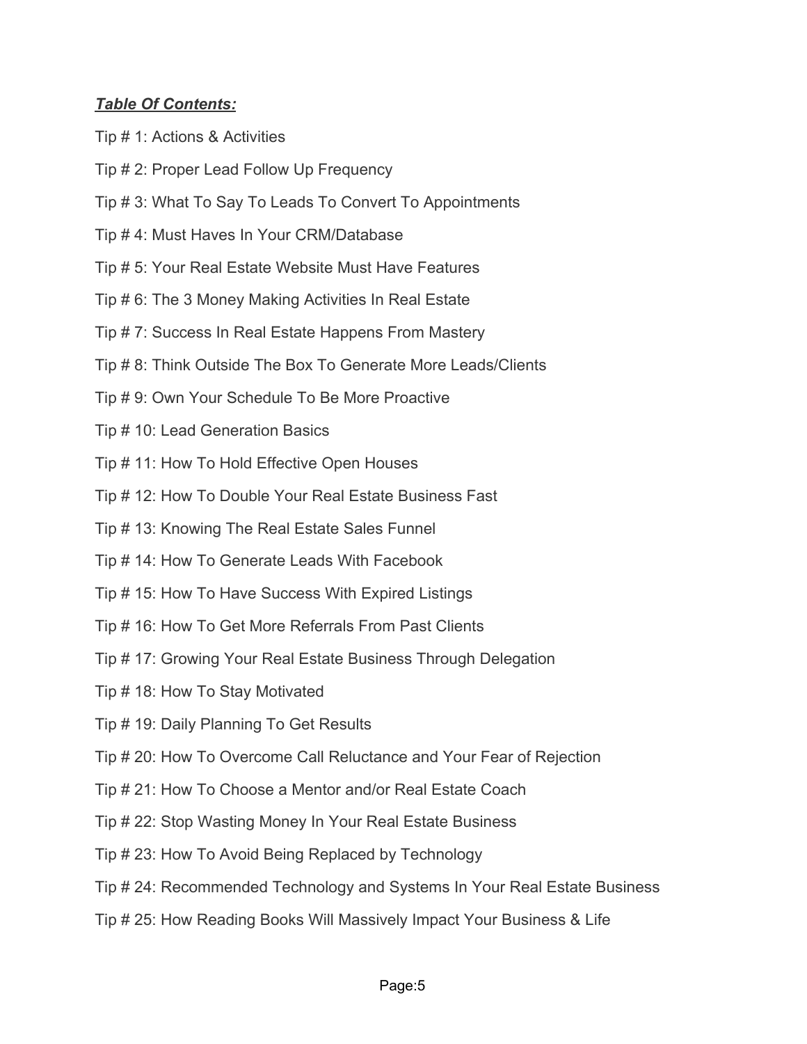***Table Of Contents:***

Tip # 1: Actions & Activities

Tip # 2: Proper Lead Follow Up Frequency

Tip # 3: What To Say To Leads To Convert To Appointments

Tip # 4: Must Haves In Your CRM/Database

Tip # 5: Your Real Estate Website Must Have Features

Tip # 6: The 3 Money Making Activities In Real Estate

Tip # 7: Success In Real Estate Happens From Mastery

Tip # 8: Think Outside The Box To Generate More Leads/Clients

Tip # 9: Own Your Schedule To Be More Proactive

Tip # 10: Lead Generation Basics

Tip # 11: How To Hold Effective Open Houses

Tip # 12: How To Double Your Real Estate Business Fast

Tip # 13: Knowing The Real Estate Sales Funnel

Tip # 14: How To Generate Leads With Facebook

Tip # 15: How To Have Success With Expired Listings

Tip # 16: How To Get More Referrals From Past Clients

Tip # 17: Growing Your Real Estate Business Through Delegation

Tip # 18: How To Stay Motivated

Tip # 19: Daily Planning To Get Results

Tip # 20: How To Overcome Call Reluctance and Your Fear of Rejection

Tip # 21: How To Choose a Mentor and/or Real Estate Coach

Tip # 22: Stop Wasting Money In Your Real Estate Business

Tip # 23: How To Avoid Being Replaced by Technology

Tip # 24: Recommended Technology and Systems In Your Real Estate Business

Tip # 25: How Reading Books Will Massively Impact Your Business & Life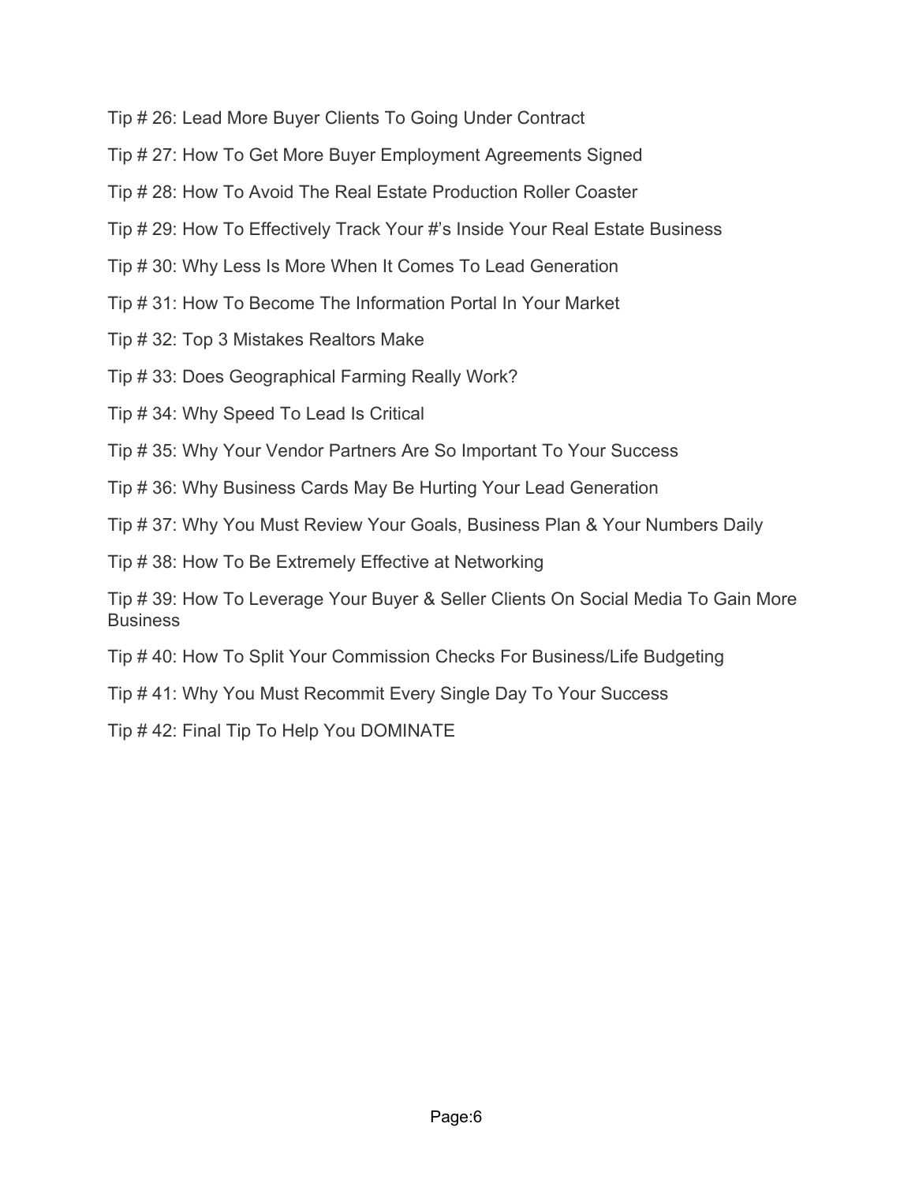Tip # 26: Lead More Buyer Clients To Going Under Contract

Tip # 27: How To Get More Buyer Employment Agreements Signed

Tip # 28: How To Avoid The Real Estate Production Roller Coaster

Tip # 29: How To Effectively Track Your #'s Inside Your Real Estate Business

Tip # 30: Why Less Is More When It Comes To Lead Generation

Tip # 31: How To Become The Information Portal In Your Market

Tip # 32: Top 3 Mistakes Realtors Make

Tip # 33: Does Geographical Farming Really Work?

Tip # 34: Why Speed To Lead Is Critical

Tip # 35: Why Your Vendor Partners Are So Important To Your Success

Tip # 36: Why Business Cards May Be Hurting Your Lead Generation

Tip # 37: Why You Must Review Your Goals, Business Plan & Your Numbers Daily

Tip # 38: How To Be Extremely Effective at Networking

Tip # 39: How To Leverage Your Buyer & Seller Clients On Social Media To Gain More Business

Tip # 40: How To Split Your Commission Checks For Business/Life Budgeting

Tip # 41: Why You Must Recommit Every Single Day To Your Success

Tip # 42: Final Tip To Help You DOMINATE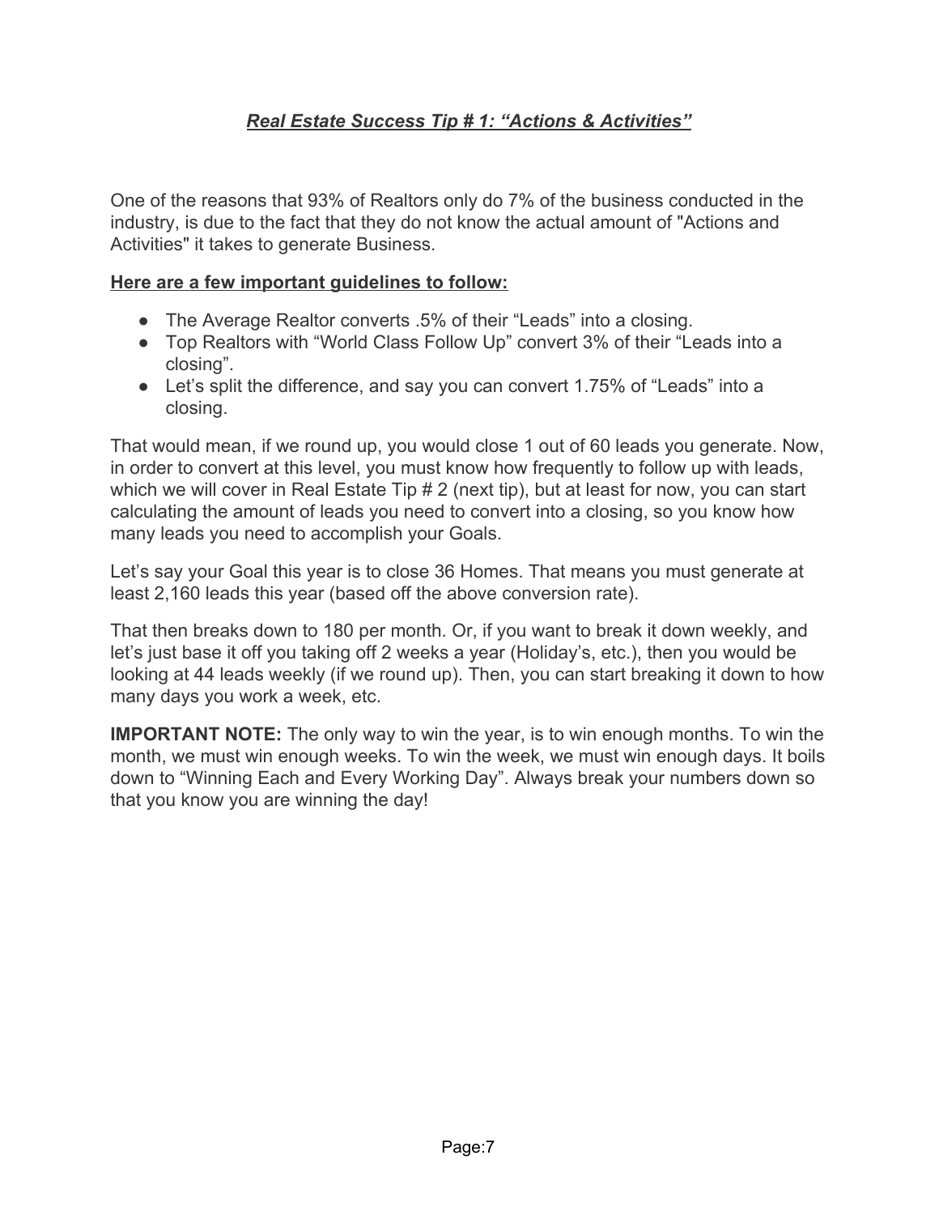## ***Real Estate Success Tip # 1: "Actions & Activities"***

One of the reasons that 93% of Realtors only do 7% of the business conducted in the industry, is due to the fact that they do not know the actual amount of "Actions and Activities" it takes to generate Business.

**Here are a few important guidelines to follow:**

- The Average Realtor converts .5% of their "Leads" into a closing.
- Top Realtors with "World Class Follow Up" convert 3% of their "Leads into a closing".
- Let's split the difference, and say you can convert 1.75% of "Leads" into a closing.

That would mean, if we round up, you would close 1 out of 60 leads you generate. Now, in order to convert at this level, you must know how frequently to follow up with leads, which we will cover in Real Estate Tip # 2 (next tip), but at least for now, you can start calculating the amount of leads you need to convert into a closing, so you know how many leads you need to accomplish your Goals.

Let's say your Goal this year is to close 36 Homes. That means you must generate at least 2,160 leads this year (based off the above conversion rate).

That then breaks down to 180 per month. Or, if you want to break it down weekly, and let's just base it off you taking off 2 weeks a year (Holiday's, etc.), then you would be looking at 44 leads weekly (if we round up). Then, you can start breaking it down to how many days you work a week, etc.

**IMPORTANT NOTE:** The only way to win the year, is to win enough months. To win the month, we must win enough weeks. To win the week, we must win enough days. It boils down to "Winning Each and Every Working Day". Always break your numbers down so that you know you are winning the day!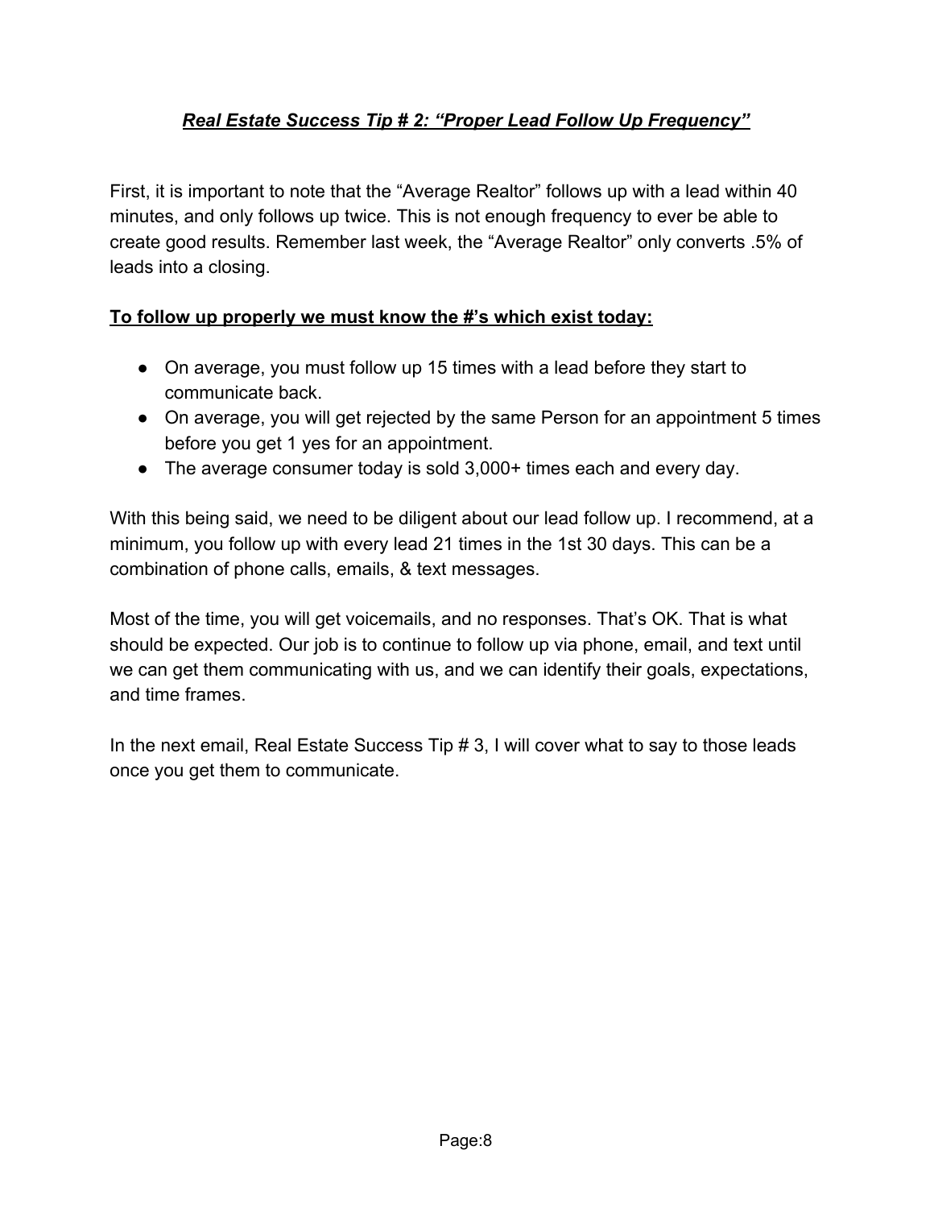## ***Real Estate Success Tip # 2: "Proper Lead Follow Up Frequency"***

First, it is important to note that the "Average Realtor" follows up with a lead within 40 minutes, and only follows up twice. This is not enough frequency to ever be able to create good results. Remember last week, the "Average Realtor" only converts .5% of leads into a closing.

**To follow up properly we must know the #'s which exist today:**

- On average, you must follow up 15 times with a lead before they start to communicate back.
- On average, you will get rejected by the same Person for an appointment 5 times before you get 1 yes for an appointment.
- The average consumer today is sold 3,000+ times each and every day.

With this being said, we need to be diligent about our lead follow up. I recommend, at a minimum, you follow up with every lead 21 times in the 1st 30 days. This can be a combination of phone calls, emails, & text messages.

Most of the time, you will get voicemails, and no responses. That's OK. That is what should be expected. Our job is to continue to follow up via phone, email, and text until we can get them communicating with us, and we can identify their goals, expectations, and time frames.

In the next email, Real Estate Success Tip # 3, I will cover what to say to those leads once you get them to communicate.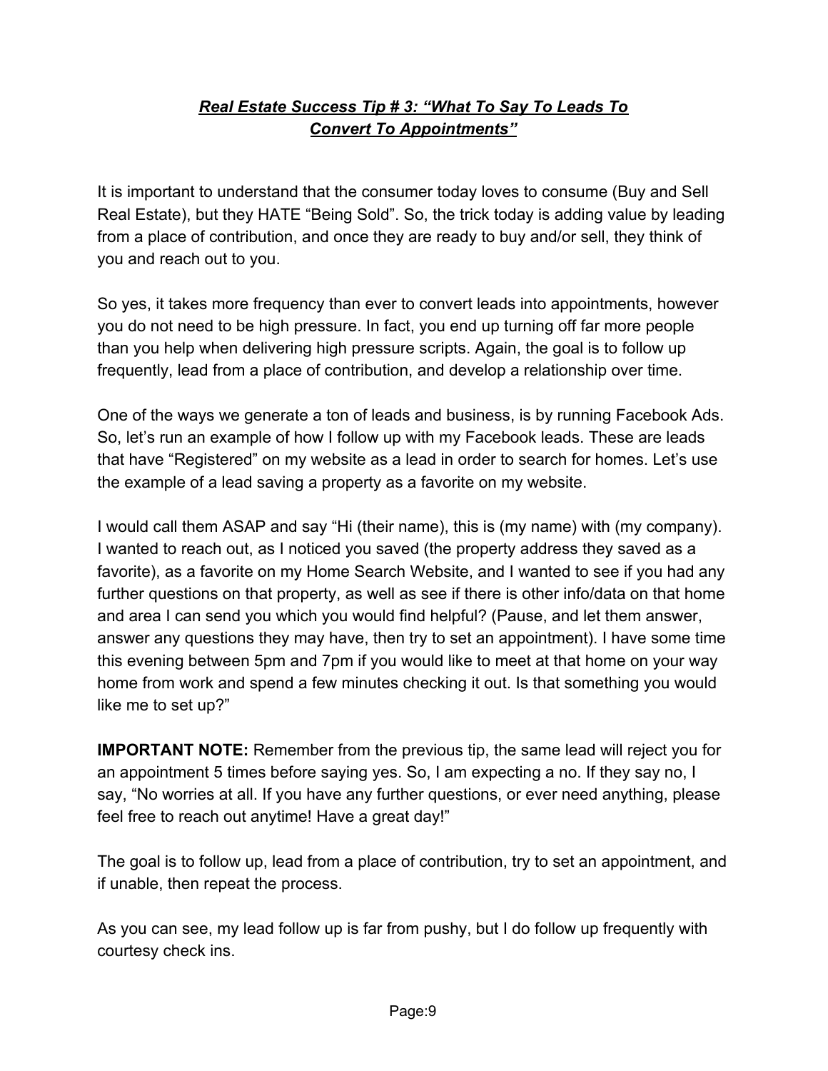## ***Real Estate Success Tip # 3: "What To Say To Leads To Convert To Appointments"***

It is important to understand that the consumer today loves to consume (Buy and Sell Real Estate), but they HATE "Being Sold". So, the trick today is adding value by leading from a place of contribution, and once they are ready to buy and/or sell, they think of you and reach out to you.

So yes, it takes more frequency than ever to convert leads into appointments, however you do not need to be high pressure. In fact, you end up turning off far more people than you help when delivering high pressure scripts. Again, the goal is to follow up frequently, lead from a place of contribution, and develop a relationship over time.

One of the ways we generate a ton of leads and business, is by running Facebook Ads. So, let's run an example of how I follow up with my Facebook leads. These are leads that have "Registered" on my website as a lead in order to search for homes. Let's use the example of a lead saving a property as a favorite on my website.

I would call them ASAP and say "Hi (their name), this is (my name) with (my company). I wanted to reach out, as I noticed you saved (the property address they saved as a favorite), as a favorite on my Home Search Website, and I wanted to see if you had any further questions on that property, as well as see if there is other info/data on that home and area I can send you which you would find helpful? (Pause, and let them answer, answer any questions they may have, then try to set an appointment). I have some time this evening between 5pm and 7pm if you would like to meet at that home on your way home from work and spend a few minutes checking it out. Is that something you would like me to set up?"

**IMPORTANT NOTE:** Remember from the previous tip, the same lead will reject you for an appointment 5 times before saying yes. So, I am expecting a no. If they say no, I say, "No worries at all. If you have any further questions, or ever need anything, please feel free to reach out anytime! Have a great day!"

The goal is to follow up, lead from a place of contribution, try to set an appointment, and if unable, then repeat the process.

As you can see, my lead follow up is far from pushy, but I do follow up frequently with courtesy check ins.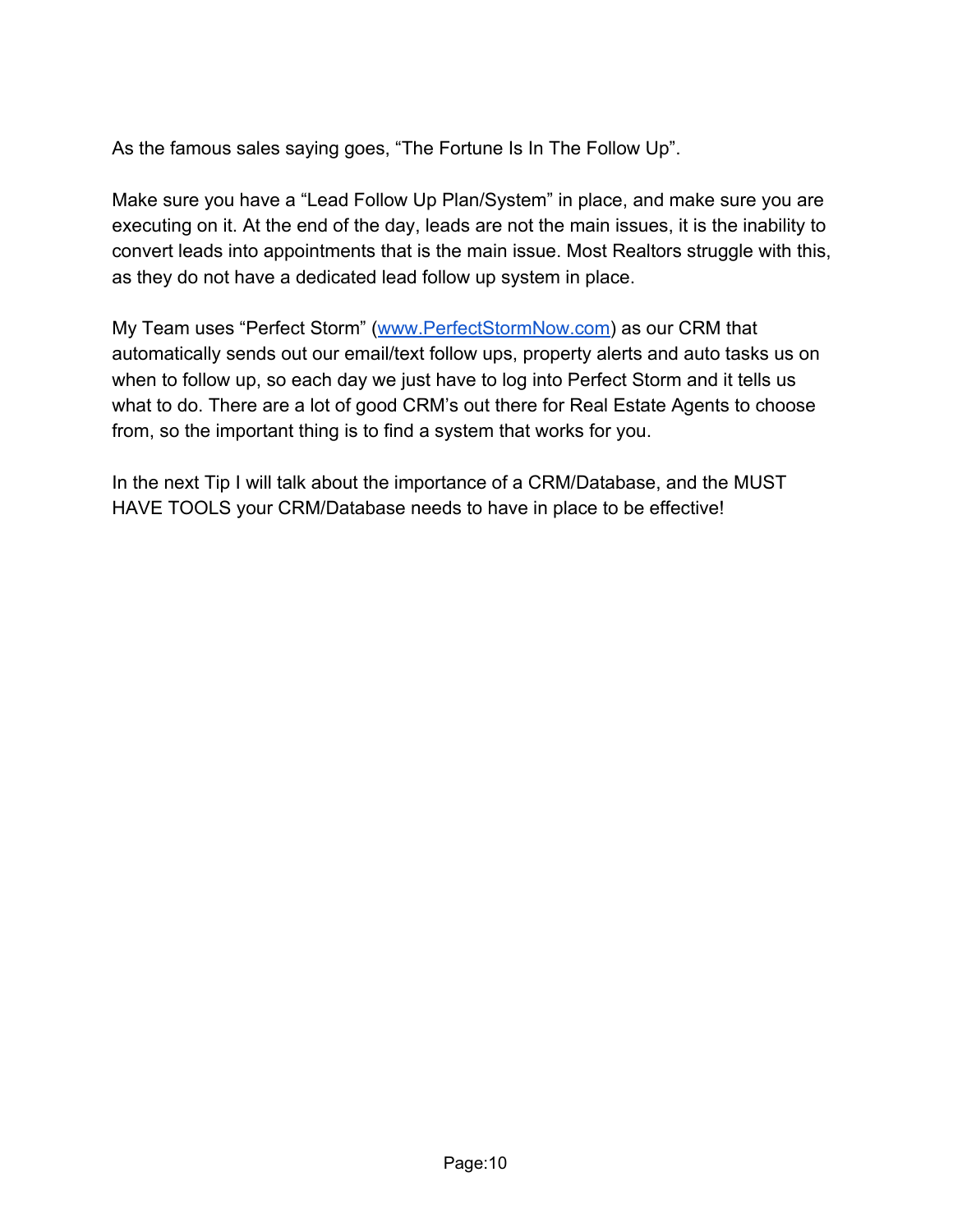As the famous sales saying goes, “The Fortune Is In The Follow Up”.

Make sure you have a “Lead Follow Up Plan/System” in place, and make sure you are executing on it. At the end of the day, leads are not the main issues, it is the inability to convert leads into appointments that is the main issue. Most Realtors struggle with this, as they do not have a dedicated lead follow up system in place.

My Team uses “Perfect Storm” ([www.PerfectStormNow.com](http://www.PerfectStormNow.com)) as our CRM that automatically sends out our email/text follow ups, property alerts and auto tasks us on when to follow up, so each day we just have to log into Perfect Storm and it tells us what to do. There are a lot of good CRM’s out there for Real Estate Agents to choose from, so the important thing is to find a system that works for you.

In the next Tip I will talk about the importance of a CRM/Database, and the MUST HAVE TOOLS your CRM/Database needs to have in place to be effective!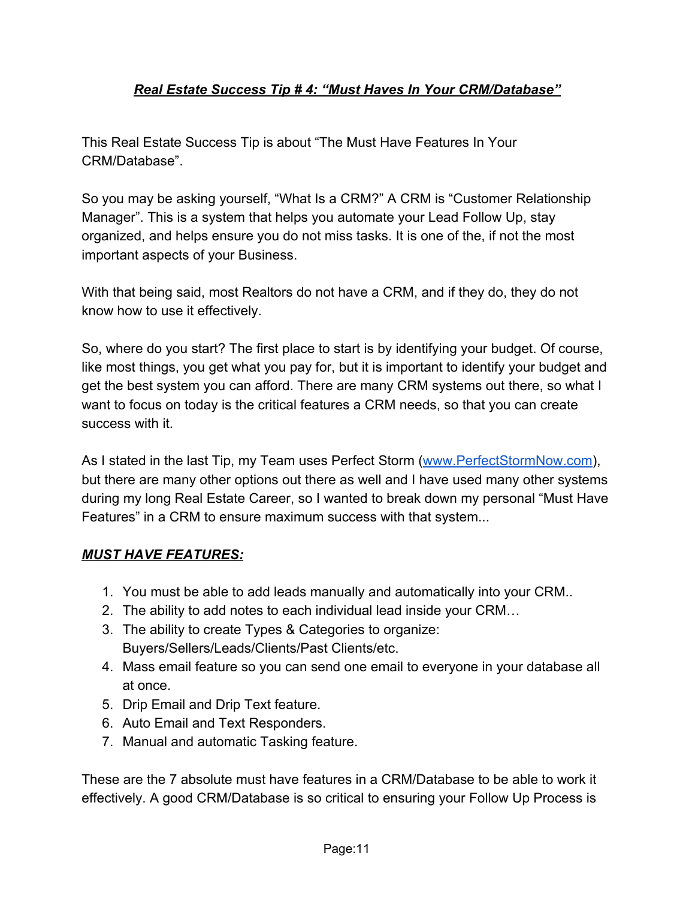## ***Real Estate Success Tip # 4: "Must Haves In Your CRM/Database"***

This Real Estate Success Tip is about "The Must Have Features In Your CRM/Database".

So you may be asking yourself, "What Is a CRM?" A CRM is "Customer Relationship Manager". This is a system that helps you automate your Lead Follow Up, stay organized, and helps ensure you do not miss tasks. It is one of the, if not the most important aspects of your Business.

With that being said, most Realtors do not have a CRM, and if they do, they do not know how to use it effectively.

So, where do you start? The first place to start is by identifying your budget. Of course, like most things, you get what you pay for, but it is important to identify your budget and get the best system you can afford. There are many CRM systems out there, so what I want to focus on today is the critical features a CRM needs, so that you can create success with it.

As I stated in the last Tip, my Team uses Perfect Storm ([www.PerfectStormNow.com](http://www.PerfectStormNow.com)), but there are many other options out there as well and I have used many other systems during my long Real Estate Career, so I wanted to break down my personal "Must Have Features" in a CRM to ensure maximum success with that system...

***MUST HAVE FEATURES:***

1. You must be able to add leads manually and automatically into your CRM..
2. The ability to add notes to each individual lead inside your CRM…
3. The ability to create Types & Categories to organize: Buyers/Sellers/Leads/Clients/Past Clients/etc.
4. Mass email feature so you can send one email to everyone in your database all at once.
5. Drip Email and Drip Text feature.
6. Auto Email and Text Responders.
7. Manual and automatic Tasking feature.

These are the 7 absolute must have features in a CRM/Database to be able to work it effectively. A good CRM/Database is so critical to ensuring your Follow Up Process is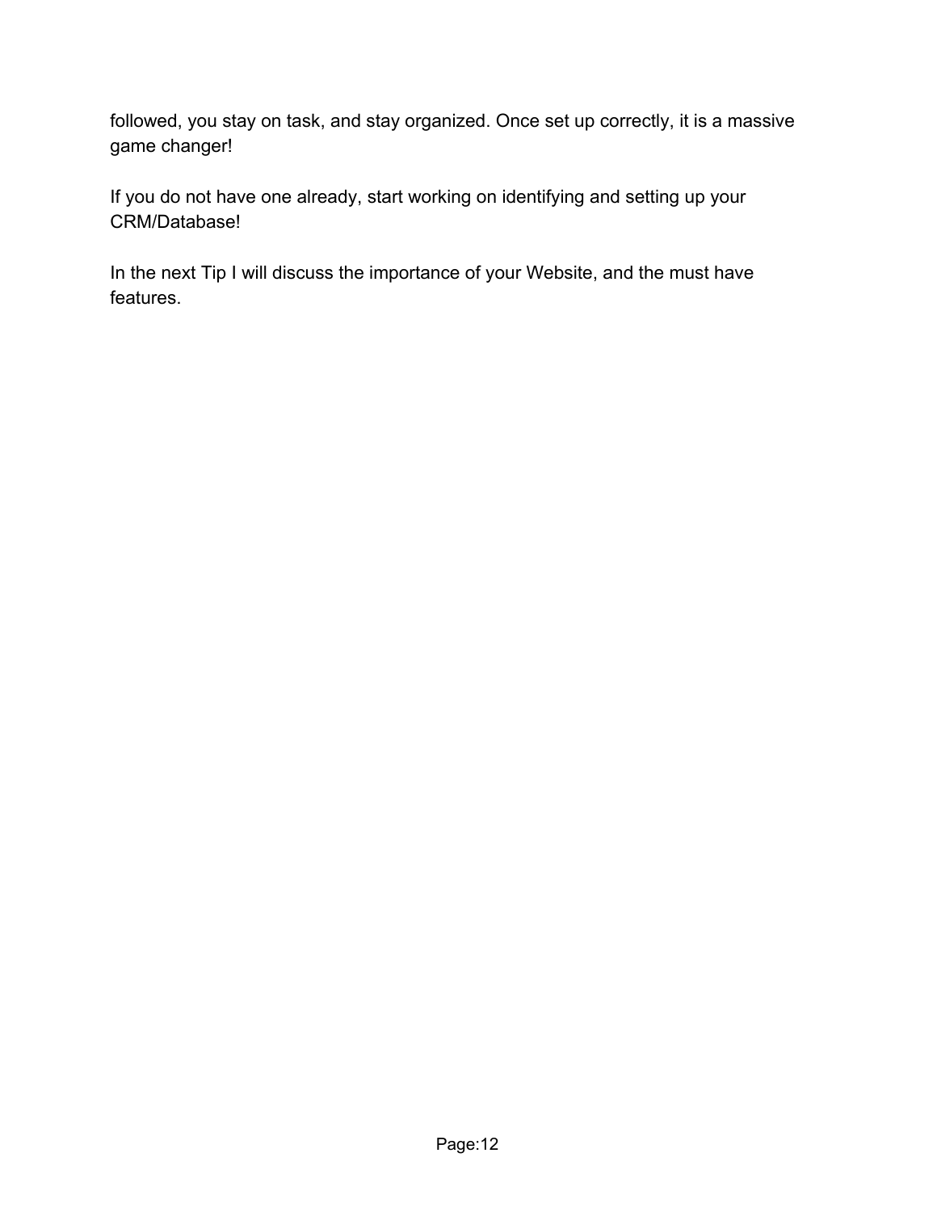followed, you stay on task, and stay organized. Once set up correctly, it is a massive game changer!

If you do not have one already, start working on identifying and setting up your CRM/Database!

In the next Tip I will discuss the importance of your Website, and the must have features.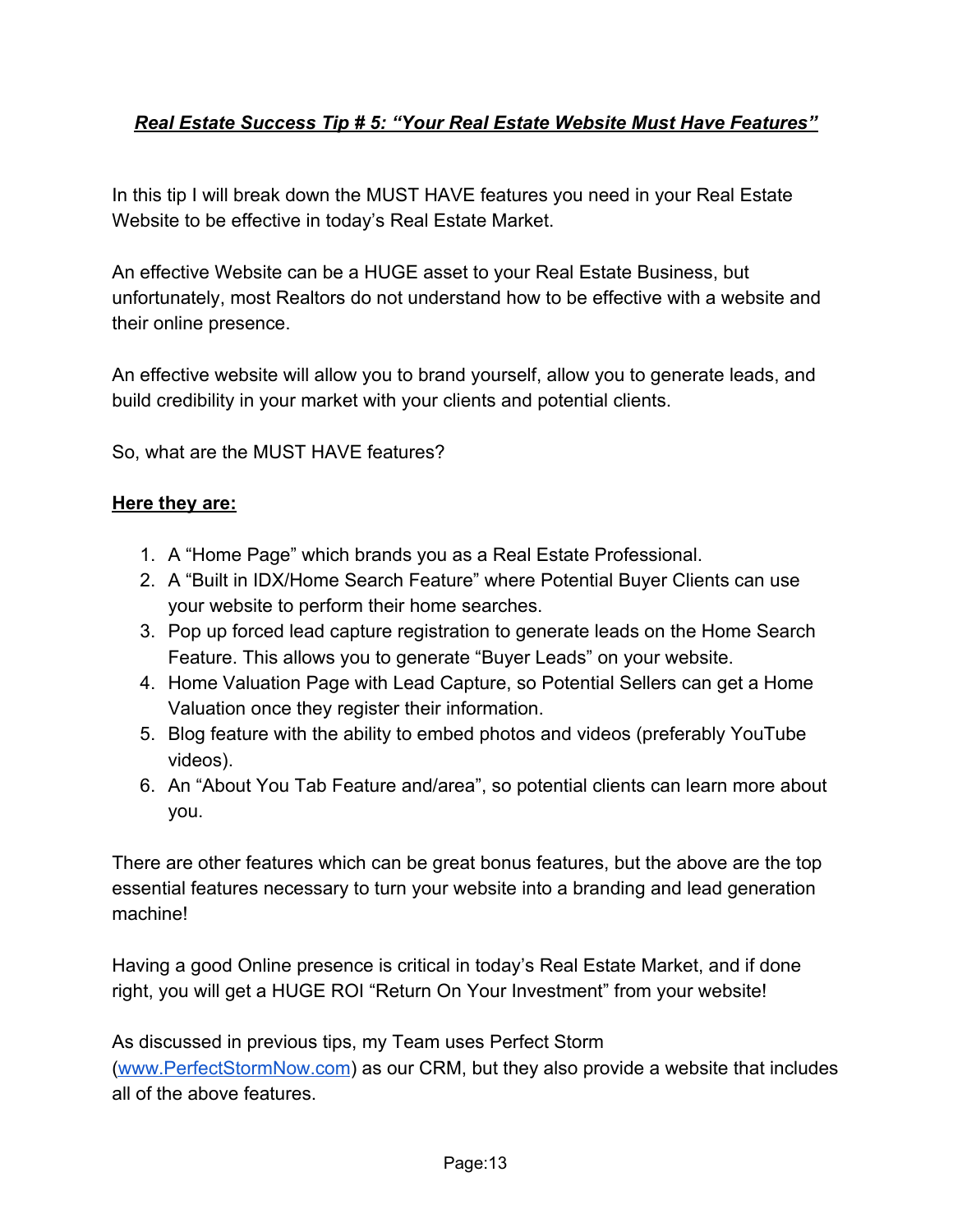## ***Real Estate Success Tip # 5: "Your Real Estate Website Must Have Features"***

In this tip I will break down the MUST HAVE features you need in your Real Estate Website to be effective in today's Real Estate Market.

An effective Website can be a HUGE asset to your Real Estate Business, but unfortunately, most Realtors do not understand how to be effective with a website and their online presence.

An effective website will allow you to brand yourself, allow you to generate leads, and build credibility in your market with your clients and potential clients.

So, what are the MUST HAVE features?

**Here they are:**

1. A "Home Page" which brands you as a Real Estate Professional.
2. A "Built in IDX/Home Search Feature" where Potential Buyer Clients can use your website to perform their home searches.
3. Pop up forced lead capture registration to generate leads on the Home Search Feature. This allows you to generate "Buyer Leads" on your website.
4. Home Valuation Page with Lead Capture, so Potential Sellers can get a Home Valuation once they register their information.
5. Blog feature with the ability to embed photos and videos (preferably YouTube videos).
6. An "About You Tab Feature and/area", so potential clients can learn more about you.

There are other features which can be great bonus features, but the above are the top essential features necessary to turn your website into a branding and lead generation machine!

Having a good Online presence is critical in today's Real Estate Market, and if done right, you will get a HUGE ROI "Return On Your Investment" from your website!

As discussed in previous tips, my Team uses Perfect Storm ([www.PerfectStormNow.com](http://www.PerfectStormNow.com)) as our CRM, but they also provide a website that includes all of the above features.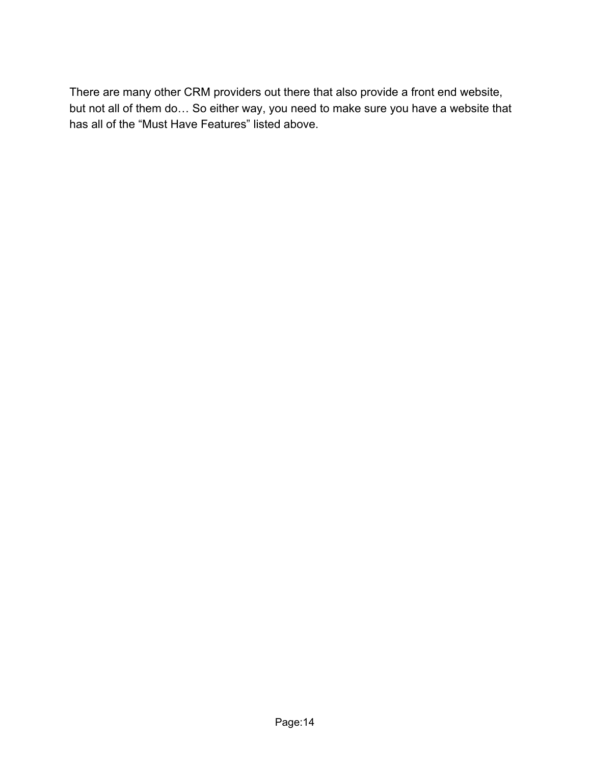There are many other CRM providers out there that also provide a front end website, but not all of them do… So either way, you need to make sure you have a website that has all of the “Must Have Features” listed above.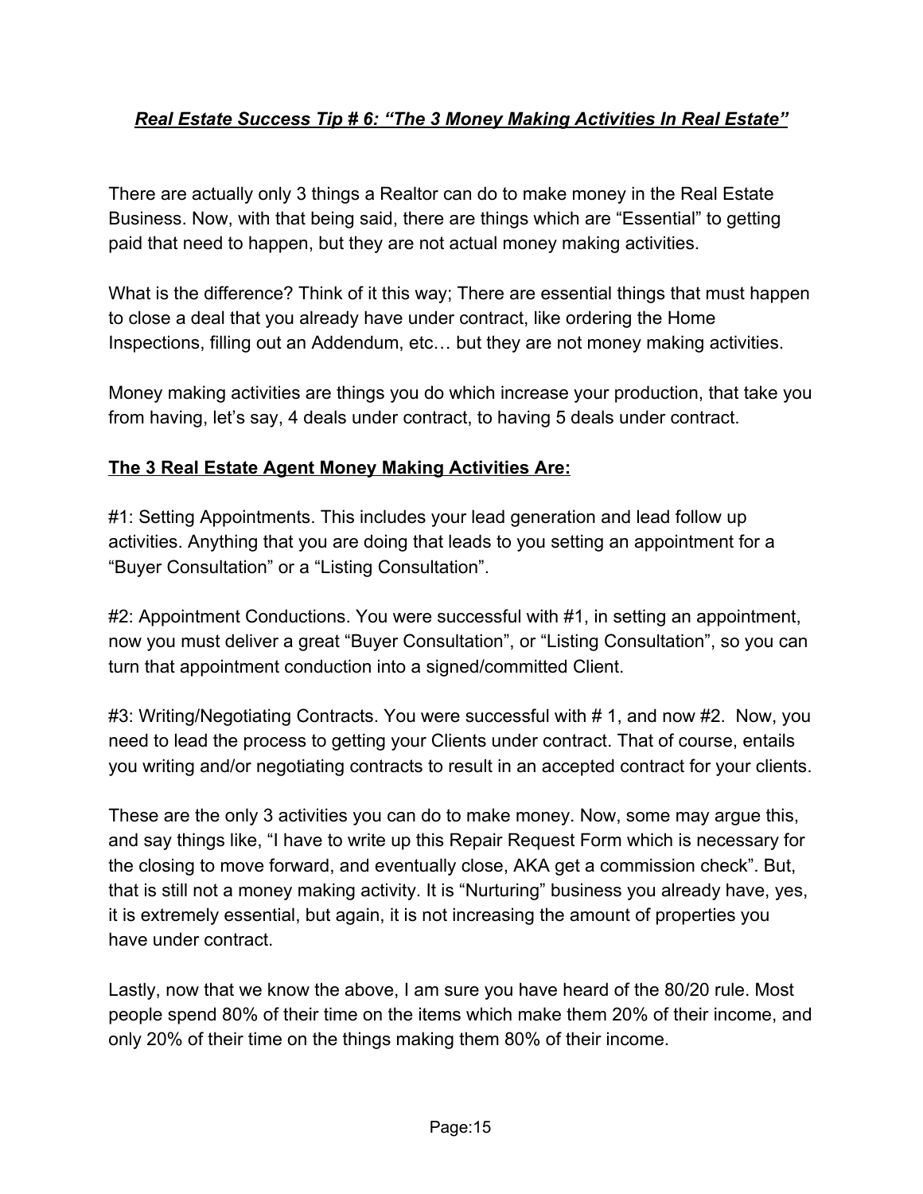## ***Real Estate Success Tip # 6: "The 3 Money Making Activities In Real Estate"***

There are actually only 3 things a Realtor can do to make money in the Real Estate Business. Now, with that being said, there are things which are "Essential" to getting paid that need to happen, but they are not actual money making activities.

What is the difference? Think of it this way; There are essential things that must happen to close a deal that you already have under contract, like ordering the Home Inspections, filling out an Addendum, etc… but they are not money making activities.

Money making activities are things you do which increase your production, that take you from having, let's say, 4 deals under contract, to having 5 deals under contract.

**The 3 Real Estate Agent Money Making Activities Are:**

#1: Setting Appointments. This includes your lead generation and lead follow up activities. Anything that you are doing that leads to you setting an appointment for a "Buyer Consultation" or a "Listing Consultation".

#2: Appointment Conductions. You were successful with #1, in setting an appointment, now you must deliver a great "Buyer Consultation", or "Listing Consultation", so you can turn that appointment conduction into a signed/committed Client.

#3: Writing/Negotiating Contracts. You were successful with # 1, and now #2. Now, you need to lead the process to getting your Clients under contract. That of course, entails you writing and/or negotiating contracts to result in an accepted contract for your clients.

These are the only 3 activities you can do to make money. Now, some may argue this, and say things like, "I have to write up this Repair Request Form which is necessary for the closing to move forward, and eventually close, AKA get a commission check". But, that is still not a money making activity. It is "Nurturing" business you already have, yes, it is extremely essential, but again, it is not increasing the amount of properties you have under contract.

Lastly, now that we know the above, I am sure you have heard of the 80/20 rule. Most people spend 80% of their time on the items which make them 20% of their income, and only 20% of their time on the things making them 80% of their income.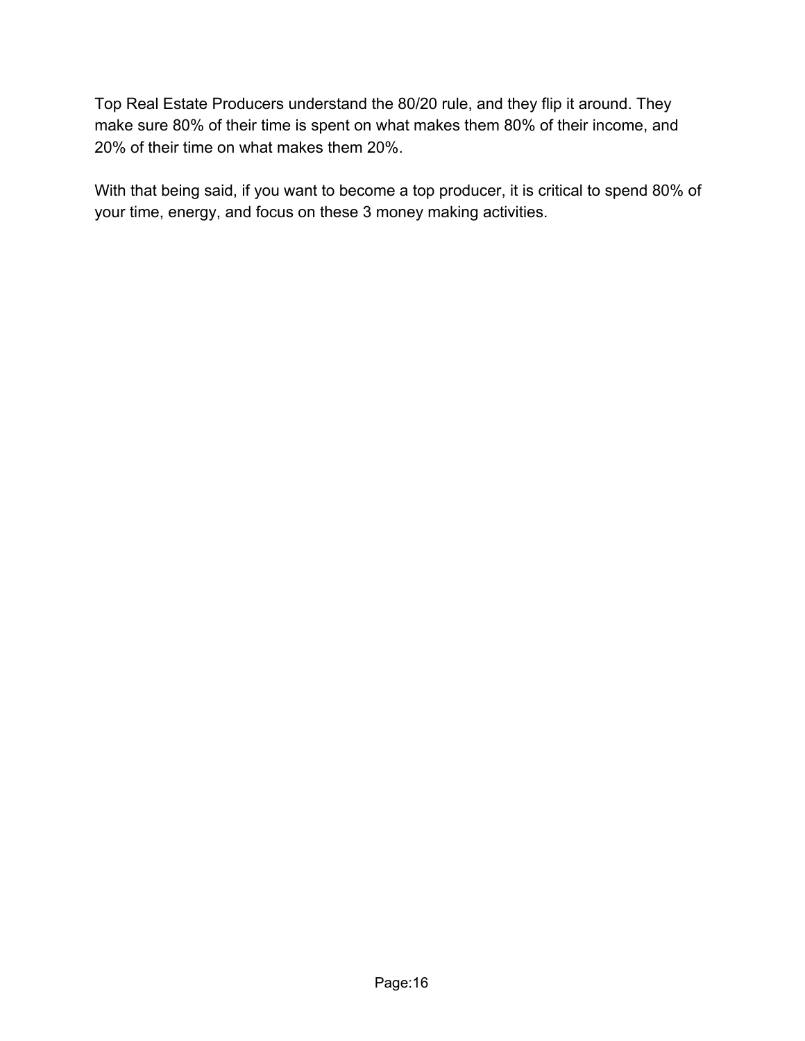Top Real Estate Producers understand the 80/20 rule, and they flip it around. They make sure 80% of their time is spent on what makes them 80% of their income, and 20% of their time on what makes them 20%.

With that being said, if you want to become a top producer, it is critical to spend 80% of your time, energy, and focus on these 3 money making activities.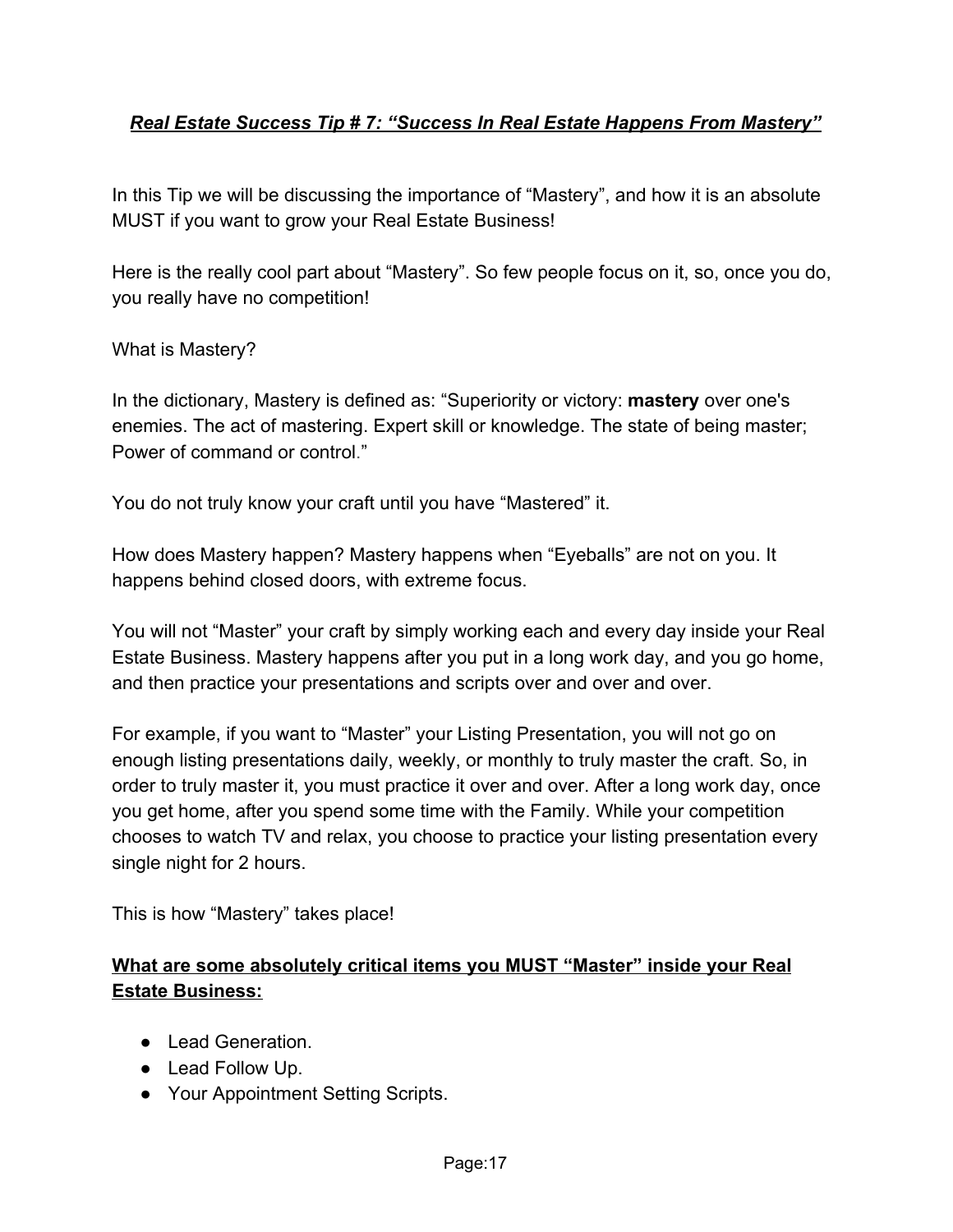## ***Real Estate Success Tip # 7: "Success In Real Estate Happens From Mastery"***

In this Tip we will be discussing the importance of "Mastery", and how it is an absolute MUST if you want to grow your Real Estate Business!

Here is the really cool part about "Mastery". So few people focus on it, so, once you do, you really have no competition!

What is Mastery?

In the dictionary, Mastery is defined as: "Superiority or victory: **mastery** over one's enemies. The act of mastering. Expert skill or knowledge. The state of being master; Power of command or control."

You do not truly know your craft until you have "Mastered" it.

How does Mastery happen? Mastery happens when "Eyeballs" are not on you. It happens behind closed doors, with extreme focus.

You will not "Master" your craft by simply working each and every day inside your Real Estate Business. Mastery happens after you put in a long work day, and you go home, and then practice your presentations and scripts over and over and over.

For example, if you want to "Master" your Listing Presentation, you will not go on enough listing presentations daily, weekly, or monthly to truly master the craft. So, in order to truly master it, you must practice it over and over. After a long work day, once you get home, after you spend some time with the Family. While your competition chooses to watch TV and relax, you choose to practice your listing presentation every single night for 2 hours.

This is how "Mastery" takes place!

**What are some absolutely critical items you MUST "Master" inside your Real Estate Business:**

- Lead Generation.
- Lead Follow Up.
- Your Appointment Setting Scripts.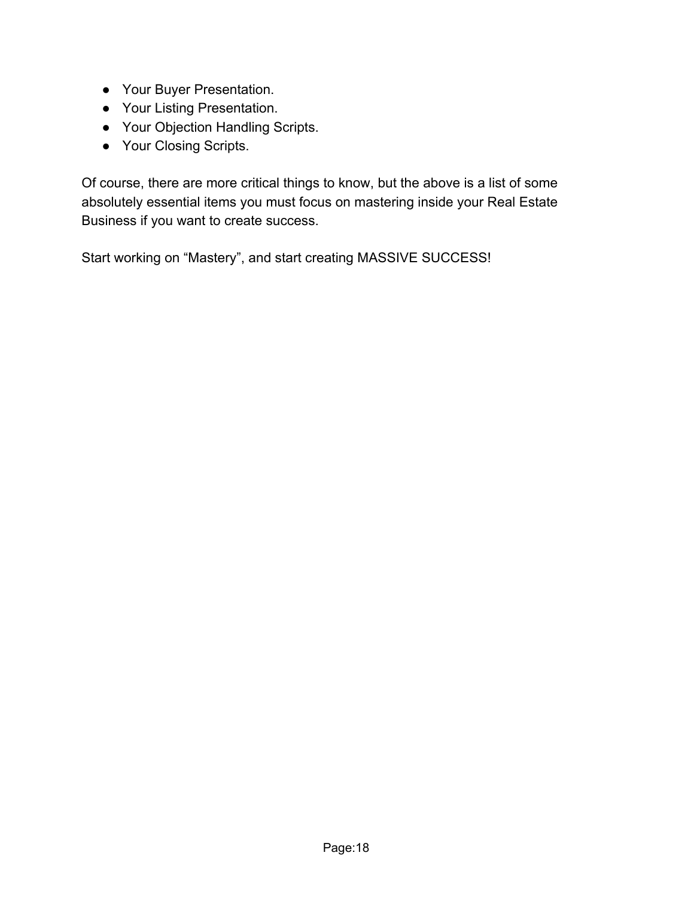- Your Buyer Presentation.
- Your Listing Presentation.
- Your Objection Handling Scripts.
- Your Closing Scripts.

Of course, there are more critical things to know, but the above is a list of some absolutely essential items you must focus on mastering inside your Real Estate Business if you want to create success.

Start working on “Mastery”, and start creating MASSIVE SUCCESS!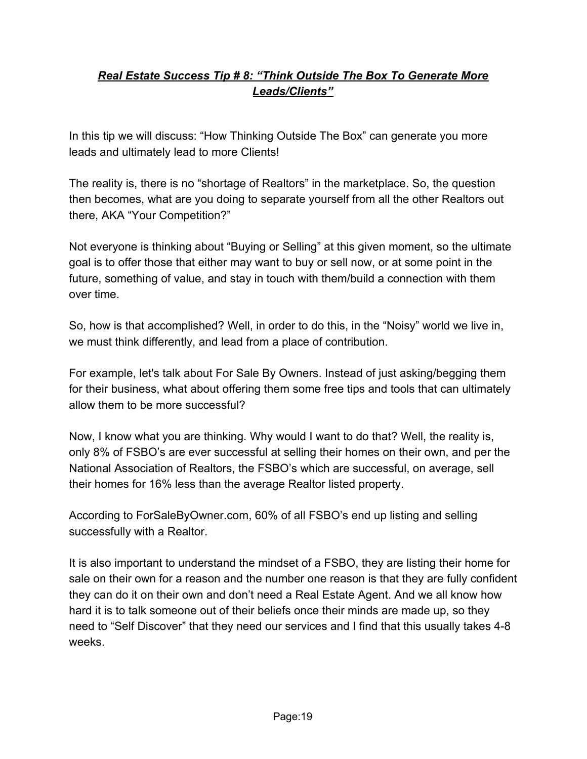## ***Real Estate Success Tip # 8: "Think Outside The Box To Generate More Leads/Clients"***

In this tip we will discuss: "How Thinking Outside The Box" can generate you more leads and ultimately lead to more Clients!

The reality is, there is no "shortage of Realtors" in the marketplace. So, the question then becomes, what are you doing to separate yourself from all the other Realtors out there, AKA "Your Competition?"

Not everyone is thinking about "Buying or Selling" at this given moment, so the ultimate goal is to offer those that either may want to buy or sell now, or at some point in the future, something of value, and stay in touch with them/build a connection with them over time.

So, how is that accomplished? Well, in order to do this, in the "Noisy" world we live in, we must think differently, and lead from a place of contribution.

For example, let's talk about For Sale By Owners. Instead of just asking/begging them for their business, what about offering them some free tips and tools that can ultimately allow them to be more successful?

Now, I know what you are thinking. Why would I want to do that? Well, the reality is, only 8% of FSBO's are ever successful at selling their homes on their own, and per the National Association of Realtors, the FSBO's which are successful, on average, sell their homes for 16% less than the average Realtor listed property.

According to ForSaleByOwner.com, 60% of all FSBO's end up listing and selling successfully with a Realtor.

It is also important to understand the mindset of a FSBO, they are listing their home for sale on their own for a reason and the number one reason is that they are fully confident they can do it on their own and don't need a Real Estate Agent. And we all know how hard it is to talk someone out of their beliefs once their minds are made up, so they need to "Self Discover" that they need our services and I find that this usually takes 4-8 weeks.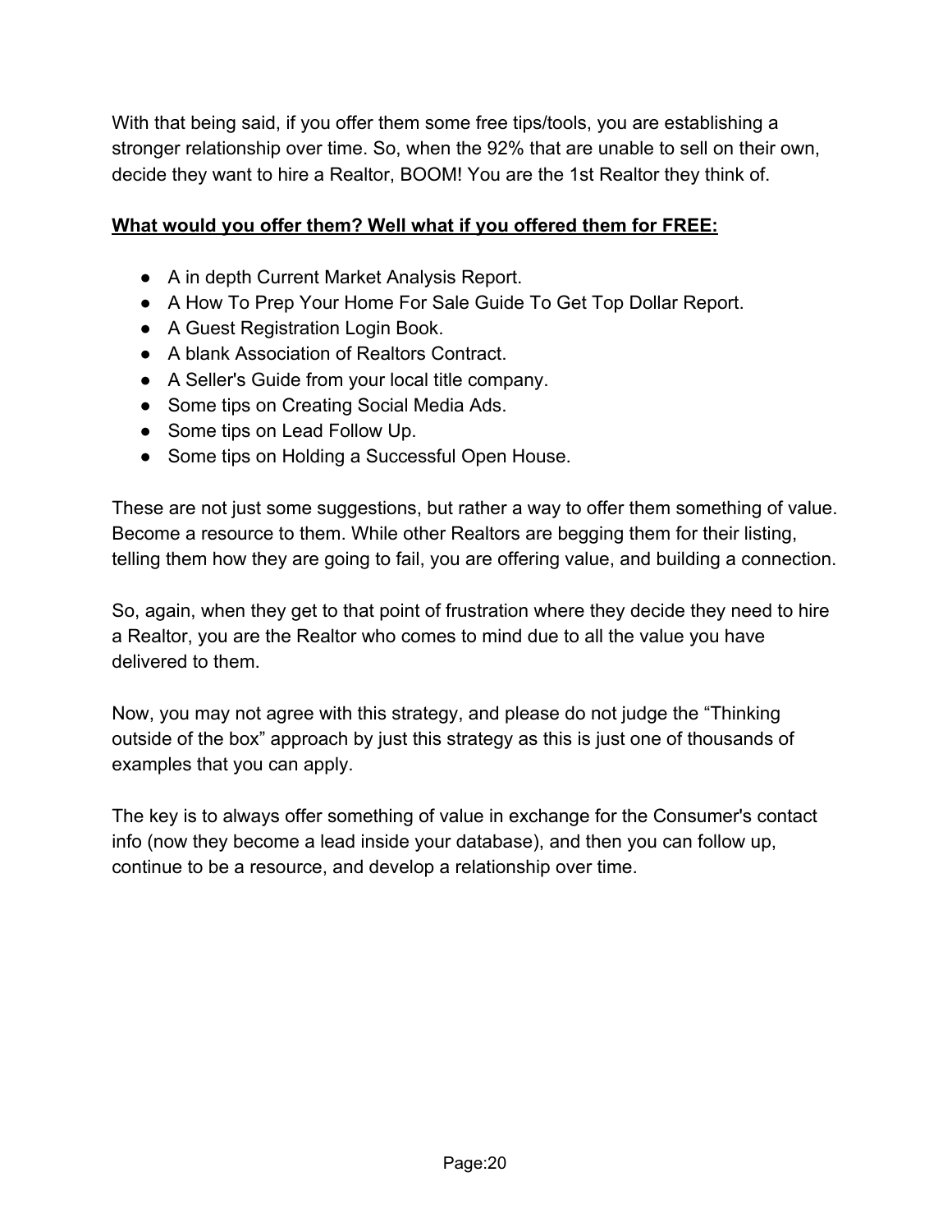With that being said, if you offer them some free tips/tools, you are establishing a stronger relationship over time. So, when the 92% that are unable to sell on their own, decide they want to hire a Realtor, BOOM! You are the 1st Realtor they think of.

**<u>What would you offer them? Well what if you offered them for FREE:</u>**

- A in depth Current Market Analysis Report.
- A How To Prep Your Home For Sale Guide To Get Top Dollar Report.
- A Guest Registration Login Book.
- A blank Association of Realtors Contract.
- A Seller's Guide from your local title company.
- Some tips on Creating Social Media Ads.
- Some tips on Lead Follow Up.
- Some tips on Holding a Successful Open House.

These are not just some suggestions, but rather a way to offer them something of value. Become a resource to them. While other Realtors are begging them for their listing, telling them how they are going to fail, you are offering value, and building a connection.

So, again, when they get to that point of frustration where they decide they need to hire a Realtor, you are the Realtor who comes to mind due to all the value you have delivered to them.

Now, you may not agree with this strategy, and please do not judge the "Thinking outside of the box" approach by just this strategy as this is just one of thousands of examples that you can apply.

The key is to always offer something of value in exchange for the Consumer's contact info (now they become a lead inside your database), and then you can follow up, continue to be a resource, and develop a relationship over time.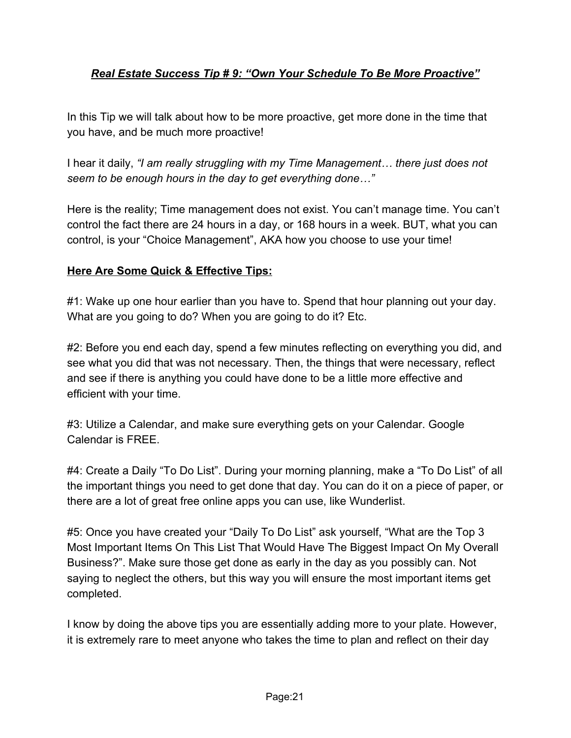## ***<u>Real Estate Success Tip # 9: "Own Your Schedule To Be More Proactive"</u>***

In this Tip we will talk about how to be more proactive, get more done in the time that you have, and be much more proactive!

I hear it daily, *"I am really struggling with my Time Management… there just does not seem to be enough hours in the day to get everything done…"*

Here is the reality; Time management does not exist. You can't manage time. You can't control the fact there are 24 hours in a day, or 168 hours in a week. BUT, what you can control, is your "Choice Management", AKA how you choose to use your time!

**<u>Here Are Some Quick & Effective Tips:</u>**

#1: Wake up one hour earlier than you have to. Spend that hour planning out your day. What are you going to do? When you are going to do it? Etc.

#2: Before you end each day, spend a few minutes reflecting on everything you did, and see what you did that was not necessary. Then, the things that were necessary, reflect and see if there is anything you could have done to be a little more effective and efficient with your time.

#3: Utilize a Calendar, and make sure everything gets on your Calendar. Google Calendar is FREE.

#4: Create a Daily "To Do List". During your morning planning, make a "To Do List" of all the important things you need to get done that day. You can do it on a piece of paper, or there are a lot of great free online apps you can use, like Wunderlist.

#5: Once you have created your "Daily To Do List" ask yourself, "What are the Top 3 Most Important Items On This List That Would Have The Biggest Impact On My Overall Business?". Make sure those get done as early in the day as you possibly can. Not saying to neglect the others, but this way you will ensure the most important items get completed.

I know by doing the above tips you are essentially adding more to your plate. However, it is extremely rare to meet anyone who takes the time to plan and reflect on their day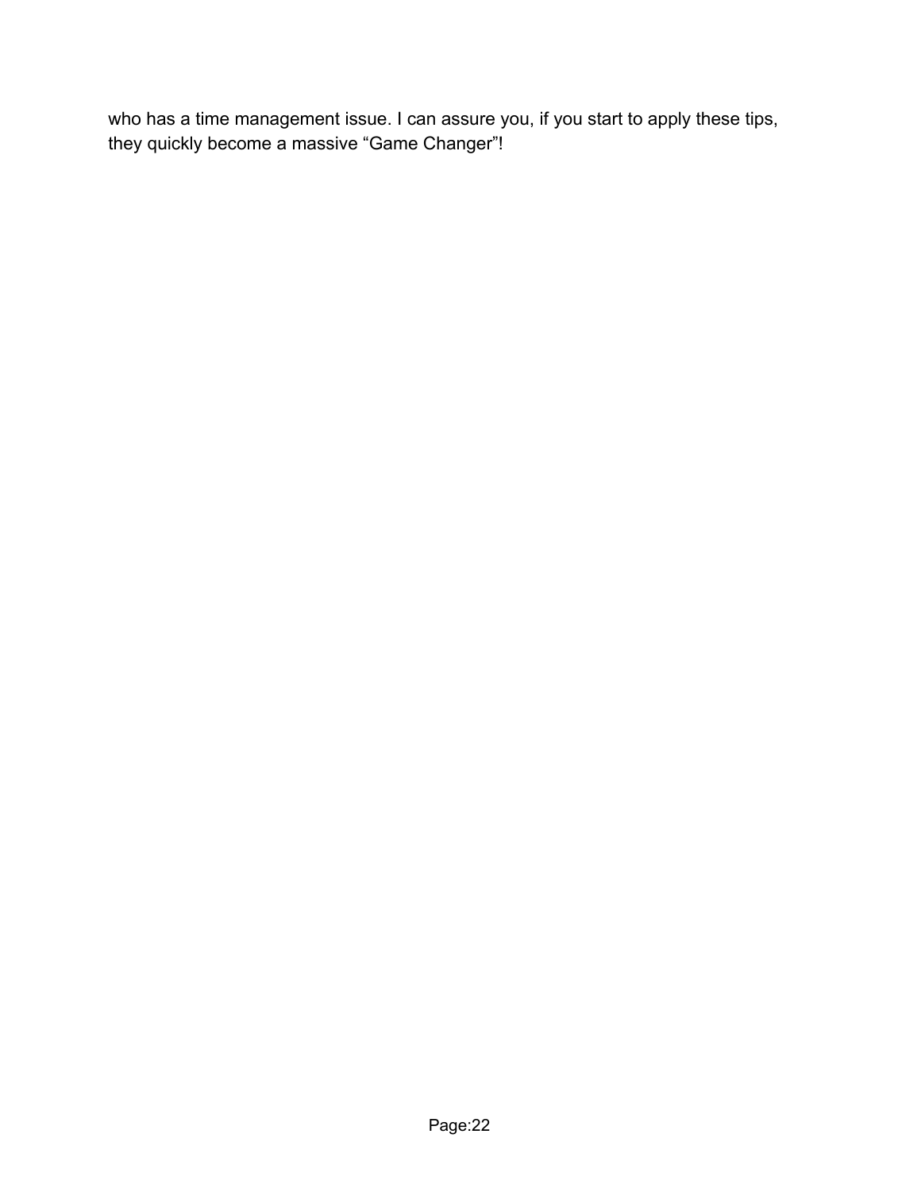who has a time management issue. I can assure you, if you start to apply these tips, they quickly become a massive “Game Changer”!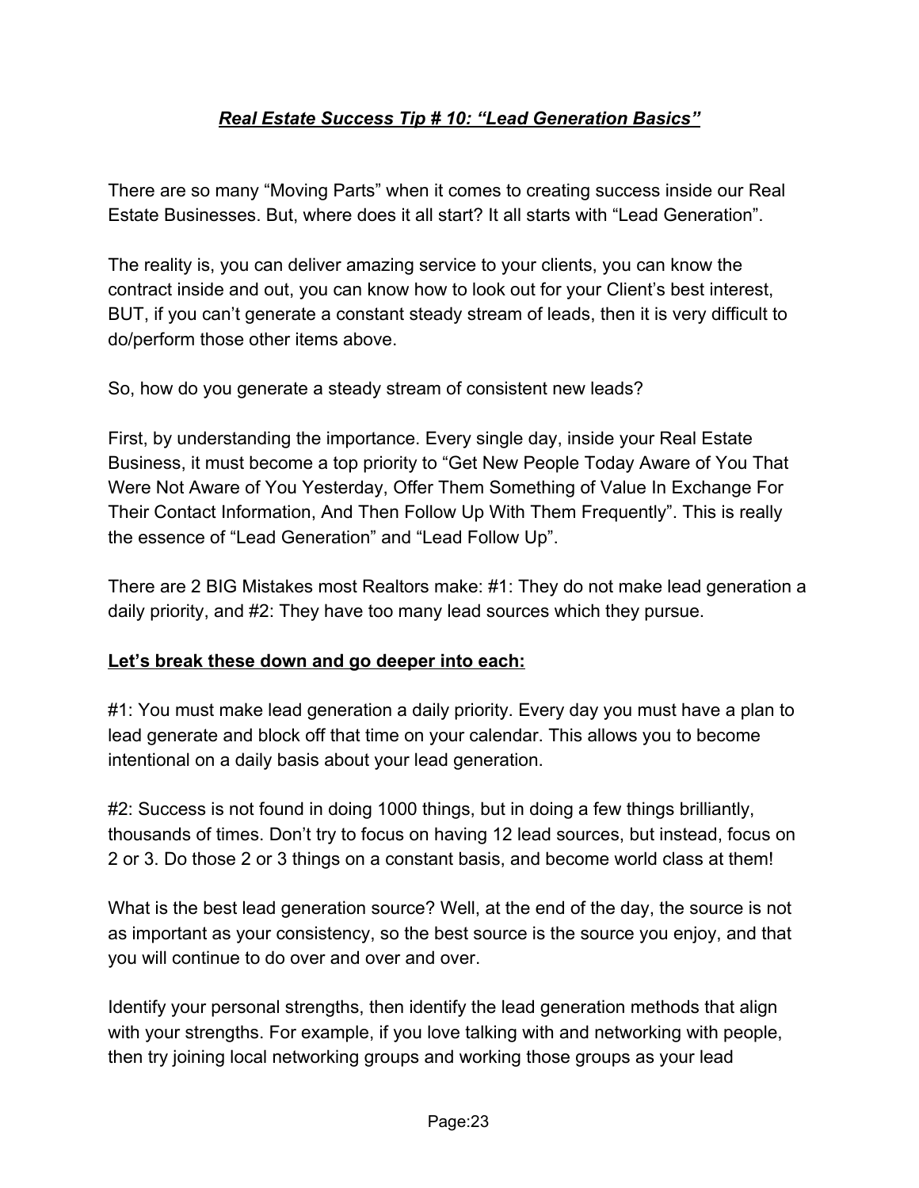## ***Real Estate Success Tip # 10: "Lead Generation Basics"***

There are so many "Moving Parts" when it comes to creating success inside our Real Estate Businesses. But, where does it all start? It all starts with "Lead Generation".

The reality is, you can deliver amazing service to your clients, you can know the contract inside and out, you can know how to look out for your Client's best interest, BUT, if you can't generate a constant steady stream of leads, then it is very difficult to do/perform those other items above.

So, how do you generate a steady stream of consistent new leads?

First, by understanding the importance. Every single day, inside your Real Estate Business, it must become a top priority to "Get New People Today Aware of You That Were Not Aware of You Yesterday, Offer Them Something of Value In Exchange For Their Contact Information, And Then Follow Up With Them Frequently". This is really the essence of "Lead Generation" and "Lead Follow Up".

There are 2 BIG Mistakes most Realtors make: #1: They do not make lead generation a daily priority, and #2: They have too many lead sources which they pursue.

**Let's break these down and go deeper into each:**

#1: You must make lead generation a daily priority. Every day you must have a plan to lead generate and block off that time on your calendar. This allows you to become intentional on a daily basis about your lead generation.

#2: Success is not found in doing 1000 things, but in doing a few things brilliantly, thousands of times. Don't try to focus on having 12 lead sources, but instead, focus on 2 or 3. Do those 2 or 3 things on a constant basis, and become world class at them!

What is the best lead generation source? Well, at the end of the day, the source is not as important as your consistency, so the best source is the source you enjoy, and that you will continue to do over and over and over.

Identify your personal strengths, then identify the lead generation methods that align with your strengths. For example, if you love talking with and networking with people, then try joining local networking groups and working those groups as your lead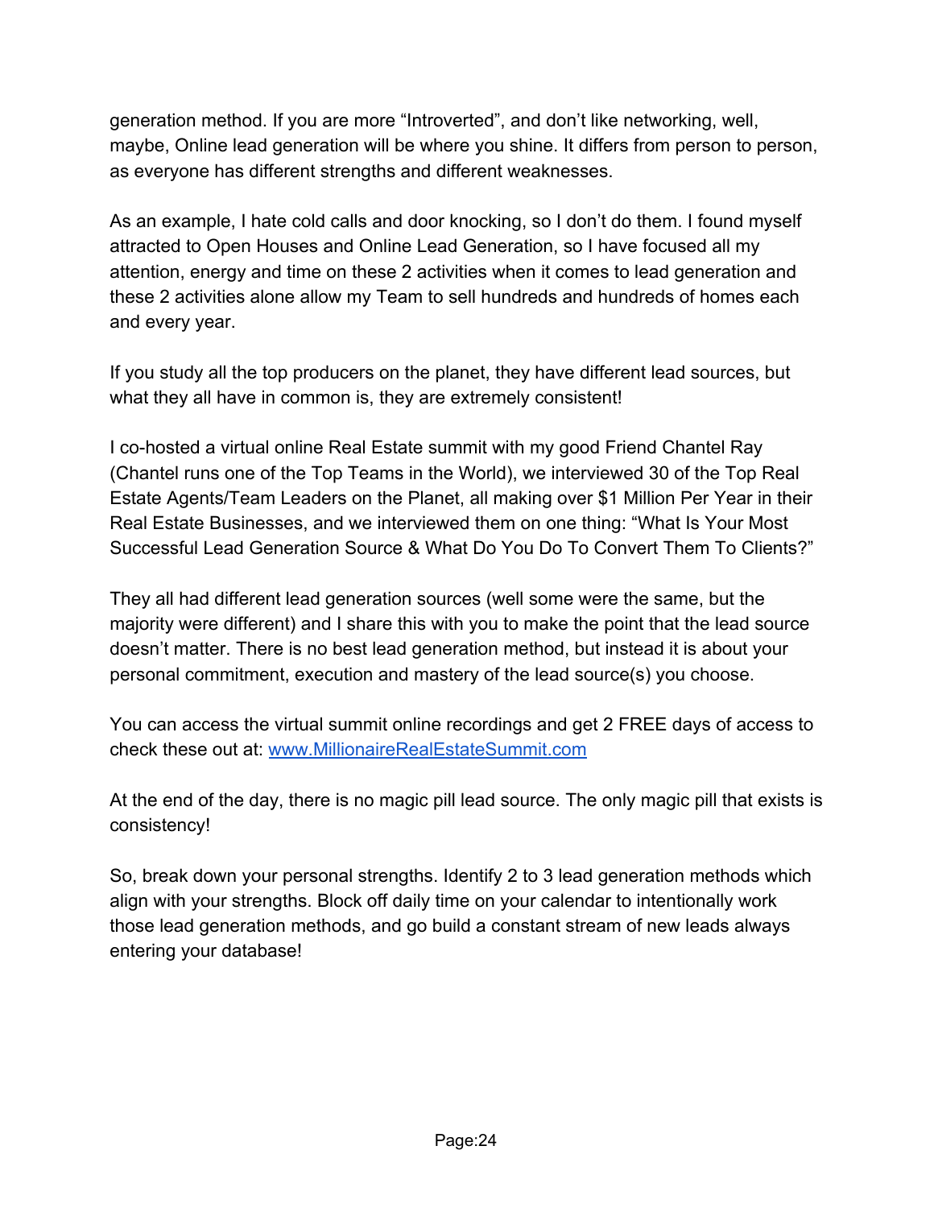generation method. If you are more “Introverted”, and don’t like networking, well, maybe, Online lead generation will be where you shine. It differs from person to person, as everyone has different strengths and different weaknesses.

As an example, I hate cold calls and door knocking, so I don’t do them. I found myself attracted to Open Houses and Online Lead Generation, so I have focused all my attention, energy and time on these 2 activities when it comes to lead generation and these 2 activities alone allow my Team to sell hundreds and hundreds of homes each and every year.

If you study all the top producers on the planet, they have different lead sources, but what they all have in common is, they are extremely consistent!

I co-hosted a virtual online Real Estate summit with my good Friend Chantel Ray (Chantel runs one of the Top Teams in the World), we interviewed 30 of the Top Real Estate Agents/Team Leaders on the Planet, all making over $1 Million Per Year in their Real Estate Businesses, and we interviewed them on one thing: “What Is Your Most Successful Lead Generation Source & What Do You Do To Convert Them To Clients?”

They all had different lead generation sources (well some were the same, but the majority were different) and I share this with you to make the point that the lead source doesn’t matter. There is no best lead generation method, but instead it is about your personal commitment, execution and mastery of the lead source(s) you choose.

You can access the virtual summit online recordings and get 2 FREE days of access to check these out at: [www.MillionaireRealEstateSummit.com](http://www.MillionaireRealEstateSummit.com)

At the end of the day, there is no magic pill lead source. The only magic pill that exists is consistency!

So, break down your personal strengths. Identify 2 to 3 lead generation methods which align with your strengths. Block off daily time on your calendar to intentionally work those lead generation methods, and go build a constant stream of new leads always entering your database!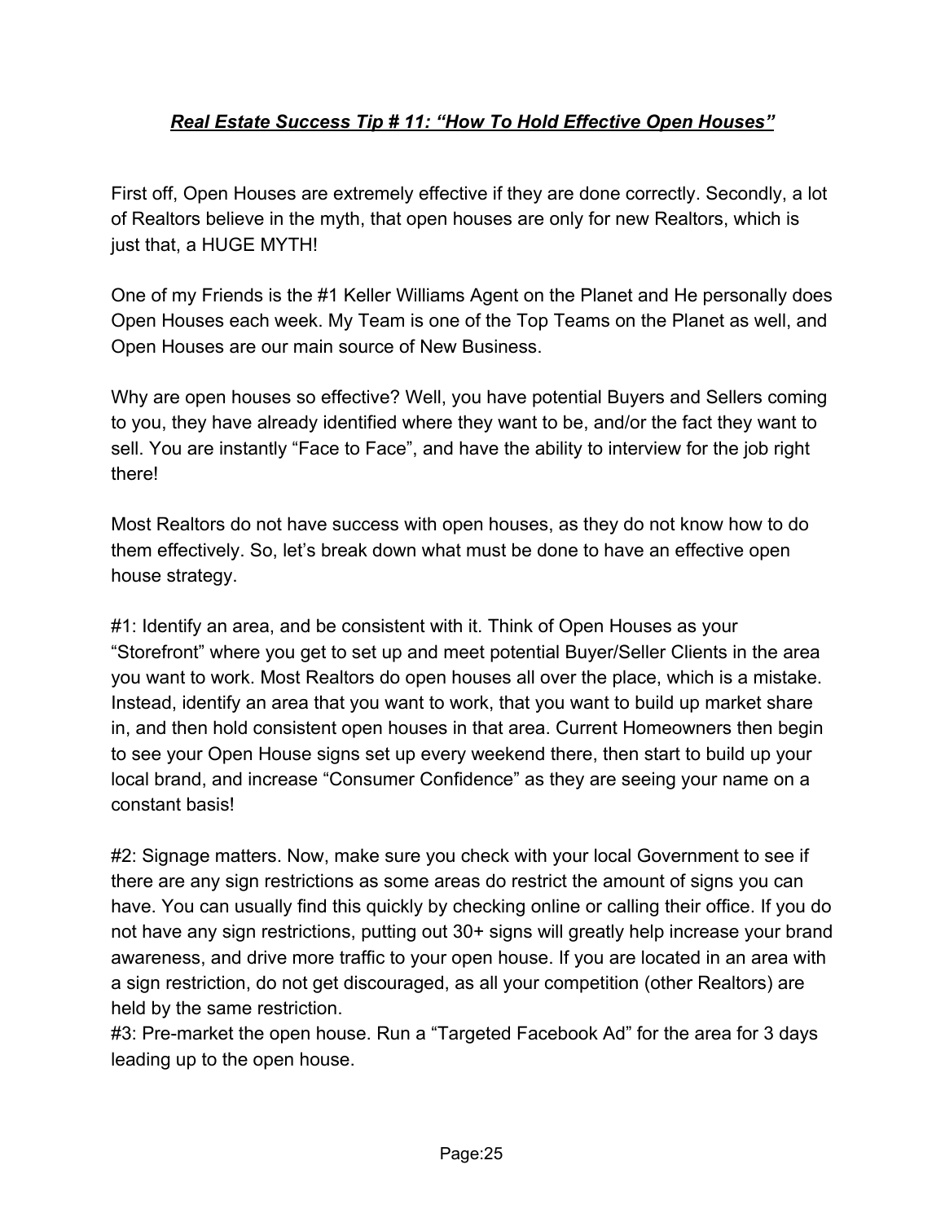## ***<u>Real Estate Success Tip # 11: "How To Hold Effective Open Houses"</u>***

First off, Open Houses are extremely effective if they are done correctly. Secondly, a lot of Realtors believe in the myth, that open houses are only for new Realtors, which is just that, a HUGE MYTH!

One of my Friends is the #1 Keller Williams Agent on the Planet and He personally does Open Houses each week. My Team is one of the Top Teams on the Planet as well, and Open Houses are our main source of New Business.

Why are open houses so effective? Well, you have potential Buyers and Sellers coming to you, they have already identified where they want to be, and/or the fact they want to sell. You are instantly "Face to Face", and have the ability to interview for the job right there!

Most Realtors do not have success with open houses, as they do not know how to do them effectively. So, let's break down what must be done to have an effective open house strategy.

#1: Identify an area, and be consistent with it. Think of Open Houses as your "Storefront" where you get to set up and meet potential Buyer/Seller Clients in the area you want to work. Most Realtors do open houses all over the place, which is a mistake. Instead, identify an area that you want to work, that you want to build up market share in, and then hold consistent open houses in that area. Current Homeowners then begin to see your Open House signs set up every weekend there, then start to build up your local brand, and increase "Consumer Confidence" as they are seeing your name on a constant basis!

#2: Signage matters. Now, make sure you check with your local Government to see if there are any sign restrictions as some areas do restrict the amount of signs you can have. You can usually find this quickly by checking online or calling their office. If you do not have any sign restrictions, putting out 30+ signs will greatly help increase your brand awareness, and drive more traffic to your open house. If you are located in an area with a sign restriction, do not get discouraged, as all your competition (other Realtors) are held by the same restriction.

#3: Pre-market the open house. Run a "Targeted Facebook Ad" for the area for 3 days leading up to the open house.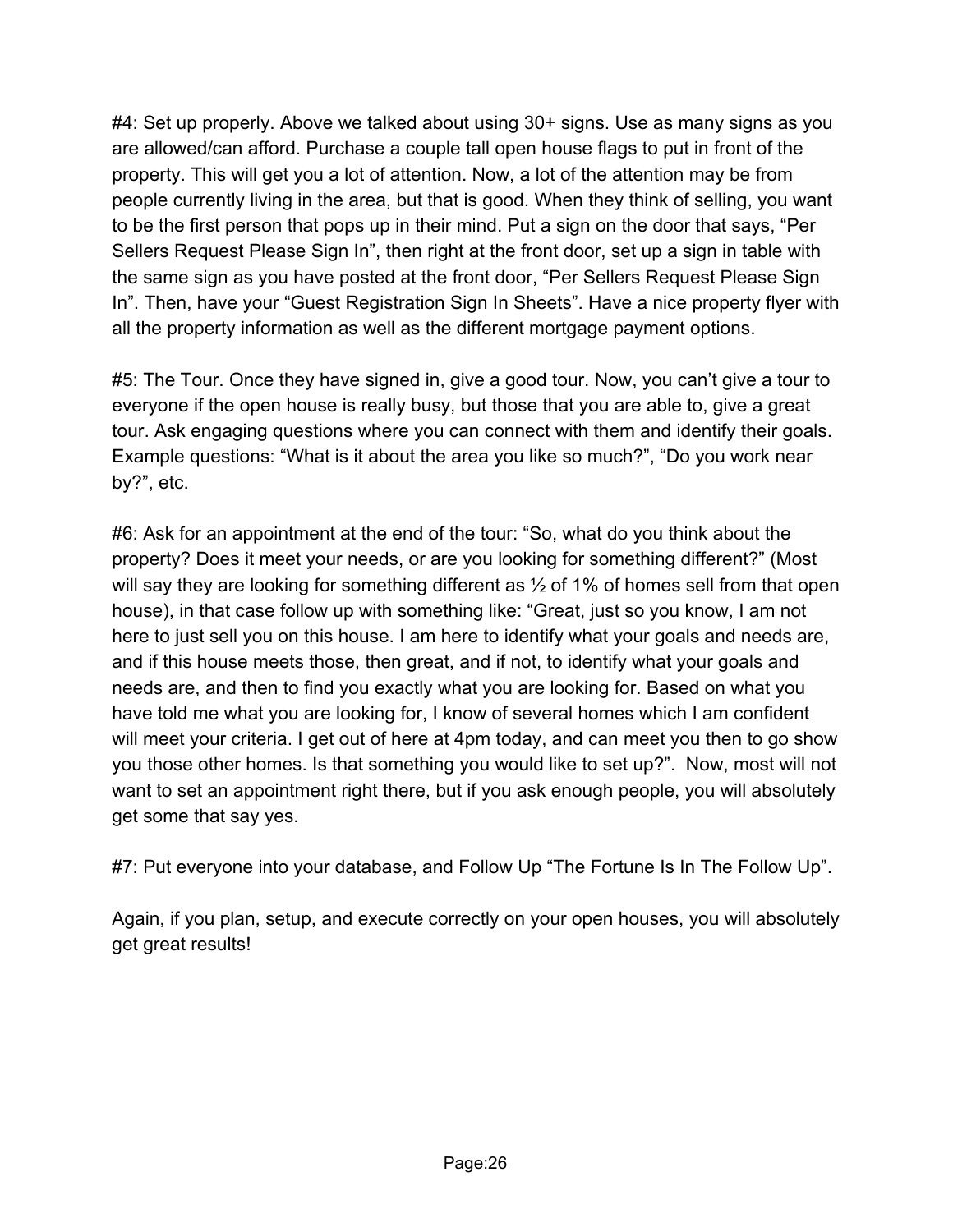#4: Set up properly. Above we talked about using 30+ signs. Use as many signs as you are allowed/can afford. Purchase a couple tall open house flags to put in front of the property. This will get you a lot of attention. Now, a lot of the attention may be from people currently living in the area, but that is good. When they think of selling, you want to be the first person that pops up in their mind. Put a sign on the door that says, “Per Sellers Request Please Sign In”, then right at the front door, set up a sign in table with the same sign as you have posted at the front door, “Per Sellers Request Please Sign In”. Then, have your “Guest Registration Sign In Sheets”. Have a nice property flyer with all the property information as well as the different mortgage payment options.

#5: The Tour. Once they have signed in, give a good tour. Now, you can’t give a tour to everyone if the open house is really busy, but those that you are able to, give a great tour. Ask engaging questions where you can connect with them and identify their goals. Example questions: “What is it about the area you like so much?”, “Do you work near by?”, etc.

#6: Ask for an appointment at the end of the tour: “So, what do you think about the property? Does it meet your needs, or are you looking for something different?” (Most will say they are looking for something different as ½ of 1% of homes sell from that open house), in that case follow up with something like: “Great, just so you know, I am not here to just sell you on this house. I am here to identify what your goals and needs are, and if this house meets those, then great, and if not, to identify what your goals and needs are, and then to find you exactly what you are looking for. Based on what you have told me what you are looking for, I know of several homes which I am confident will meet your criteria. I get out of here at 4pm today, and can meet you then to go show you those other homes. Is that something you would like to set up?”. Now, most will not want to set an appointment right there, but if you ask enough people, you will absolutely get some that say yes.

#7: Put everyone into your database, and Follow Up “The Fortune Is In The Follow Up”.

Again, if you plan, setup, and execute correctly on your open houses, you will absolutely get great results!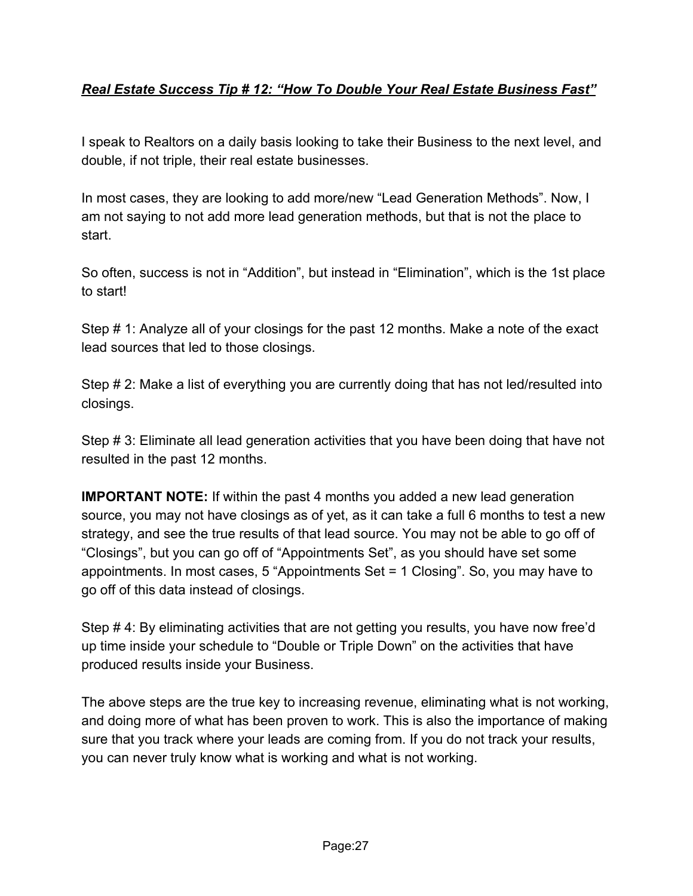***Real Estate Success Tip # 12: "How To Double Your Real Estate Business Fast"***

I speak to Realtors on a daily basis looking to take their Business to the next level, and double, if not triple, their real estate businesses.

In most cases, they are looking to add more/new "Lead Generation Methods". Now, I am not saying to not add more lead generation methods, but that is not the place to start.

So often, success is not in "Addition", but instead in "Elimination", which is the 1st place to start!

Step # 1: Analyze all of your closings for the past 12 months. Make a note of the exact lead sources that led to those closings.

Step # 2: Make a list of everything you are currently doing that has not led/resulted into closings.

Step # 3: Eliminate all lead generation activities that you have been doing that have not resulted in the past 12 months.

**IMPORTANT NOTE:** If within the past 4 months you added a new lead generation source, you may not have closings as of yet, as it can take a full 6 months to test a new strategy, and see the true results of that lead source. You may not be able to go off of "Closings", but you can go off of "Appointments Set", as you should have set some appointments. In most cases, 5 "Appointments Set = 1 Closing". So, you may have to go off of this data instead of closings.

Step # 4: By eliminating activities that are not getting you results, you have now free'd up time inside your schedule to "Double or Triple Down" on the activities that have produced results inside your Business.

The above steps are the true key to increasing revenue, eliminating what is not working, and doing more of what has been proven to work. This is also the importance of making sure that you track where your leads are coming from. If you do not track your results, you can never truly know what is working and what is not working.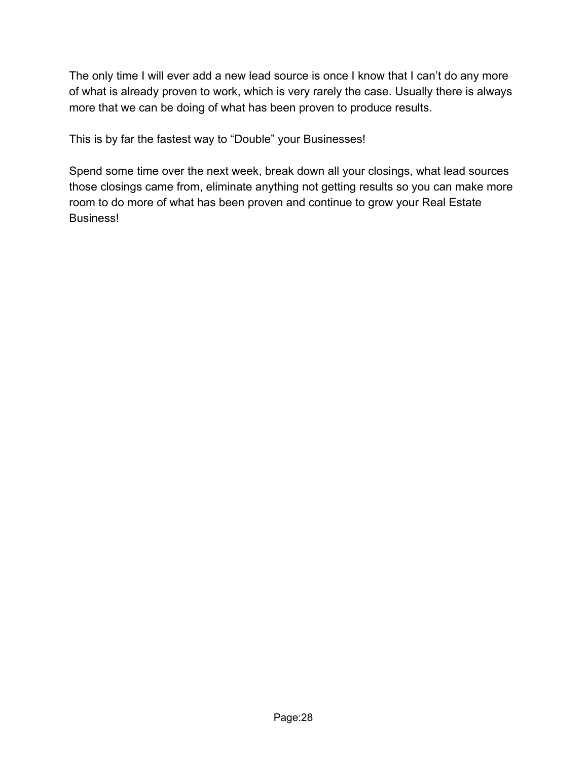The only time I will ever add a new lead source is once I know that I can't do any more of what is already proven to work, which is very rarely the case. Usually there is always more that we can be doing of what has been proven to produce results.

This is by far the fastest way to "Double" your Businesses!

Spend some time over the next week, break down all your closings, what lead sources those closings came from, eliminate anything not getting results so you can make more room to do more of what has been proven and continue to grow your Real Estate Business!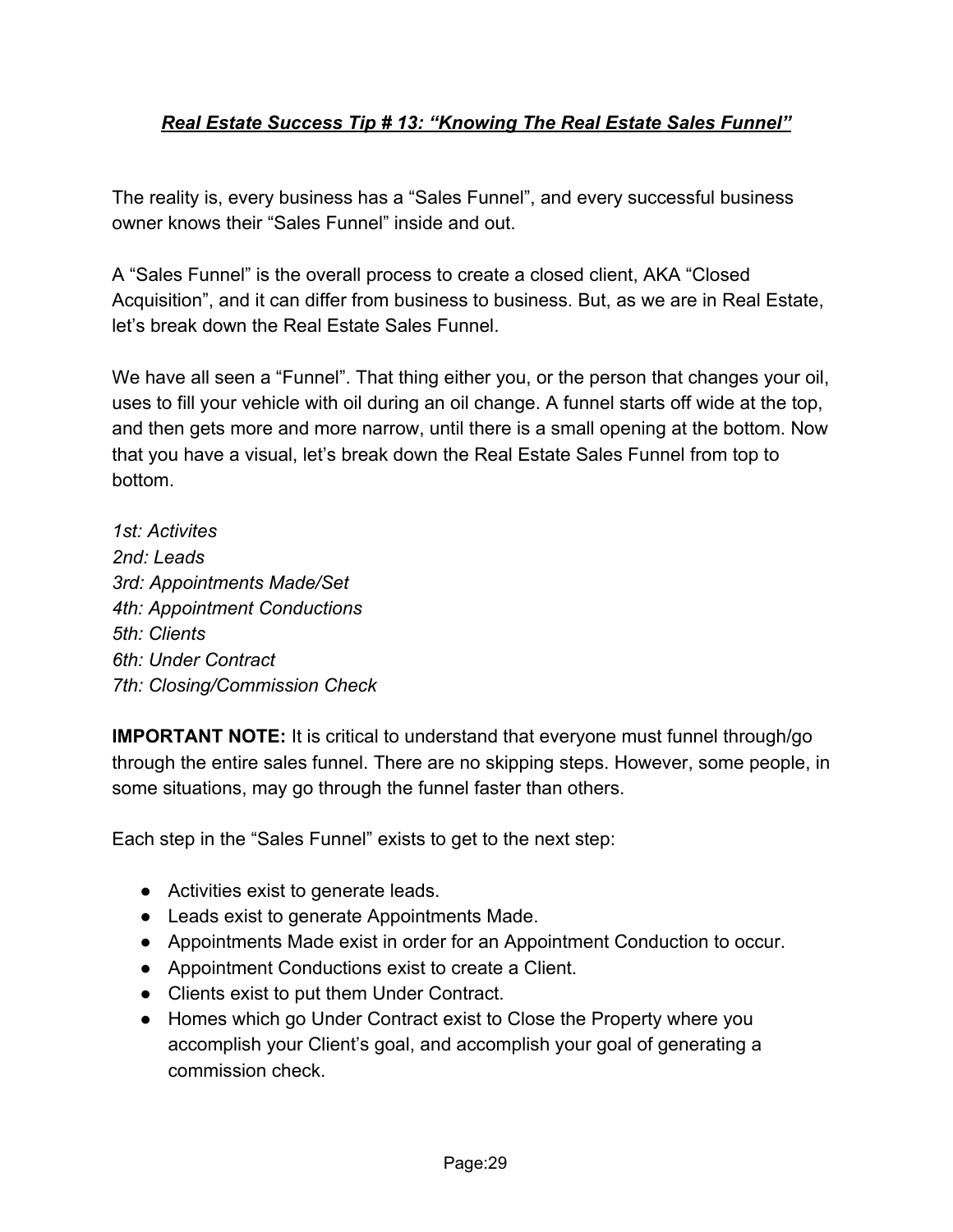## ***<u>Real Estate Success Tip # 13: "Knowing The Real Estate Sales Funnel"</u>***

The reality is, every business has a "Sales Funnel", and every successful business owner knows their "Sales Funnel" inside and out.

A "Sales Funnel" is the overall process to create a closed client, AKA "Closed Acquisition", and it can differ from business to business. But, as we are in Real Estate, let's break down the Real Estate Sales Funnel.

We have all seen a "Funnel". That thing either you, or the person that changes your oil, uses to fill your vehicle with oil during an oil change. A funnel starts off wide at the top, and then gets more and more narrow, until there is a small opening at the bottom. Now that you have a visual, let's break down the Real Estate Sales Funnel from top to bottom.

*1st: Activites*
*2nd: Leads*
*3rd: Appointments Made/Set*
*4th: Appointment Conductions*
*5th: Clients*
*6th: Under Contract*
*7th: Closing/Commission Check*

**IMPORTANT NOTE:** It is critical to understand that everyone must funnel through/go through the entire sales funnel. There are no skipping steps. However, some people, in some situations, may go through the funnel faster than others.

Each step in the "Sales Funnel" exists to get to the next step:

- Activities exist to generate leads.
- Leads exist to generate Appointments Made.
- Appointments Made exist in order for an Appointment Conduction to occur.
- Appointment Conductions exist to create a Client.
- Clients exist to put them Under Contract.
- Homes which go Under Contract exist to Close the Property where you accomplish your Client's goal, and accomplish your goal of generating a commission check.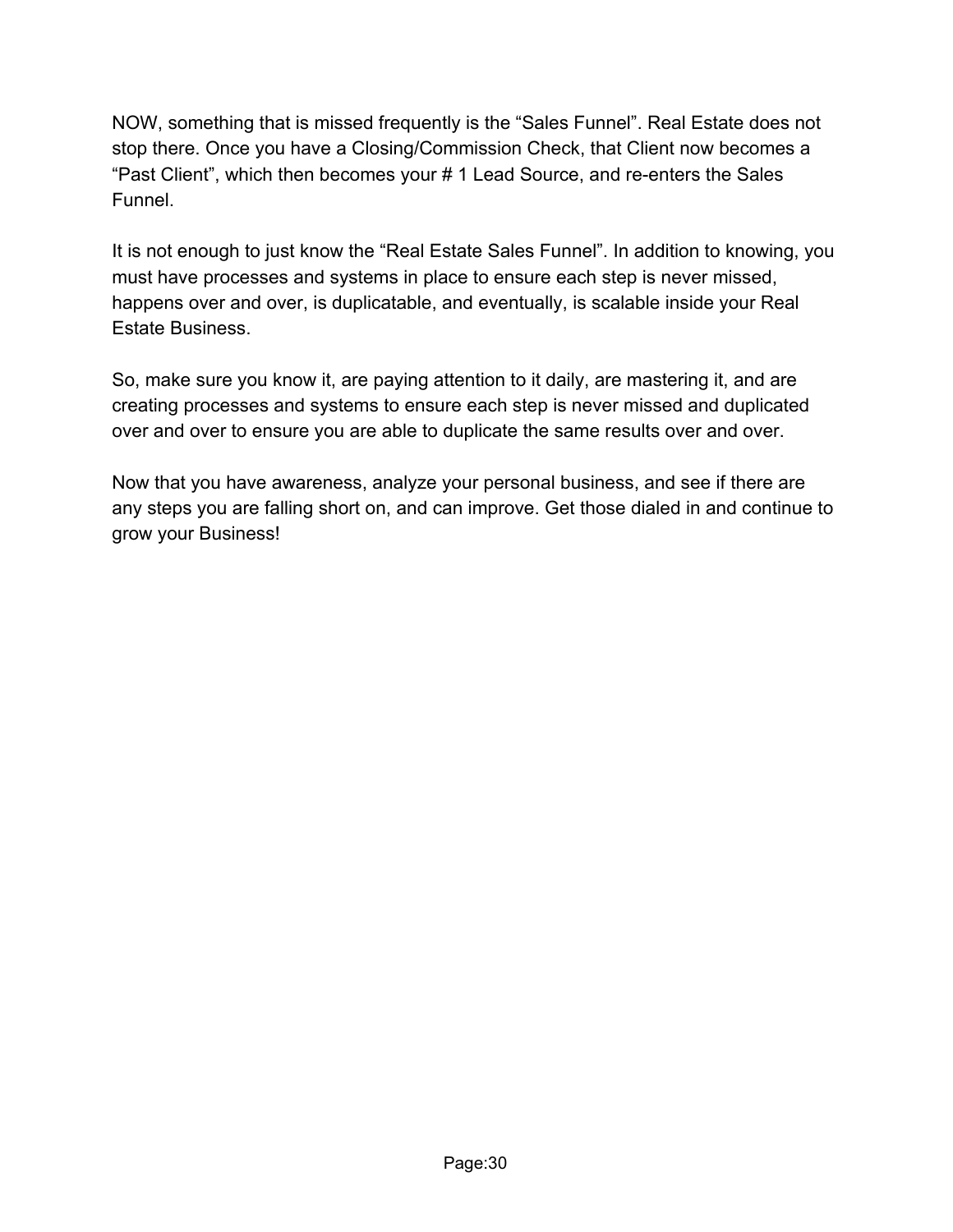NOW, something that is missed frequently is the “Sales Funnel”. Real Estate does not stop there. Once you have a Closing/Commission Check, that Client now becomes a “Past Client”, which then becomes your # 1 Lead Source, and re-enters the Sales Funnel.

It is not enough to just know the “Real Estate Sales Funnel”. In addition to knowing, you must have processes and systems in place to ensure each step is never missed, happens over and over, is duplicatable, and eventually, is scalable inside your Real Estate Business.

So, make sure you know it, are paying attention to it daily, are mastering it, and are creating processes and systems to ensure each step is never missed and duplicated over and over to ensure you are able to duplicate the same results over and over.

Now that you have awareness, analyze your personal business, and see if there are any steps you are falling short on, and can improve. Get those dialed in and continue to grow your Business!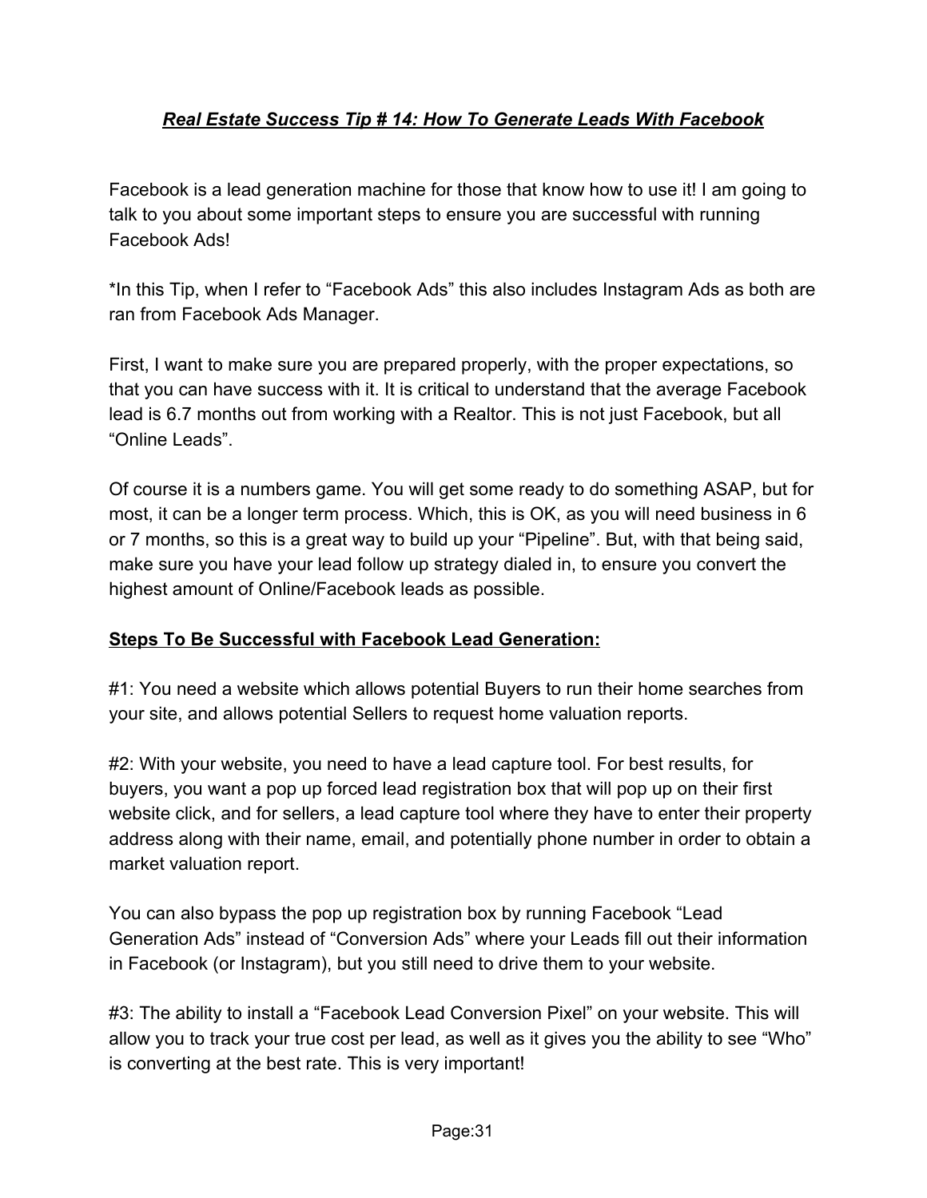## ***Real Estate Success Tip # 14: How To Generate Leads With Facebook***

Facebook is a lead generation machine for those that know how to use it! I am going to talk to you about some important steps to ensure you are successful with running Facebook Ads!

*In this Tip, when I refer to "Facebook Ads" this also includes Instagram Ads as both are ran from Facebook Ads Manager.

First, I want to make sure you are prepared properly, with the proper expectations, so that you can have success with it. It is critical to understand that the average Facebook lead is 6.7 months out from working with a Realtor. This is not just Facebook, but all "Online Leads".

Of course it is a numbers game. You will get some ready to do something ASAP, but for most, it can be a longer term process. Which, this is OK, as you will need business in 6 or 7 months, so this is a great way to build up your "Pipeline". But, with that being said, make sure you have your lead follow up strategy dialed in, to ensure you convert the highest amount of Online/Facebook leads as possible.

**Steps To Be Successful with Facebook Lead Generation:**

#1: You need a website which allows potential Buyers to run their home searches from your site, and allows potential Sellers to request home valuation reports.

#2: With your website, you need to have a lead capture tool. For best results, for buyers, you want a pop up forced lead registration box that will pop up on their first website click, and for sellers, a lead capture tool where they have to enter their property address along with their name, email, and potentially phone number in order to obtain a market valuation report.

You can also bypass the pop up registration box by running Facebook "Lead Generation Ads" instead of "Conversion Ads" where your Leads fill out their information in Facebook (or Instagram), but you still need to drive them to your website.

#3: The ability to install a "Facebook Lead Conversion Pixel" on your website. This will allow you to track your true cost per lead, as well as it gives you the ability to see "Who" is converting at the best rate. This is very important!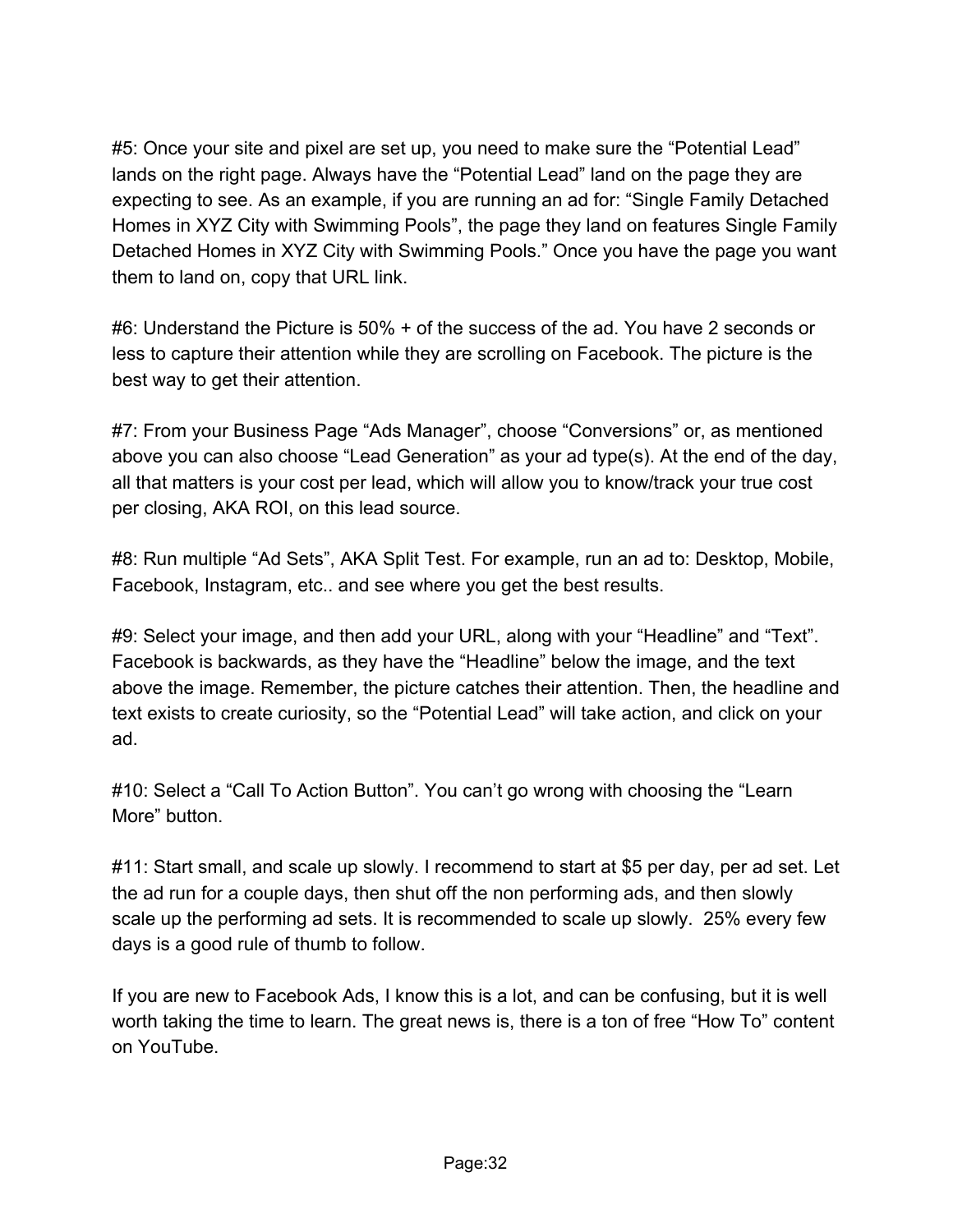#5: Once your site and pixel are set up, you need to make sure the “Potential Lead” lands on the right page. Always have the “Potential Lead” land on the page they are expecting to see. As an example, if you are running an ad for: “Single Family Detached Homes in XYZ City with Swimming Pools”, the page they land on features Single Family Detached Homes in XYZ City with Swimming Pools.” Once you have the page you want them to land on, copy that URL link.

#6: Understand the Picture is 50% + of the success of the ad. You have 2 seconds or less to capture their attention while they are scrolling on Facebook. The picture is the best way to get their attention.

#7: From your Business Page “Ads Manager”, choose “Conversions” or, as mentioned above you can also choose “Lead Generation” as your ad type(s). At the end of the day, all that matters is your cost per lead, which will allow you to know/track your true cost per closing, AKA ROI, on this lead source.

#8: Run multiple “Ad Sets”, AKA Split Test. For example, run an ad to: Desktop, Mobile, Facebook, Instagram, etc.. and see where you get the best results.

#9: Select your image, and then add your URL, along with your “Headline” and “Text”. Facebook is backwards, as they have the “Headline” below the image, and the text above the image. Remember, the picture catches their attention. Then, the headline and text exists to create curiosity, so the “Potential Lead” will take action, and click on your ad.

#10: Select a “Call To Action Button”. You can’t go wrong with choosing the “Learn More” button.

#11: Start small, and scale up slowly. I recommend to start at $5 per day, per ad set. Let the ad run for a couple days, then shut off the non performing ads, and then slowly scale up the performing ad sets. It is recommended to scale up slowly. 25% every few days is a good rule of thumb to follow.

If you are new to Facebook Ads, I know this is a lot, and can be confusing, but it is well worth taking the time to learn. The great news is, there is a ton of free “How To” content on YouTube.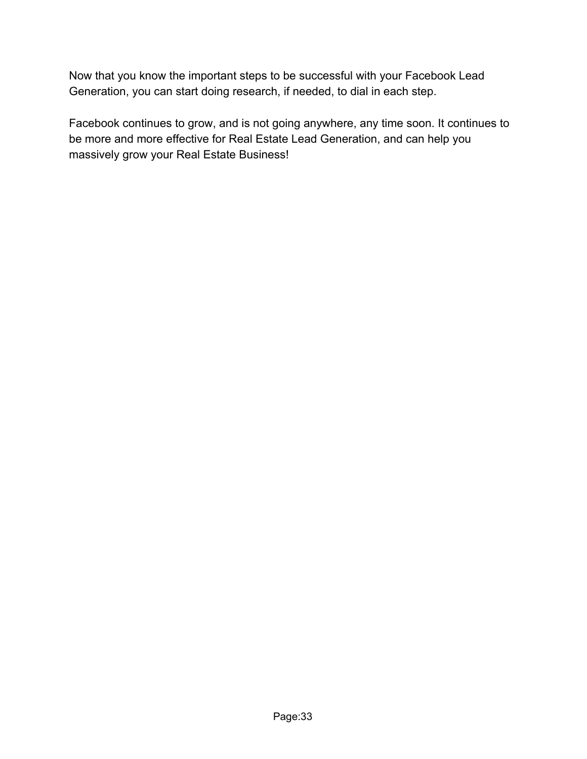Now that you know the important steps to be successful with your Facebook Lead Generation, you can start doing research, if needed, to dial in each step.

Facebook continues to grow, and is not going anywhere, any time soon. It continues to be more and more effective for Real Estate Lead Generation, and can help you massively grow your Real Estate Business!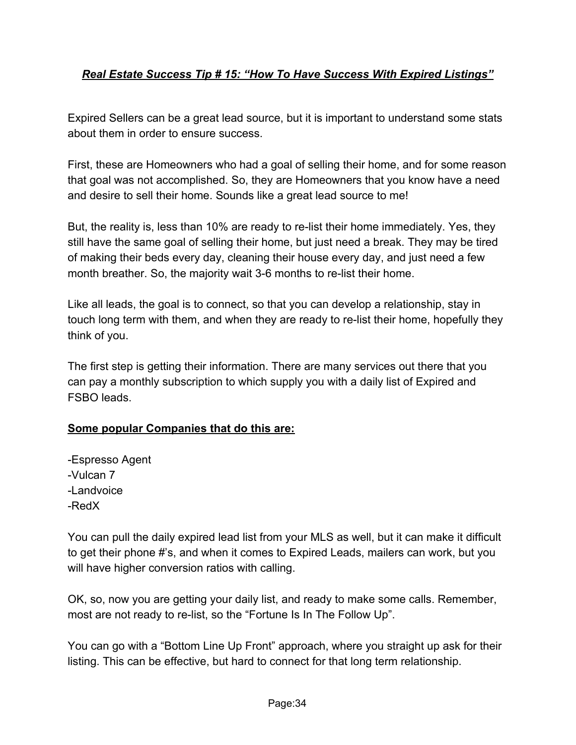## ***Real Estate Success Tip # 15: "How To Have Success With Expired Listings"***

Expired Sellers can be a great lead source, but it is important to understand some stats about them in order to ensure success.

First, these are Homeowners who had a goal of selling their home, and for some reason that goal was not accomplished. So, they are Homeowners that you know have a need and desire to sell their home. Sounds like a great lead source to me!

But, the reality is, less than 10% are ready to re-list their home immediately. Yes, they still have the same goal of selling their home, but just need a break. They may be tired of making their beds every day, cleaning their house every day, and just need a few month breather. So, the majority wait 3-6 months to re-list their home.

Like all leads, the goal is to connect, so that you can develop a relationship, stay in touch long term with them, and when they are ready to re-list their home, hopefully they think of you.

The first step is getting their information. There are many services out there that you can pay a monthly subscription to which supply you with a daily list of Expired and FSBO leads.

**Some popular Companies that do this are:**

-Espresso Agent
-Vulcan 7
-Landvoice
-RedX

You can pull the daily expired lead list from your MLS as well, but it can make it difficult to get their phone #'s, and when it comes to Expired Leads, mailers can work, but you will have higher conversion ratios with calling.

OK, so, now you are getting your daily list, and ready to make some calls. Remember, most are not ready to re-list, so the "Fortune Is In The Follow Up".

You can go with a "Bottom Line Up Front" approach, where you straight up ask for their listing. This can be effective, but hard to connect for that long term relationship.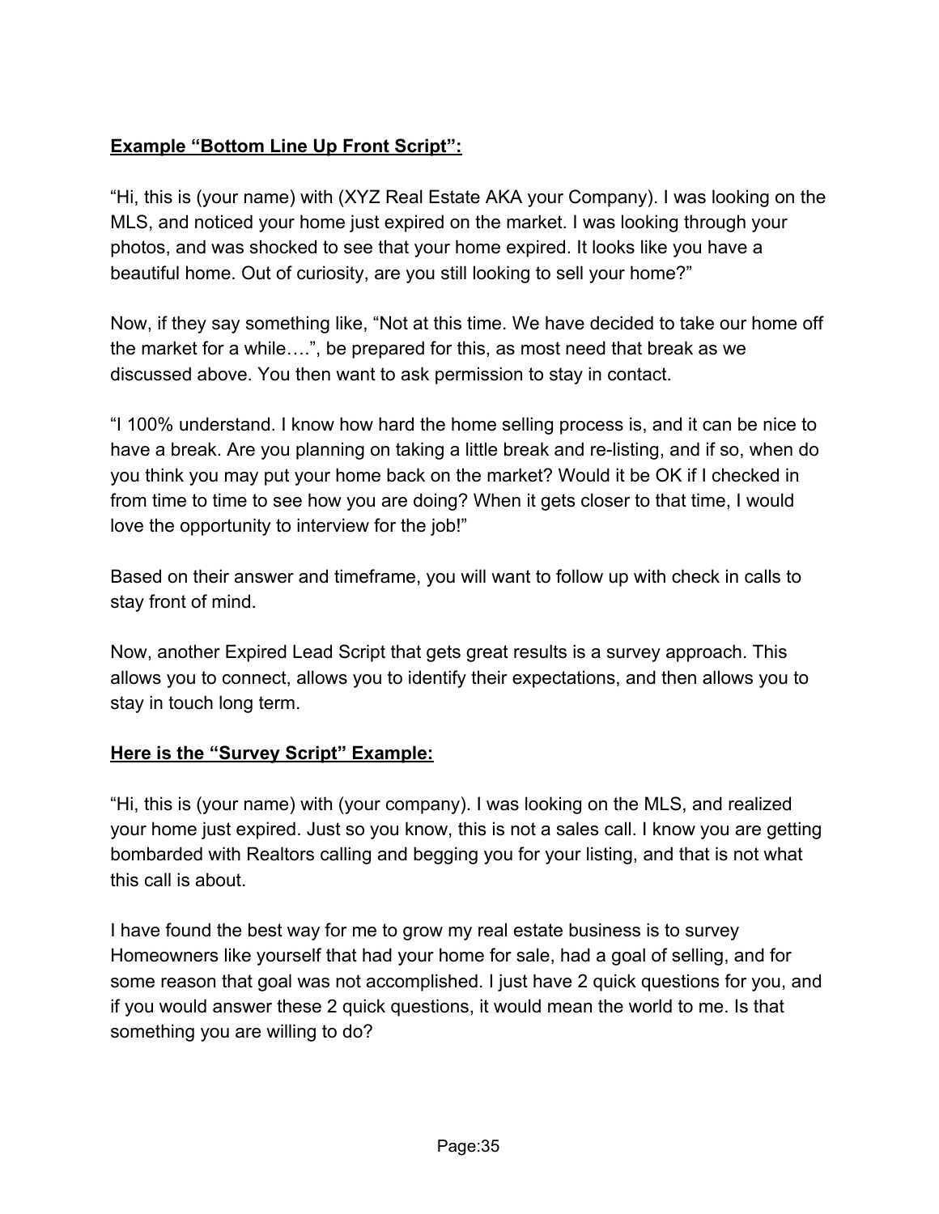**<u>Example "Bottom Line Up Front Script":</u>**

"Hi, this is (your name) with (XYZ Real Estate AKA your Company). I was looking on the MLS, and noticed your home just expired on the market. I was looking through your photos, and was shocked to see that your home expired. It looks like you have a beautiful home. Out of curiosity, are you still looking to sell your home?"

Now, if they say something like, "Not at this time. We have decided to take our home off the market for a while….", be prepared for this, as most need that break as we discussed above. You then want to ask permission to stay in contact.

"I 100% understand. I know how hard the home selling process is, and it can be nice to have a break. Are you planning on taking a little break and re-listing, and if so, when do you think you may put your home back on the market? Would it be OK if I checked in from time to time to see how you are doing? When it gets closer to that time, I would love the opportunity to interview for the job!"

Based on their answer and timeframe, you will want to follow up with check in calls to stay front of mind.

Now, another Expired Lead Script that gets great results is a survey approach. This allows you to connect, allows you to identify their expectations, and then allows you to stay in touch long term.

**<u>Here is the "Survey Script" Example:</u>**

"Hi, this is (your name) with (your company). I was looking on the MLS, and realized your home just expired. Just so you know, this is not a sales call. I know you are getting bombarded with Realtors calling and begging you for your listing, and that is not what this call is about.

I have found the best way for me to grow my real estate business is to survey Homeowners like yourself that had your home for sale, had a goal of selling, and for some reason that goal was not accomplished. I just have 2 quick questions for you, and if you would answer these 2 quick questions, it would mean the world to me. Is that something you are willing to do?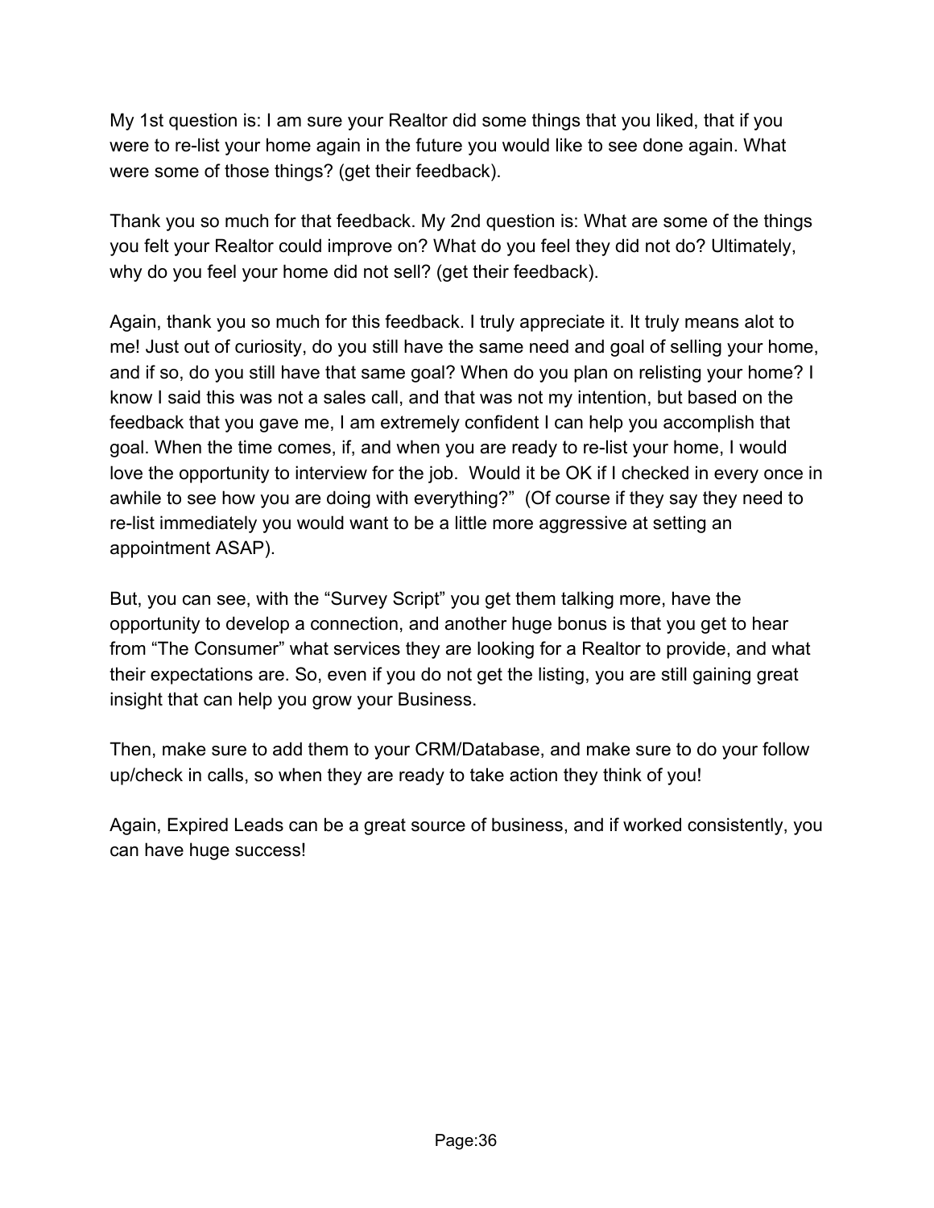My 1st question is: I am sure your Realtor did some things that you liked, that if you were to re-list your home again in the future you would like to see done again. What were some of those things? (get their feedback).

Thank you so much for that feedback. My 2nd question is: What are some of the things you felt your Realtor could improve on? What do you feel they did not do? Ultimately, why do you feel your home did not sell? (get their feedback).

Again, thank you so much for this feedback. I truly appreciate it. It truly means alot to me! Just out of curiosity, do you still have the same need and goal of selling your home, and if so, do you still have that same goal? When do you plan on relisting your home? I know I said this was not a sales call, and that was not my intention, but based on the feedback that you gave me, I am extremely confident I can help you accomplish that goal. When the time comes, if, and when you are ready to re-list your home, I would love the opportunity to interview for the job. Would it be OK if I checked in every once in awhile to see how you are doing with everything?" (Of course if they say they need to re-list immediately you would want to be a little more aggressive at setting an appointment ASAP).

But, you can see, with the "Survey Script" you get them talking more, have the opportunity to develop a connection, and another huge bonus is that you get to hear from "The Consumer" what services they are looking for a Realtor to provide, and what their expectations are. So, even if you do not get the listing, you are still gaining great insight that can help you grow your Business.

Then, make sure to add them to your CRM/Database, and make sure to do your follow up/check in calls, so when they are ready to take action they think of you!

Again, Expired Leads can be a great source of business, and if worked consistently, you can have huge success!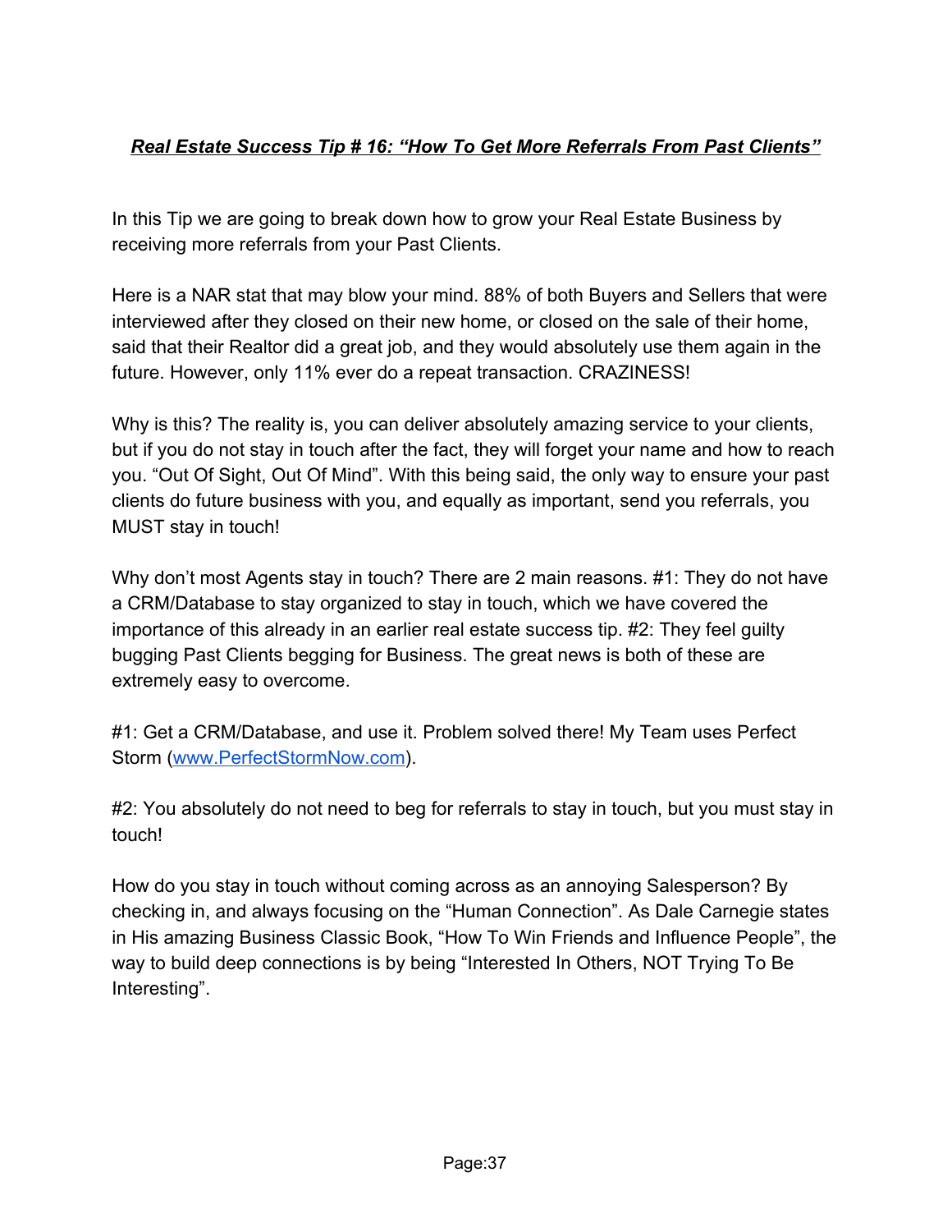## ***Real Estate Success Tip # 16: "How To Get More Referrals From Past Clients"***

In this Tip we are going to break down how to grow your Real Estate Business by receiving more referrals from your Past Clients.

Here is a NAR stat that may blow your mind. 88% of both Buyers and Sellers that were interviewed after they closed on their new home, or closed on the sale of their home, said that their Realtor did a great job, and they would absolutely use them again in the future. However, only 11% ever do a repeat transaction. CRAZINESS!

Why is this? The reality is, you can deliver absolutely amazing service to your clients, but if you do not stay in touch after the fact, they will forget your name and how to reach you. "Out Of Sight, Out Of Mind". With this being said, the only way to ensure your past clients do future business with you, and equally as important, send you referrals, you MUST stay in touch!

Why don't most Agents stay in touch? There are 2 main reasons. #1: They do not have a CRM/Database to stay organized to stay in touch, which we have covered the importance of this already in an earlier real estate success tip. #2: They feel guilty bugging Past Clients begging for Business. The great news is both of these are extremely easy to overcome.

#1: Get a CRM/Database, and use it. Problem solved there! My Team uses Perfect Storm ([www.PerfectStormNow.com](http://www.PerfectStormNow.com)).

#2: You absolutely do not need to beg for referrals to stay in touch, but you must stay in touch!

How do you stay in touch without coming across as an annoying Salesperson? By checking in, and always focusing on the "Human Connection". As Dale Carnegie states in His amazing Business Classic Book, "How To Win Friends and Influence People", the way to build deep connections is by being "Interested In Others, NOT Trying To Be Interesting".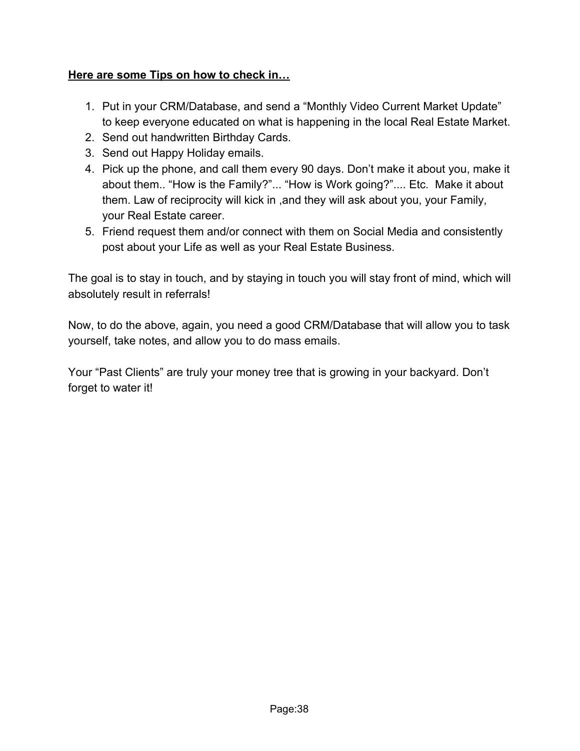**<u>Here are some Tips on how to check in…</u>**

1. Put in your CRM/Database, and send a “Monthly Video Current Market Update” to keep everyone educated on what is happening in the local Real Estate Market.
2. Send out handwritten Birthday Cards.
3. Send out Happy Holiday emails.
4. Pick up the phone, and call them every 90 days. Don’t make it about you, make it about them.. “How is the Family?”... “How is Work going?”.... Etc. Make it about them. Law of reciprocity will kick in ,and they will ask about you, your Family, your Real Estate career.
5. Friend request them and/or connect with them on Social Media and consistently post about your Life as well as your Real Estate Business.

The goal is to stay in touch, and by staying in touch you will stay front of mind, which will absolutely result in referrals!

Now, to do the above, again, you need a good CRM/Database that will allow you to task yourself, take notes, and allow you to do mass emails.

Your “Past Clients” are truly your money tree that is growing in your backyard. Don’t forget to water it!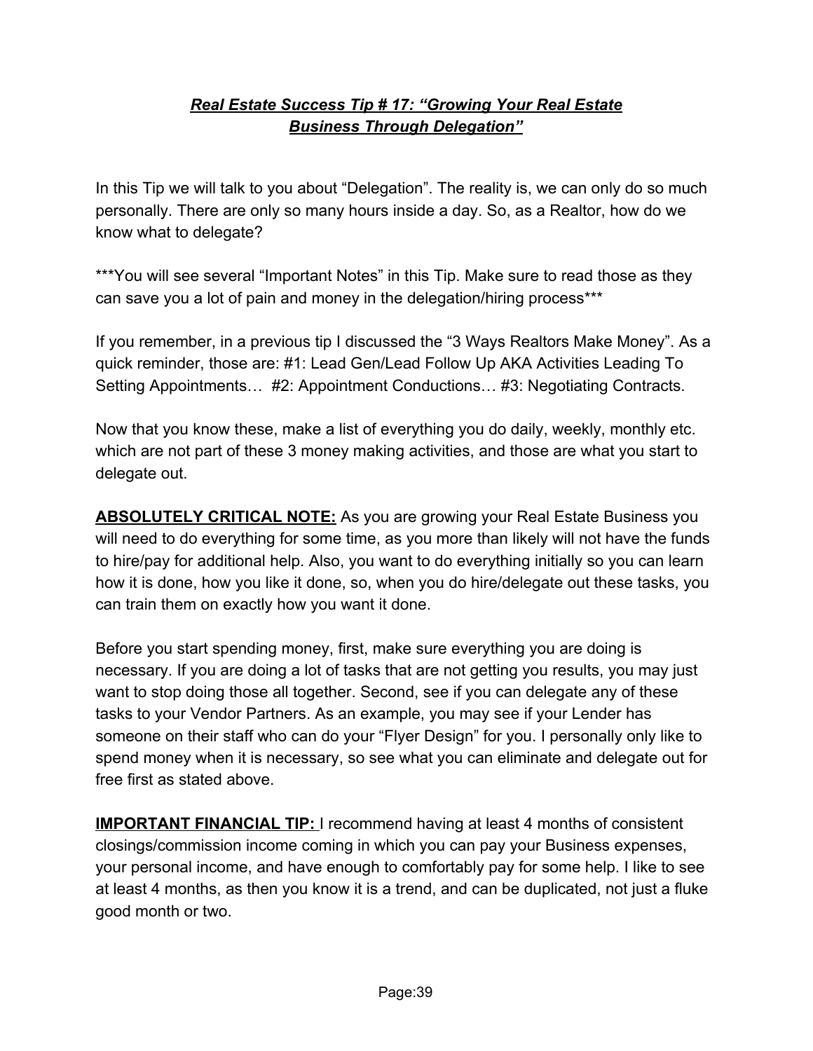## ***Real Estate Success Tip # 17: "Growing Your Real Estate Business Through Delegation"***

In this Tip we will talk to you about "Delegation". The reality is, we can only do so much personally. There are only so many hours inside a day. So, as a Realtor, how do we know what to delegate?

***You will see several "Important Notes" in this Tip. Make sure to read those as they can save you a lot of pain and money in the delegation/hiring process***

If you remember, in a previous tip I discussed the "3 Ways Realtors Make Money". As a quick reminder, those are: #1: Lead Gen/Lead Follow Up AKA Activities Leading To Setting Appointments… #2: Appointment Conductions… #3: Negotiating Contracts.

Now that you know these, make a list of everything you do daily, weekly, monthly etc. which are not part of these 3 money making activities, and those are what you start to delegate out.

**ABSOLUTELY CRITICAL NOTE:** As you are growing your Real Estate Business you will need to do everything for some time, as you more than likely will not have the funds to hire/pay for additional help. Also, you want to do everything initially so you can learn how it is done, how you like it done, so, when you do hire/delegate out these tasks, you can train them on exactly how you want it done.

Before you start spending money, first, make sure everything you are doing is necessary. If you are doing a lot of tasks that are not getting you results, you may just want to stop doing those all together. Second, see if you can delegate any of these tasks to your Vendor Partners. As an example, you may see if your Lender has someone on their staff who can do your "Flyer Design" for you. I personally only like to spend money when it is necessary, so see what you can eliminate and delegate out for free first as stated above.

**IMPORTANT FINANCIAL TIP:** I recommend having at least 4 months of consistent closings/commission income coming in which you can pay your Business expenses, your personal income, and have enough to comfortably pay for some help. I like to see at least 4 months, as then you know it is a trend, and can be duplicated, not just a fluke good month or two.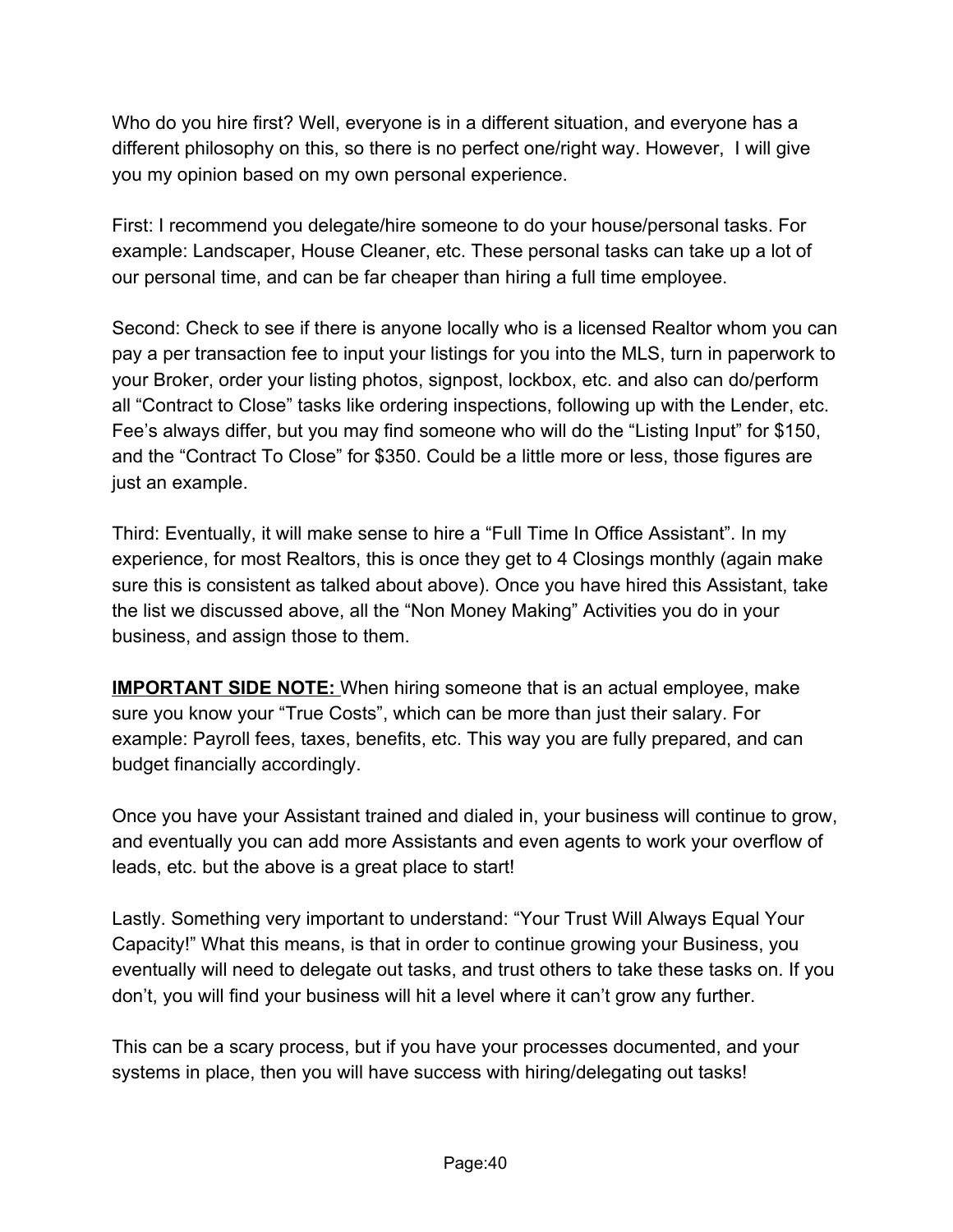Who do you hire first? Well, everyone is in a different situation, and everyone has a different philosophy on this, so there is no perfect one/right way. However, I will give you my opinion based on my own personal experience.

First: I recommend you delegate/hire someone to do your house/personal tasks. For example: Landscaper, House Cleaner, etc. These personal tasks can take up a lot of our personal time, and can be far cheaper than hiring a full time employee.

Second: Check to see if there is anyone locally who is a licensed Realtor whom you can pay a per transaction fee to input your listings for you into the MLS, turn in paperwork to your Broker, order your listing photos, signpost, lockbox, etc. and also can do/perform all "Contract to Close" tasks like ordering inspections, following up with the Lender, etc. Fee's always differ, but you may find someone who will do the "Listing Input" for $150, and the "Contract To Close" for $350. Could be a little more or less, those figures are just an example.

Third: Eventually, it will make sense to hire a "Full Time In Office Assistant". In my experience, for most Realtors, this is once they get to 4 Closings monthly (again make sure this is consistent as talked about above). Once you have hired this Assistant, take the list we discussed above, all the "Non Money Making" Activities you do in your business, and assign those to them.

**<u>IMPORTANT SIDE NOTE:</u>** When hiring someone that is an actual employee, make sure you know your "True Costs", which can be more than just their salary. For example: Payroll fees, taxes, benefits, etc. This way you are fully prepared, and can budget financially accordingly.

Once you have your Assistant trained and dialed in, your business will continue to grow, and eventually you can add more Assistants and even agents to work your overflow of leads, etc. but the above is a great place to start!

Lastly. Something very important to understand: "Your Trust Will Always Equal Your Capacity!" What this means, is that in order to continue growing your Business, you eventually will need to delegate out tasks, and trust others to take these tasks on. If you don't, you will find your business will hit a level where it can't grow any further.

This can be a scary process, but if you have your processes documented, and your systems in place, then you will have success with hiring/delegating out tasks!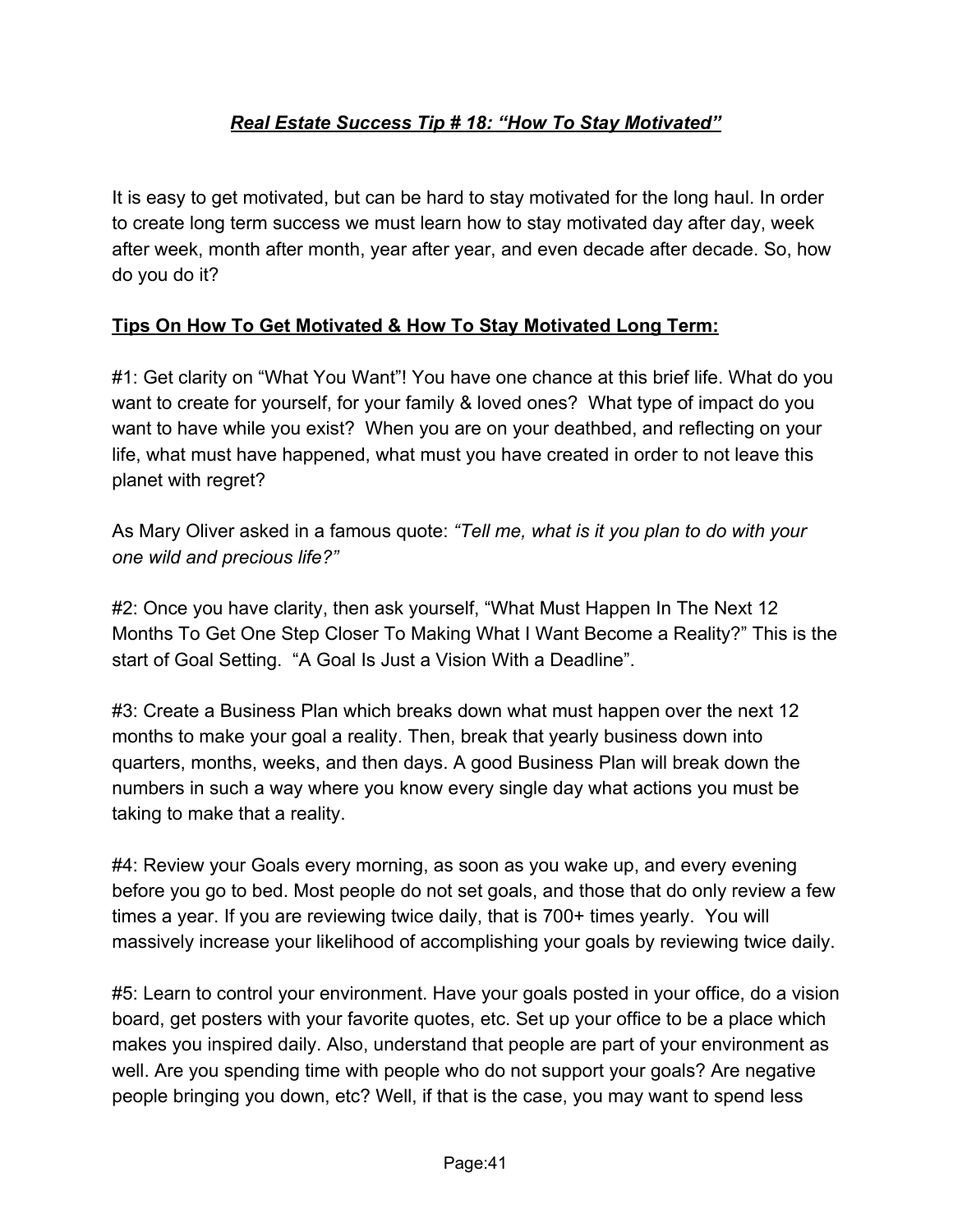## ***Real Estate Success Tip # 18: "How To Stay Motivated"***

It is easy to get motivated, but can be hard to stay motivated for the long haul. In order to create long term success we must learn how to stay motivated day after day, week after week, month after month, year after year, and even decade after decade. So, how do you do it?

**Tips On How To Get Motivated & How To Stay Motivated Long Term:**

#1: Get clarity on "What You Want"! You have one chance at this brief life. What do you want to create for yourself, for your family & loved ones? What type of impact do you want to have while you exist? When you are on your deathbed, and reflecting on your life, what must have happened, what must you have created in order to not leave this planet with regret?

As Mary Oliver asked in a famous quote: *"Tell me, what is it you plan to do with your one wild and precious life?"*

#2: Once you have clarity, then ask yourself, "What Must Happen In The Next 12 Months To Get One Step Closer To Making What I Want Become a Reality?" This is the start of Goal Setting. "A Goal Is Just a Vision With a Deadline".

#3: Create a Business Plan which breaks down what must happen over the next 12 months to make your goal a reality. Then, break that yearly business down into quarters, months, weeks, and then days. A good Business Plan will break down the numbers in such a way where you know every single day what actions you must be taking to make that a reality.

#4: Review your Goals every morning, as soon as you wake up, and every evening before you go to bed. Most people do not set goals, and those that do only review a few times a year. If you are reviewing twice daily, that is 700+ times yearly. You will massively increase your likelihood of accomplishing your goals by reviewing twice daily.

#5: Learn to control your environment. Have your goals posted in your office, do a vision board, get posters with your favorite quotes, etc. Set up your office to be a place which makes you inspired daily. Also, understand that people are part of your environment as well. Are you spending time with people who do not support your goals? Are negative people bringing you down, etc? Well, if that is the case, you may want to spend less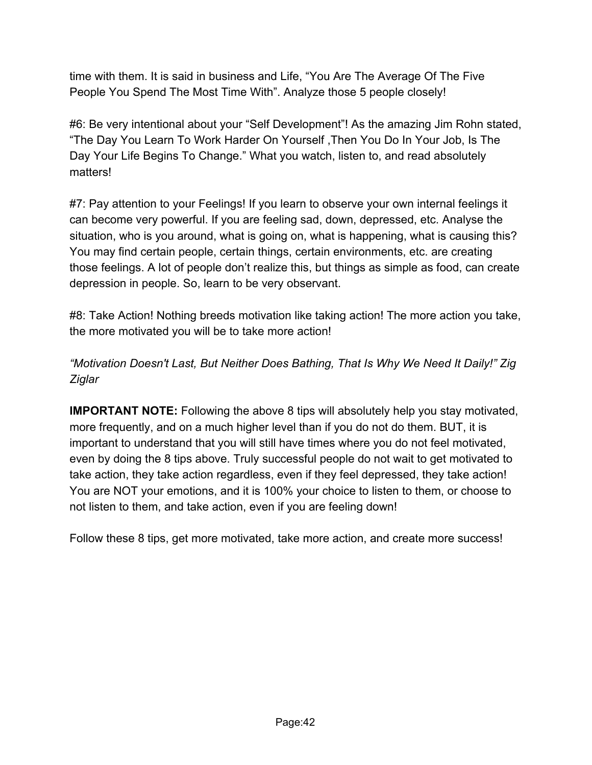time with them. It is said in business and Life, “You Are The Average Of The Five People You Spend The Most Time With”. Analyze those 5 people closely!

#6: Be very intentional about your “Self Development”! As the amazing Jim Rohn stated, “The Day You Learn To Work Harder On Yourself ,Then You Do In Your Job, Is The Day Your Life Begins To Change.” What you watch, listen to, and read absolutely matters!

#7: Pay attention to your Feelings! If you learn to observe your own internal feelings it can become very powerful. If you are feeling sad, down, depressed, etc. Analyse the situation, who is you around, what is going on, what is happening, what is causing this? You may find certain people, certain things, certain environments, etc. are creating those feelings. A lot of people don’t realize this, but things as simple as food, can create depression in people. So, learn to be very observant.

#8: Take Action! Nothing breeds motivation like taking action! The more action you take, the more motivated you will be to take more action!

*“Motivation Doesn't Last, But Neither Does Bathing, That Is Why We Need It Daily!” Zig Ziglar*

**IMPORTANT NOTE:** Following the above 8 tips will absolutely help you stay motivated, more frequently, and on a much higher level than if you do not do them. BUT, it is important to understand that you will still have times where you do not feel motivated, even by doing the 8 tips above. Truly successful people do not wait to get motivated to take action, they take action regardless, even if they feel depressed, they take action! You are NOT your emotions, and it is 100% your choice to listen to them, or choose to not listen to them, and take action, even if you are feeling down!

Follow these 8 tips, get more motivated, take more action, and create more success!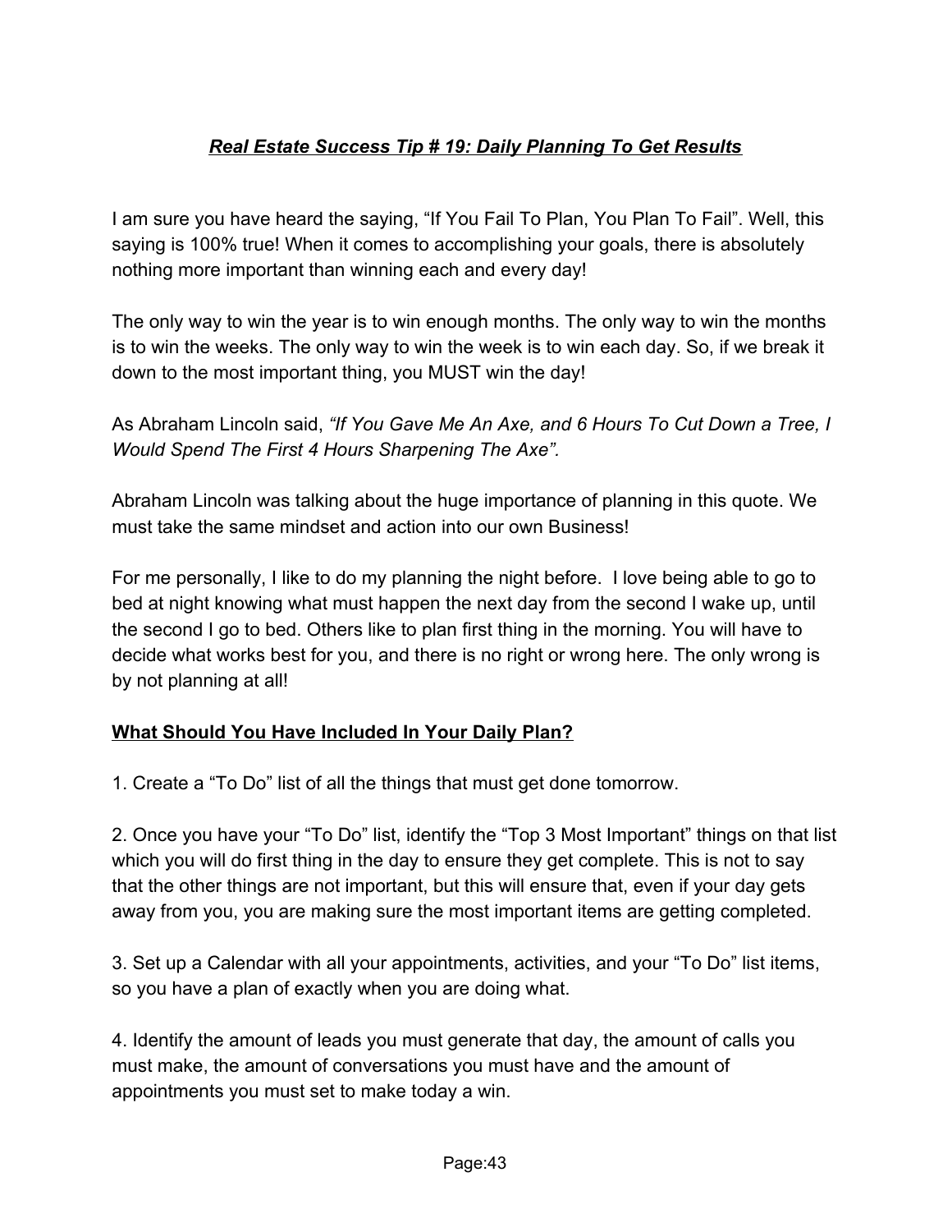## ***Real Estate Success Tip # 19: Daily Planning To Get Results***

I am sure you have heard the saying, "If You Fail To Plan, You Plan To Fail". Well, this saying is 100% true! When it comes to accomplishing your goals, there is absolutely nothing more important than winning each and every day!

The only way to win the year is to win enough months. The only way to win the months is to win the weeks. The only way to win the week is to win each day. So, if we break it down to the most important thing, you MUST win the day!

As Abraham Lincoln said, *"If You Gave Me An Axe, and 6 Hours To Cut Down a Tree, I Would Spend The First 4 Hours Sharpening The Axe".*

Abraham Lincoln was talking about the huge importance of planning in this quote. We must take the same mindset and action into our own Business!

For me personally, I like to do my planning the night before. I love being able to go to bed at night knowing what must happen the next day from the second I wake up, until the second I go to bed. Others like to plan first thing in the morning. You will have to decide what works best for you, and there is no right or wrong here. The only wrong is by not planning at all!

### **What Should You Have Included In Your Daily Plan?**

1. Create a "To Do" list of all the things that must get done tomorrow.

2. Once you have your "To Do" list, identify the "Top 3 Most Important" things on that list which you will do first thing in the day to ensure they get complete. This is not to say that the other things are not important, but this will ensure that, even if your day gets away from you, you are making sure the most important items are getting completed.

3. Set up a Calendar with all your appointments, activities, and your "To Do" list items, so you have a plan of exactly when you are doing what.

4. Identify the amount of leads you must generate that day, the amount of calls you must make, the amount of conversations you must have and the amount of appointments you must set to make today a win.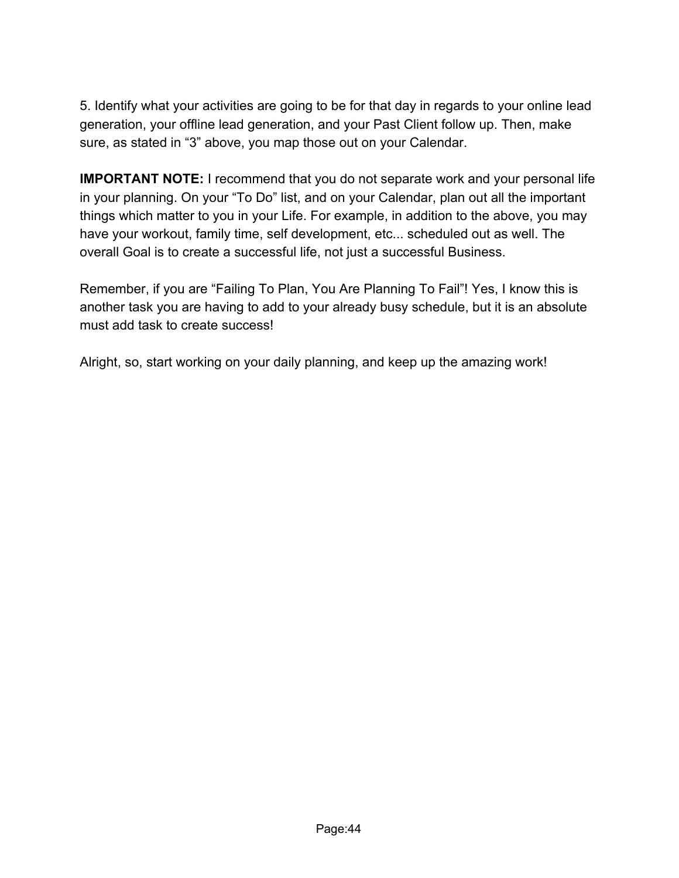5. Identify what your activities are going to be for that day in regards to your online lead generation, your offline lead generation, and your Past Client follow up. Then, make sure, as stated in “3” above, you map those out on your Calendar.

**IMPORTANT NOTE:** I recommend that you do not separate work and your personal life in your planning. On your “To Do” list, and on your Calendar, plan out all the important things which matter to you in your Life. For example, in addition to the above, you may have your workout, family time, self development, etc... scheduled out as well. The overall Goal is to create a successful life, not just a successful Business.

Remember, if you are “Failing To Plan, You Are Planning To Fail”! Yes, I know this is another task you are having to add to your already busy schedule, but it is an absolute must add task to create success!

Alright, so, start working on your daily planning, and keep up the amazing work!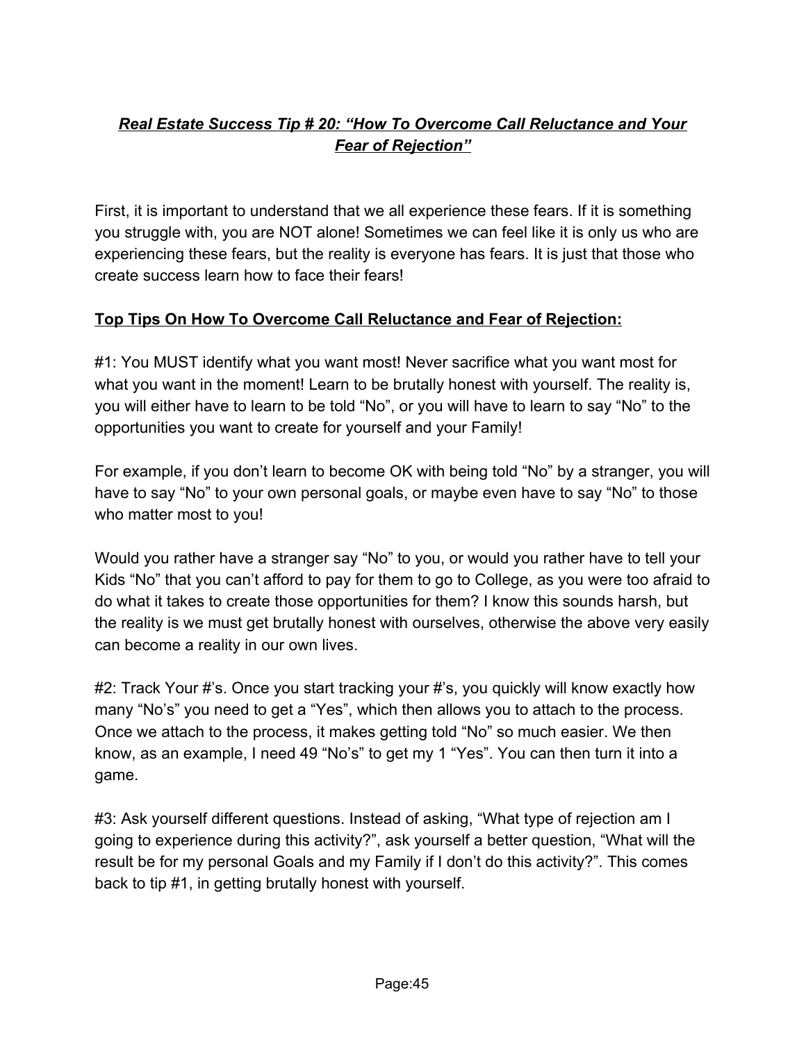## ***Real Estate Success Tip # 20: "How To Overcome Call Reluctance and Your Fear of Rejection"***

First, it is important to understand that we all experience these fears. If it is something you struggle with, you are NOT alone! Sometimes we can feel like it is only us who are experiencing these fears, but the reality is everyone has fears. It is just that those who create success learn how to face their fears!

**Top Tips On How To Overcome Call Reluctance and Fear of Rejection:**

#1: You MUST identify what you want most! Never sacrifice what you want most for what you want in the moment! Learn to be brutally honest with yourself. The reality is, you will either have to learn to be told "No", or you will have to learn to say "No" to the opportunities you want to create for yourself and your Family!

For example, if you don't learn to become OK with being told "No" by a stranger, you will have to say "No" to your own personal goals, or maybe even have to say "No" to those who matter most to you!

Would you rather have a stranger say "No" to you, or would you rather have to tell your Kids "No" that you can't afford to pay for them to go to College, as you were too afraid to do what it takes to create those opportunities for them? I know this sounds harsh, but the reality is we must get brutally honest with ourselves, otherwise the above very easily can become a reality in our own lives.

#2: Track Your #'s. Once you start tracking your #'s, you quickly will know exactly how many "No's" you need to get a "Yes", which then allows you to attach to the process. Once we attach to the process, it makes getting told "No" so much easier. We then know, as an example, I need 49 "No's" to get my 1 "Yes". You can then turn it into a game.

#3: Ask yourself different questions. Instead of asking, "What type of rejection am I going to experience during this activity?", ask yourself a better question, "What will the result be for my personal Goals and my Family if I don't do this activity?". This comes back to tip #1, in getting brutally honest with yourself.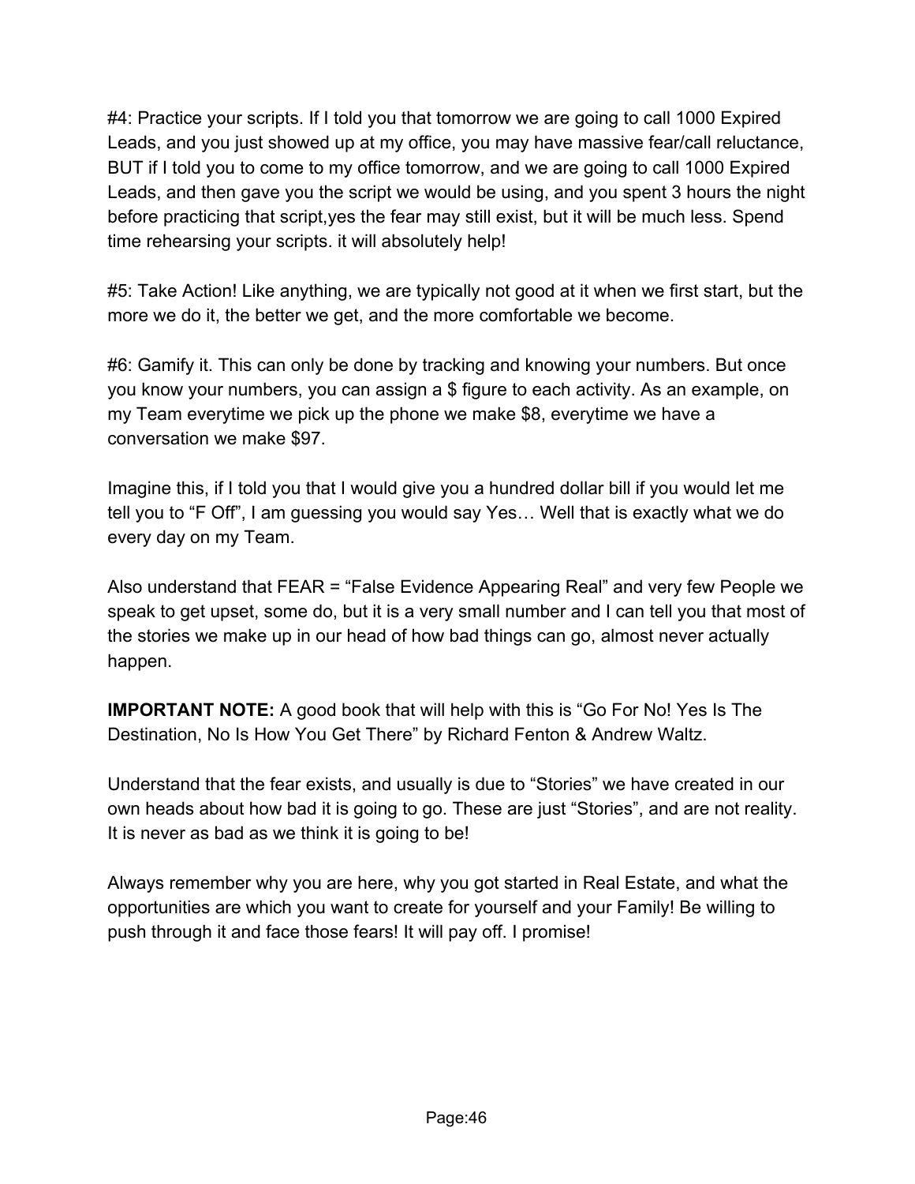#4: Practice your scripts. If I told you that tomorrow we are going to call 1000 Expired Leads, and you just showed up at my office, you may have massive fear/call reluctance, BUT if I told you to come to my office tomorrow, and we are going to call 1000 Expired Leads, and then gave you the script we would be using, and you spent 3 hours the night before practicing that script,yes the fear may still exist, but it will be much less. Spend time rehearsing your scripts. it will absolutely help!

#5: Take Action! Like anything, we are typically not good at it when we first start, but the more we do it, the better we get, and the more comfortable we become.

#6: Gamify it. This can only be done by tracking and knowing your numbers. But once you know your numbers, you can assign a $ figure to each activity. As an example, on my Team everytime we pick up the phone we make $8, everytime we have a conversation we make $97.

Imagine this, if I told you that I would give you a hundred dollar bill if you would let me tell you to “F Off”, I am guessing you would say Yes… Well that is exactly what we do every day on my Team.

Also understand that FEAR = “False Evidence Appearing Real” and very few People we speak to get upset, some do, but it is a very small number and I can tell you that most of the stories we make up in our head of how bad things can go, almost never actually happen.

**IMPORTANT NOTE:** A good book that will help with this is “Go For No! Yes Is The Destination, No Is How You Get There” by Richard Fenton & Andrew Waltz.

Understand that the fear exists, and usually is due to “Stories” we have created in our own heads about how bad it is going to go. These are just “Stories”, and are not reality. It is never as bad as we think it is going to be!

Always remember why you are here, why you got started in Real Estate, and what the opportunities are which you want to create for yourself and your Family! Be willing to push through it and face those fears! It will pay off. I promise!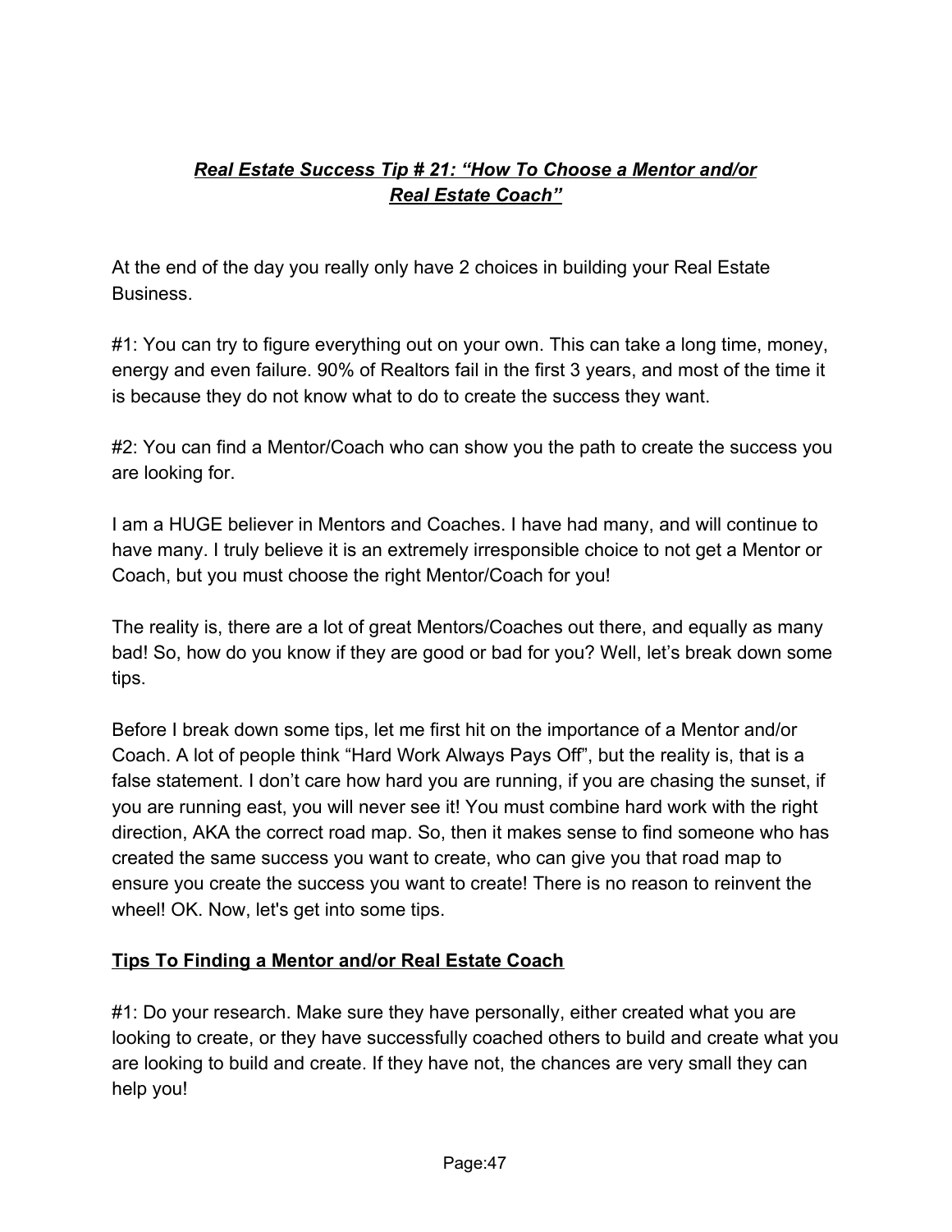## ***Real Estate Success Tip # 21: "How To Choose a Mentor and/or Real Estate Coach"***

At the end of the day you really only have 2 choices in building your Real Estate Business.

#1: You can try to figure everything out on your own. This can take a long time, money, energy and even failure. 90% of Realtors fail in the first 3 years, and most of the time it is because they do not know what to do to create the success they want.

#2: You can find a Mentor/Coach who can show you the path to create the success you are looking for.

I am a HUGE believer in Mentors and Coaches. I have had many, and will continue to have many. I truly believe it is an extremely irresponsible choice to not get a Mentor or Coach, but you must choose the right Mentor/Coach for you!

The reality is, there are a lot of great Mentors/Coaches out there, and equally as many bad! So, how do you know if they are good or bad for you? Well, let's break down some tips.

Before I break down some tips, let me first hit on the importance of a Mentor and/or Coach. A lot of people think "Hard Work Always Pays Off", but the reality is, that is a false statement. I don't care how hard you are running, if you are chasing the sunset, if you are running east, you will never see it! You must combine hard work with the right direction, AKA the correct road map. So, then it makes sense to find someone who has created the same success you want to create, who can give you that road map to ensure you create the success you want to create! There is no reason to reinvent the wheel! OK. Now, let's get into some tips.

### **Tips To Finding a Mentor and/or Real Estate Coach**

#1: Do your research. Make sure they have personally, either created what you are looking to create, or they have successfully coached others to build and create what you are looking to build and create. If they have not, the chances are very small they can help you!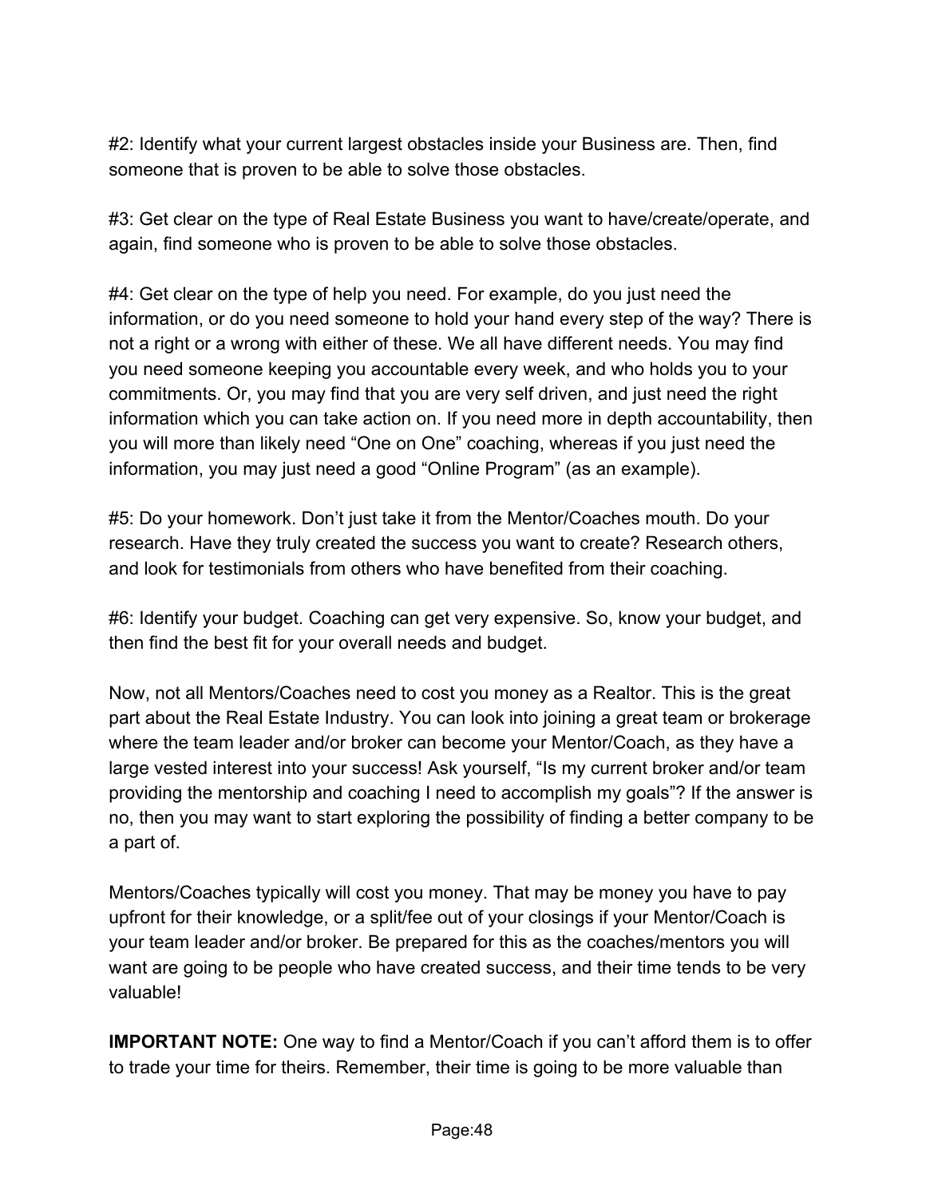#2: Identify what your current largest obstacles inside your Business are. Then, find someone that is proven to be able to solve those obstacles.

#3: Get clear on the type of Real Estate Business you want to have/create/operate, and again, find someone who is proven to be able to solve those obstacles.

#4: Get clear on the type of help you need. For example, do you just need the information, or do you need someone to hold your hand every step of the way? There is not a right or a wrong with either of these. We all have different needs. You may find you need someone keeping you accountable every week, and who holds you to your commitments. Or, you may find that you are very self driven, and just need the right information which you can take action on. If you need more in depth accountability, then you will more than likely need "One on One" coaching, whereas if you just need the information, you may just need a good "Online Program" (as an example).

#5: Do your homework. Don't just take it from the Mentor/Coaches mouth. Do your research. Have they truly created the success you want to create? Research others, and look for testimonials from others who have benefited from their coaching.

#6: Identify your budget. Coaching can get very expensive. So, know your budget, and then find the best fit for your overall needs and budget.

Now, not all Mentors/Coaches need to cost you money as a Realtor. This is the great part about the Real Estate Industry. You can look into joining a great team or brokerage where the team leader and/or broker can become your Mentor/Coach, as they have a large vested interest into your success! Ask yourself, "Is my current broker and/or team providing the mentorship and coaching I need to accomplish my goals"? If the answer is no, then you may want to start exploring the possibility of finding a better company to be a part of.

Mentors/Coaches typically will cost you money. That may be money you have to pay upfront for their knowledge, or a split/fee out of your closings if your Mentor/Coach is your team leader and/or broker. Be prepared for this as the coaches/mentors you will want are going to be people who have created success, and their time tends to be very valuable!

**IMPORTANT NOTE:** One way to find a Mentor/Coach if you can't afford them is to offer to trade your time for theirs. Remember, their time is going to be more valuable than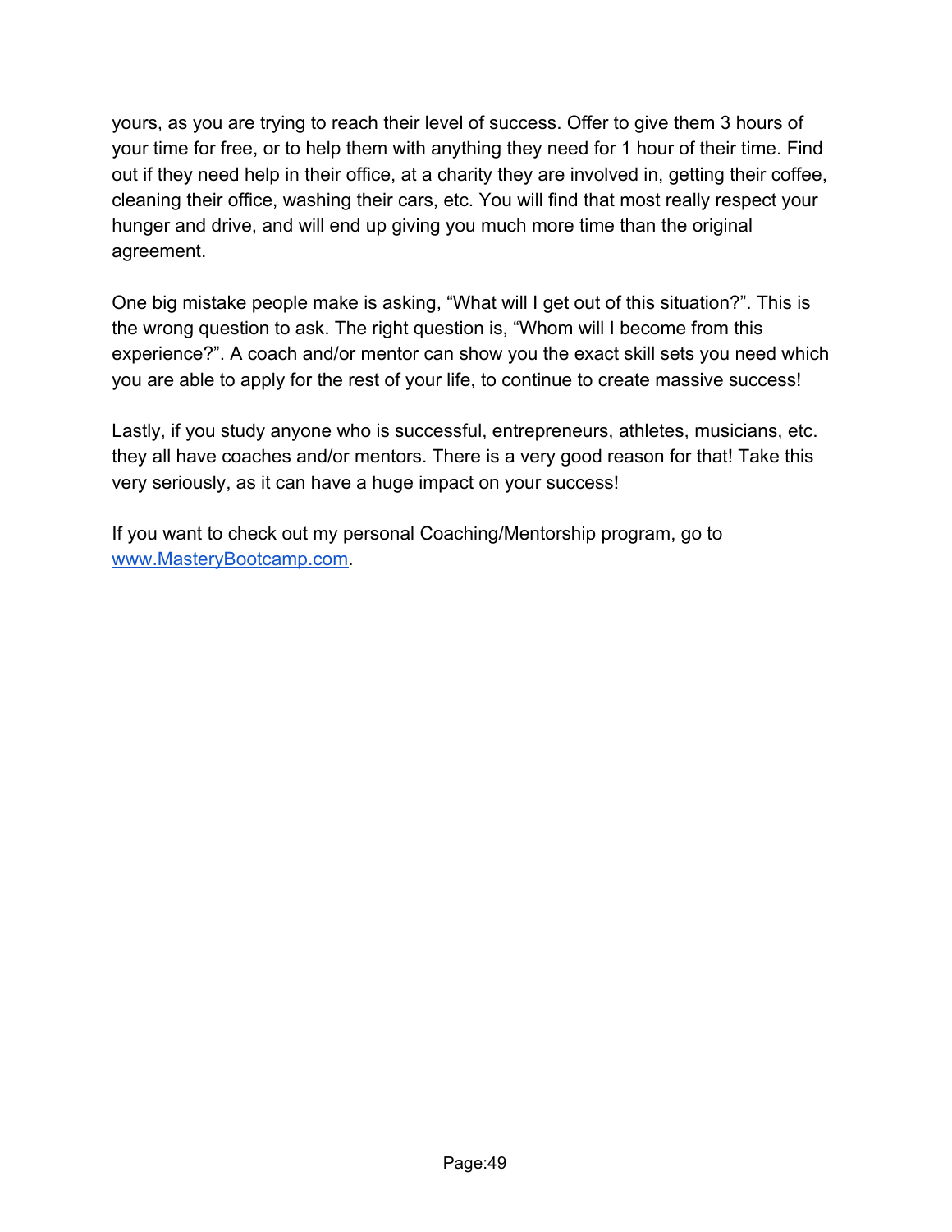yours, as you are trying to reach their level of success. Offer to give them 3 hours of your time for free, or to help them with anything they need for 1 hour of their time. Find out if they need help in their office, at a charity they are involved in, getting their coffee, cleaning their office, washing their cars, etc. You will find that most really respect your hunger and drive, and will end up giving you much more time than the original agreement.

One big mistake people make is asking, “What will I get out of this situation?”. This is the wrong question to ask. The right question is, “Whom will I become from this experience?”. A coach and/or mentor can show you the exact skill sets you need which you are able to apply for the rest of your life, to continue to create massive success!

Lastly, if you study anyone who is successful, entrepreneurs, athletes, musicians, etc. they all have coaches and/or mentors. There is a very good reason for that! Take this very seriously, as it can have a huge impact on your success!

If you want to check out my personal Coaching/Mentorship program, go to [www.MasteryBootcamp.com](http://www.MasteryBootcamp.com).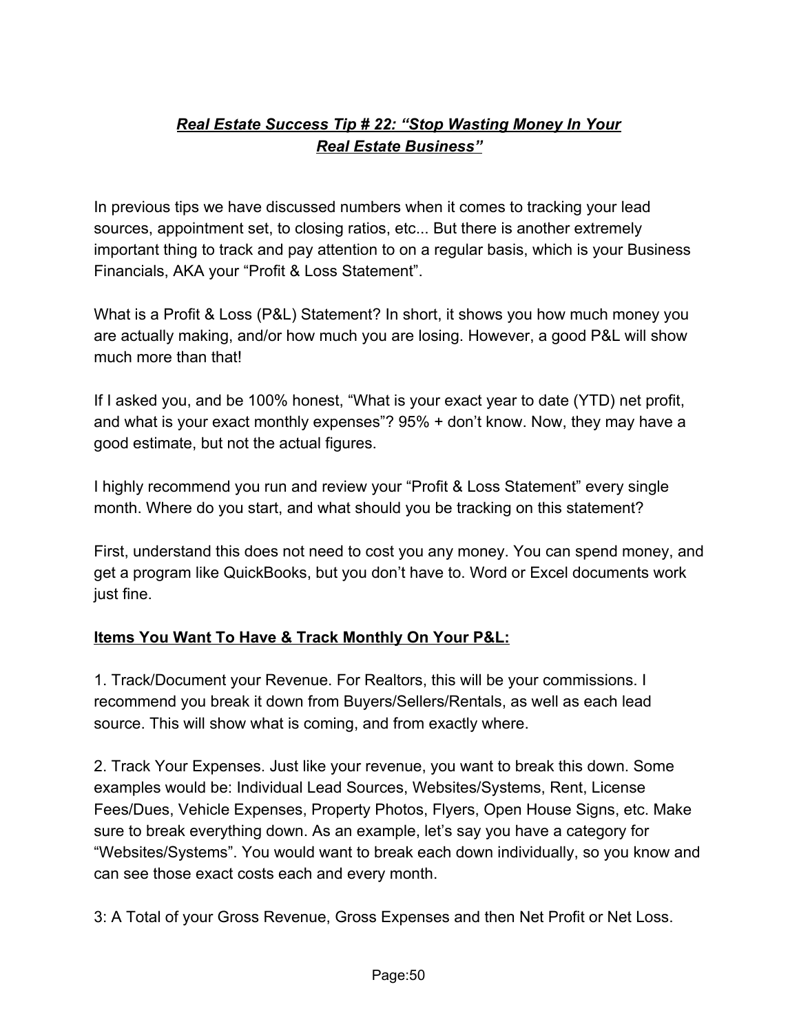## ***Real Estate Success Tip # 22: "Stop Wasting Money In Your Real Estate Business"***

In previous tips we have discussed numbers when it comes to tracking your lead sources, appointment set, to closing ratios, etc... But there is another extremely important thing to track and pay attention to on a regular basis, which is your Business Financials, AKA your "Profit & Loss Statement".

What is a Profit & Loss (P&L) Statement? In short, it shows you how much money you are actually making, and/or how much you are losing. However, a good P&L will show much more than that!

If I asked you, and be 100% honest, "What is your exact year to date (YTD) net profit, and what is your exact monthly expenses"? 95% + don't know. Now, they may have a good estimate, but not the actual figures.

I highly recommend you run and review your "Profit & Loss Statement" every single month. Where do you start, and what should you be tracking on this statement?

First, understand this does not need to cost you any money. You can spend money, and get a program like QuickBooks, but you don't have to. Word or Excel documents work just fine.

**Items You Want To Have & Track Monthly On Your P&L:**

1. Track/Document your Revenue. For Realtors, this will be your commissions. I recommend you break it down from Buyers/Sellers/Rentals, as well as each lead source. This will show what is coming, and from exactly where.

2. Track Your Expenses. Just like your revenue, you want to break this down. Some examples would be: Individual Lead Sources, Websites/Systems, Rent, License Fees/Dues, Vehicle Expenses, Property Photos, Flyers, Open House Signs, etc. Make sure to break everything down. As an example, let's say you have a category for "Websites/Systems". You would want to break each down individually, so you know and can see those exact costs each and every month.

3: A Total of your Gross Revenue, Gross Expenses and then Net Profit or Net Loss.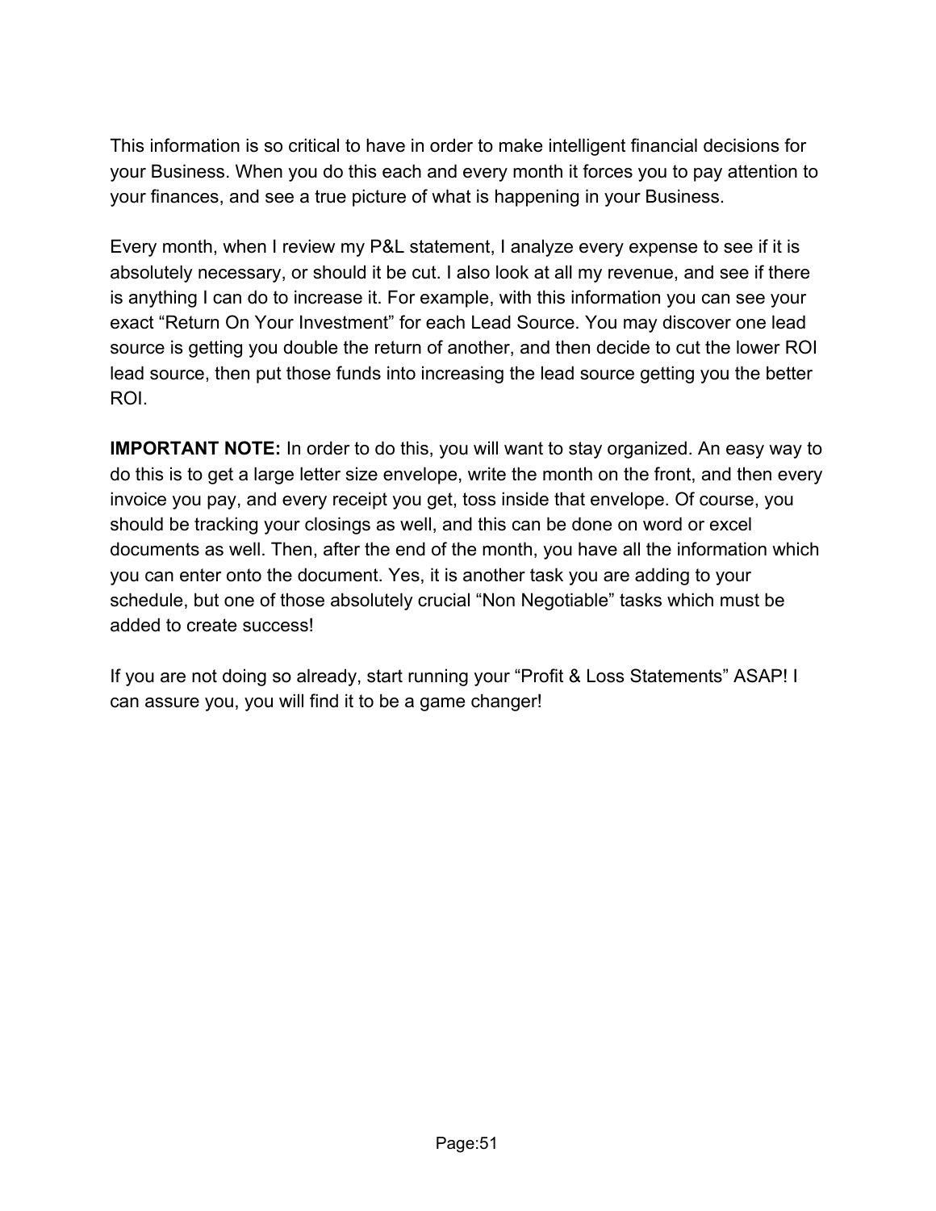This information is so critical to have in order to make intelligent financial decisions for your Business. When you do this each and every month it forces you to pay attention to your finances, and see a true picture of what is happening in your Business.

Every month, when I review my P&L statement, I analyze every expense to see if it is absolutely necessary, or should it be cut. I also look at all my revenue, and see if there is anything I can do to increase it. For example, with this information you can see your exact “Return On Your Investment” for each Lead Source. You may discover one lead source is getting you double the return of another, and then decide to cut the lower ROI lead source, then put those funds into increasing the lead source getting you the better ROI.

**IMPORTANT NOTE:** In order to do this, you will want to stay organized. An easy way to do this is to get a large letter size envelope, write the month on the front, and then every invoice you pay, and every receipt you get, toss inside that envelope. Of course, you should be tracking your closings as well, and this can be done on word or excel documents as well. Then, after the end of the month, you have all the information which you can enter onto the document. Yes, it is another task you are adding to your schedule, but one of those absolutely crucial “Non Negotiable” tasks which must be added to create success!

If you are not doing so already, start running your “Profit & Loss Statements” ASAP! I can assure you, you will find it to be a game changer!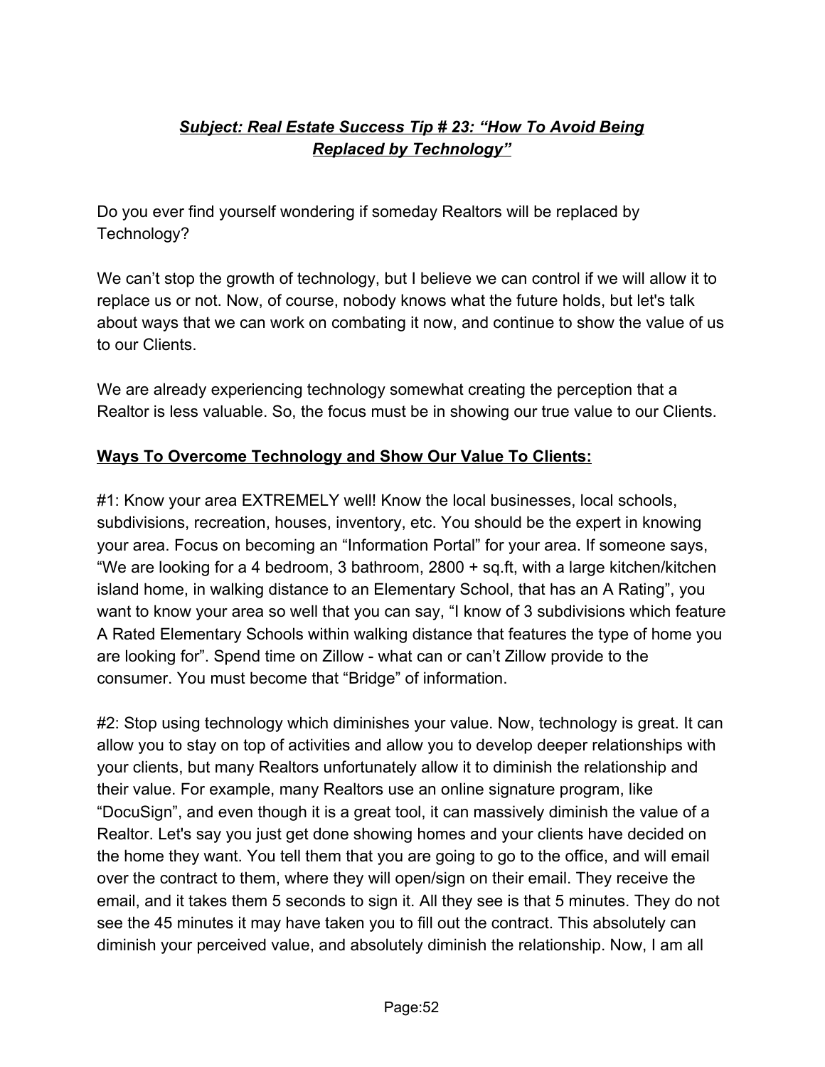***<u>Subject: Real Estate Success Tip # 23: "How To Avoid Being Replaced by Technology"</u>***

Do you ever find yourself wondering if someday Realtors will be replaced by Technology?

We can't stop the growth of technology, but I believe we can control if we will allow it to replace us or not. Now, of course, nobody knows what the future holds, but let's talk about ways that we can work on combating it now, and continue to show the value of us to our Clients.

We are already experiencing technology somewhat creating the perception that a Realtor is less valuable. So, the focus must be in showing our true value to our Clients.

**<u>Ways To Overcome Technology and Show Our Value To Clients:</u>**

#1: Know your area EXTREMELY well! Know the local businesses, local schools, subdivisions, recreation, houses, inventory, etc. You should be the expert in knowing your area. Focus on becoming an "Information Portal" for your area. If someone says, "We are looking for a 4 bedroom, 3 bathroom, 2800 + sq.ft, with a large kitchen/kitchen island home, in walking distance to an Elementary School, that has an A Rating", you want to know your area so well that you can say, "I know of 3 subdivisions which feature A Rated Elementary Schools within walking distance that features the type of home you are looking for". Spend time on Zillow - what can or can't Zillow provide to the consumer. You must become that "Bridge" of information.

#2: Stop using technology which diminishes your value. Now, technology is great. It can allow you to stay on top of activities and allow you to develop deeper relationships with your clients, but many Realtors unfortunately allow it to diminish the relationship and their value. For example, many Realtors use an online signature program, like "DocuSign", and even though it is a great tool, it can massively diminish the value of a Realtor. Let's say you just get done showing homes and your clients have decided on the home they want. You tell them that you are going to go to the office, and will email over the contract to them, where they will open/sign on their email. They receive the email, and it takes them 5 seconds to sign it. All they see is that 5 minutes. They do not see the 45 minutes it may have taken you to fill out the contract. This absolutely can diminish your perceived value, and absolutely diminish the relationship. Now, I am all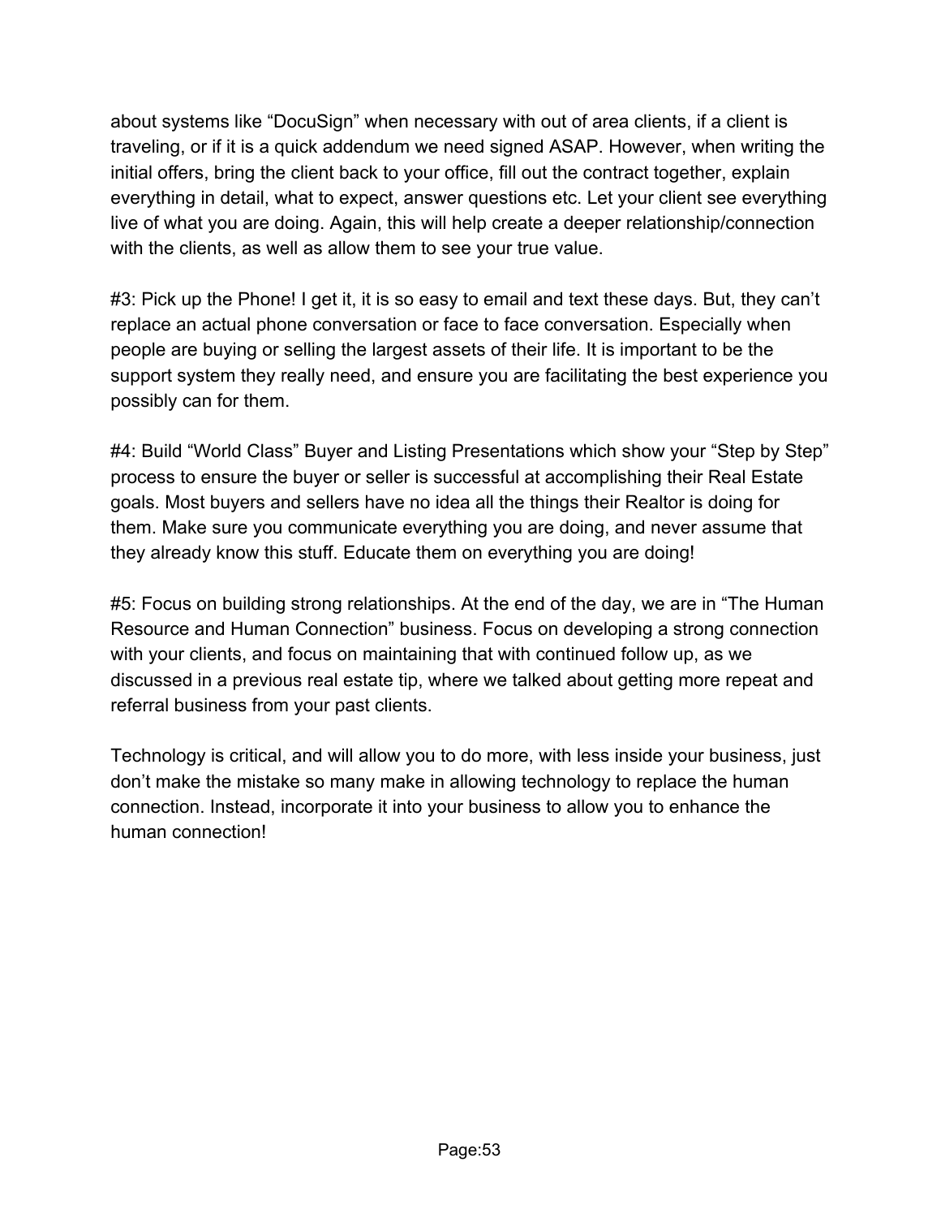about systems like “DocuSign” when necessary with out of area clients, if a client is traveling, or if it is a quick addendum we need signed ASAP. However, when writing the initial offers, bring the client back to your office, fill out the contract together, explain everything in detail, what to expect, answer questions etc. Let your client see everything live of what you are doing. Again, this will help create a deeper relationship/connection with the clients, as well as allow them to see your true value.

#3: Pick up the Phone! I get it, it is so easy to email and text these days. But, they can’t replace an actual phone conversation or face to face conversation. Especially when people are buying or selling the largest assets of their life. It is important to be the support system they really need, and ensure you are facilitating the best experience you possibly can for them.

#4: Build “World Class” Buyer and Listing Presentations which show your “Step by Step” process to ensure the buyer or seller is successful at accomplishing their Real Estate goals. Most buyers and sellers have no idea all the things their Realtor is doing for them. Make sure you communicate everything you are doing, and never assume that they already know this stuff. Educate them on everything you are doing!

#5: Focus on building strong relationships. At the end of the day, we are in “The Human Resource and Human Connection” business. Focus on developing a strong connection with your clients, and focus on maintaining that with continued follow up, as we discussed in a previous real estate tip, where we talked about getting more repeat and referral business from your past clients.

Technology is critical, and will allow you to do more, with less inside your business, just don’t make the mistake so many make in allowing technology to replace the human connection. Instead, incorporate it into your business to allow you to enhance the human connection!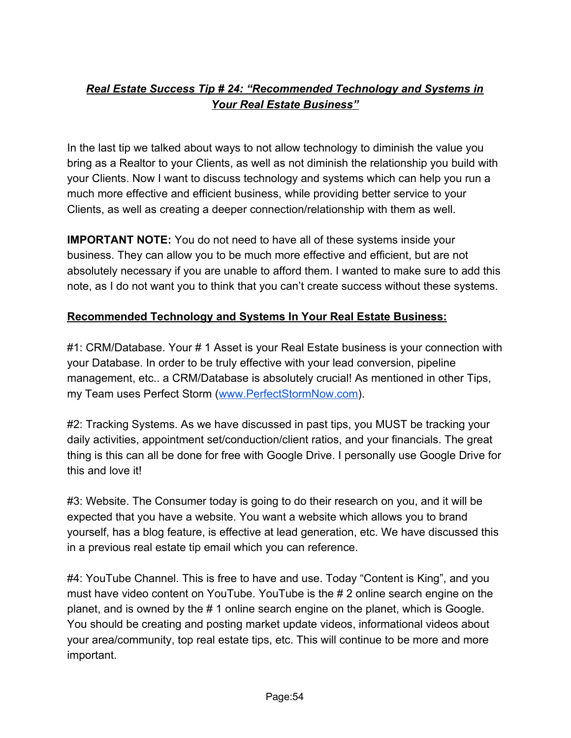## ***Real Estate Success Tip # 24: "Recommended Technology and Systems in Your Real Estate Business"***

In the last tip we talked about ways to not allow technology to diminish the value you bring as a Realtor to your Clients, as well as not diminish the relationship you build with your Clients. Now I want to discuss technology and systems which can help you run a much more effective and efficient business, while providing better service to your Clients, as well as creating a deeper connection/relationship with them as well.

**IMPORTANT NOTE:** You do not need to have all of these systems inside your business. They can allow you to be much more effective and efficient, but are not absolutely necessary if you are unable to afford them. I wanted to make sure to add this note, as I do not want you to think that you can't create success without these systems.

**Recommended Technology and Systems In Your Real Estate Business:**

#1: CRM/Database. Your # 1 Asset is your Real Estate business is your connection with your Database. In order to be truly effective with your lead conversion, pipeline management, etc.. a CRM/Database is absolutely crucial! As mentioned in other Tips, my Team uses Perfect Storm ([www.PerfectStormNow.com](http://www.PerfectStormNow.com)).

#2: Tracking Systems. As we have discussed in past tips, you MUST be tracking your daily activities, appointment set/conduction/client ratios, and your financials. The great thing is this can all be done for free with Google Drive. I personally use Google Drive for this and love it!

#3: Website. The Consumer today is going to do their research on you, and it will be expected that you have a website. You want a website which allows you to brand yourself, has a blog feature, is effective at lead generation, etc. We have discussed this in a previous real estate tip email which you can reference.

#4: YouTube Channel. This is free to have and use. Today "Content is King", and you must have video content on YouTube. YouTube is the # 2 online search engine on the planet, and is owned by the # 1 online search engine on the planet, which is Google. You should be creating and posting market update videos, informational videos about your area/community, top real estate tips, etc. This will continue to be more and more important.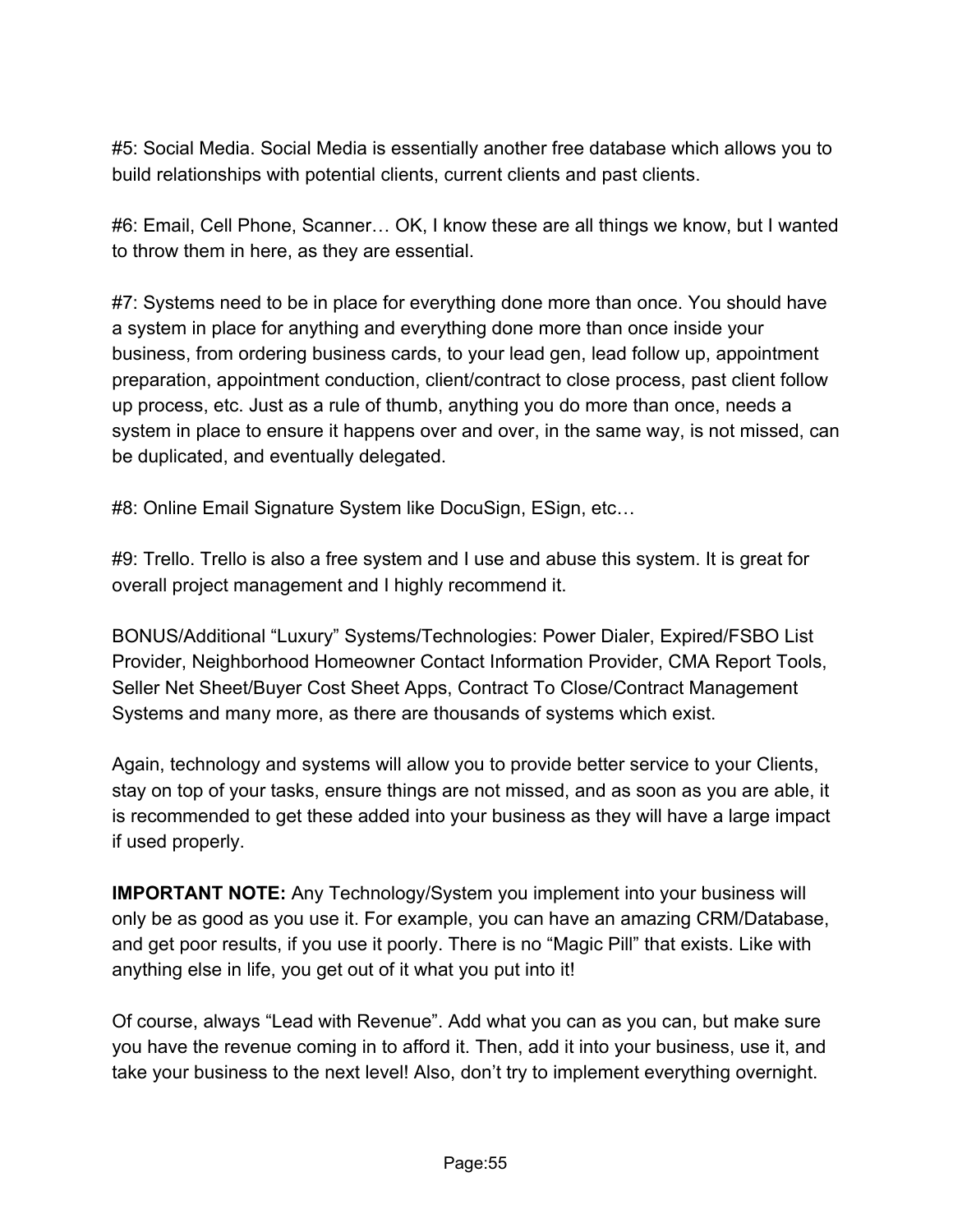#5: Social Media. Social Media is essentially another free database which allows you to build relationships with potential clients, current clients and past clients.

#6: Email, Cell Phone, Scanner… OK, I know these are all things we know, but I wanted to throw them in here, as they are essential.

#7: Systems need to be in place for everything done more than once. You should have a system in place for anything and everything done more than once inside your business, from ordering business cards, to your lead gen, lead follow up, appointment preparation, appointment conduction, client/contract to close process, past client follow up process, etc. Just as a rule of thumb, anything you do more than once, needs a system in place to ensure it happens over and over, in the same way, is not missed, can be duplicated, and eventually delegated.

#8: Online Email Signature System like DocuSign, ESign, etc…

#9: Trello. Trello is also a free system and I use and abuse this system. It is great for overall project management and I highly recommend it.

BONUS/Additional “Luxury” Systems/Technologies: Power Dialer, Expired/FSBO List Provider, Neighborhood Homeowner Contact Information Provider, CMA Report Tools, Seller Net Sheet/Buyer Cost Sheet Apps, Contract To Close/Contract Management Systems and many more, as there are thousands of systems which exist.

Again, technology and systems will allow you to provide better service to your Clients, stay on top of your tasks, ensure things are not missed, and as soon as you are able, it is recommended to get these added into your business as they will have a large impact if used properly.

**IMPORTANT NOTE:** Any Technology/System you implement into your business will only be as good as you use it. For example, you can have an amazing CRM/Database, and get poor results, if you use it poorly. There is no “Magic Pill” that exists. Like with anything else in life, you get out of it what you put into it!

Of course, always “Lead with Revenue”. Add what you can as you can, but make sure you have the revenue coming in to afford it. Then, add it into your business, use it, and take your business to the next level! Also, don’t try to implement everything overnight.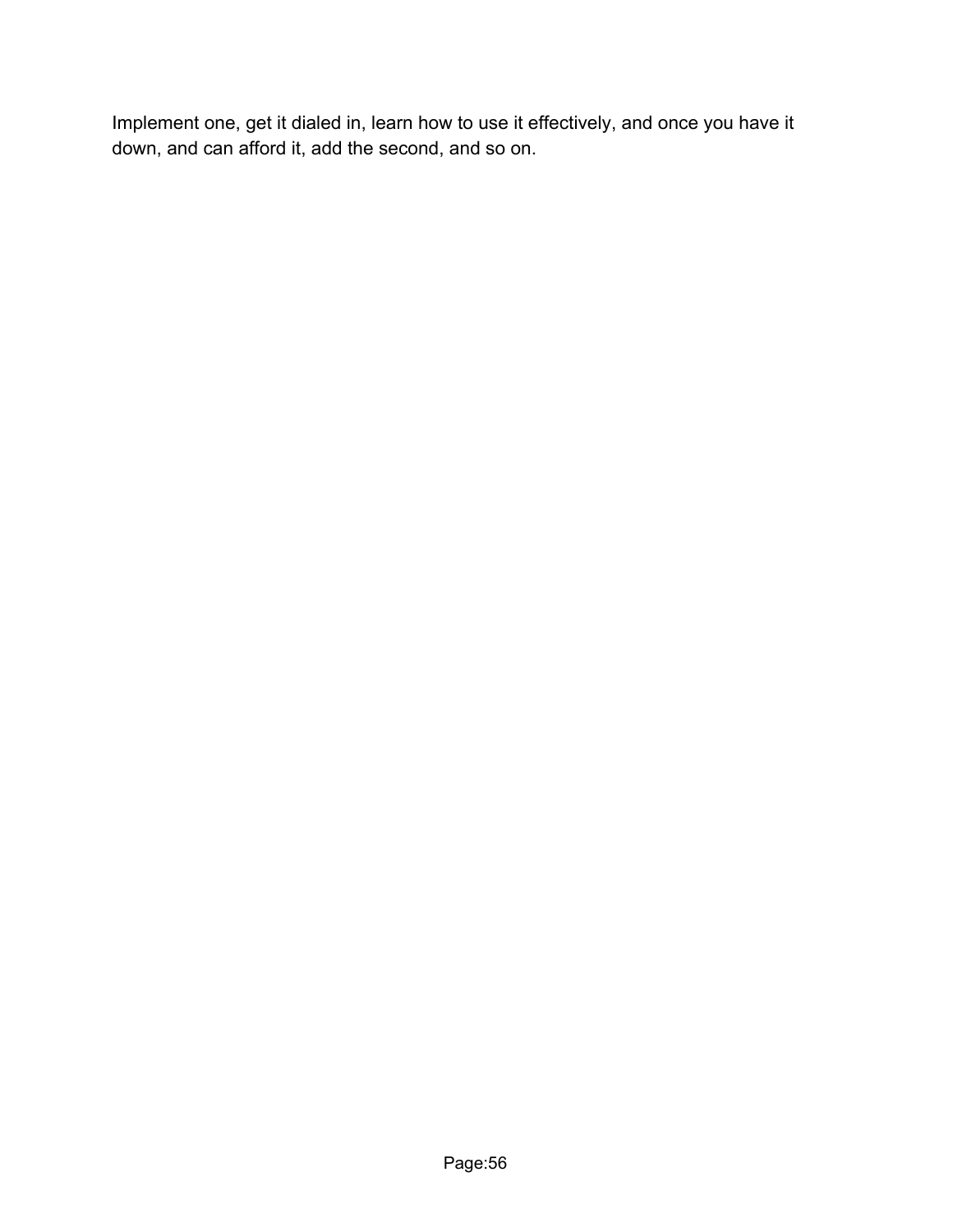Implement one, get it dialed in, learn how to use it effectively, and once you have it down, and can afford it, add the second, and so on.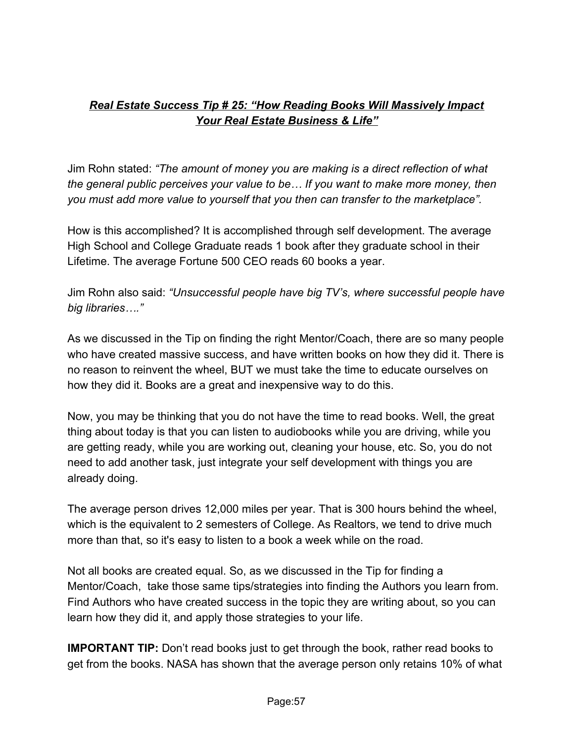## ***<u>Real Estate Success Tip # 25: "How Reading Books Will Massively Impact Your Real Estate Business & Life"</u>***

Jim Rohn stated: *"The amount of money you are making is a direct reflection of what the general public perceives your value to be… If you want to make more money, then you must add more value to yourself that you then can transfer to the marketplace".*

How is this accomplished? It is accomplished through self development. The average High School and College Graduate reads 1 book after they graduate school in their Lifetime. The average Fortune 500 CEO reads 60 books a year.

Jim Rohn also said: *"Unsuccessful people have big TV's, where successful people have big libraries…."*

As we discussed in the Tip on finding the right Mentor/Coach, there are so many people who have created massive success, and have written books on how they did it. There is no reason to reinvent the wheel, BUT we must take the time to educate ourselves on how they did it. Books are a great and inexpensive way to do this.

Now, you may be thinking that you do not have the time to read books. Well, the great thing about today is that you can listen to audiobooks while you are driving, while you are getting ready, while you are working out, cleaning your house, etc. So, you do not need to add another task, just integrate your self development with things you are already doing.

The average person drives 12,000 miles per year. That is 300 hours behind the wheel, which is the equivalent to 2 semesters of College. As Realtors, we tend to drive much more than that, so it's easy to listen to a book a week while on the road.

Not all books are created equal. So, as we discussed in the Tip for finding a Mentor/Coach, take those same tips/strategies into finding the Authors you learn from. Find Authors who have created success in the topic they are writing about, so you can learn how they did it, and apply those strategies to your life.

**IMPORTANT TIP:** Don't read books just to get through the book, rather read books to get from the books. NASA has shown that the average person only retains 10% of what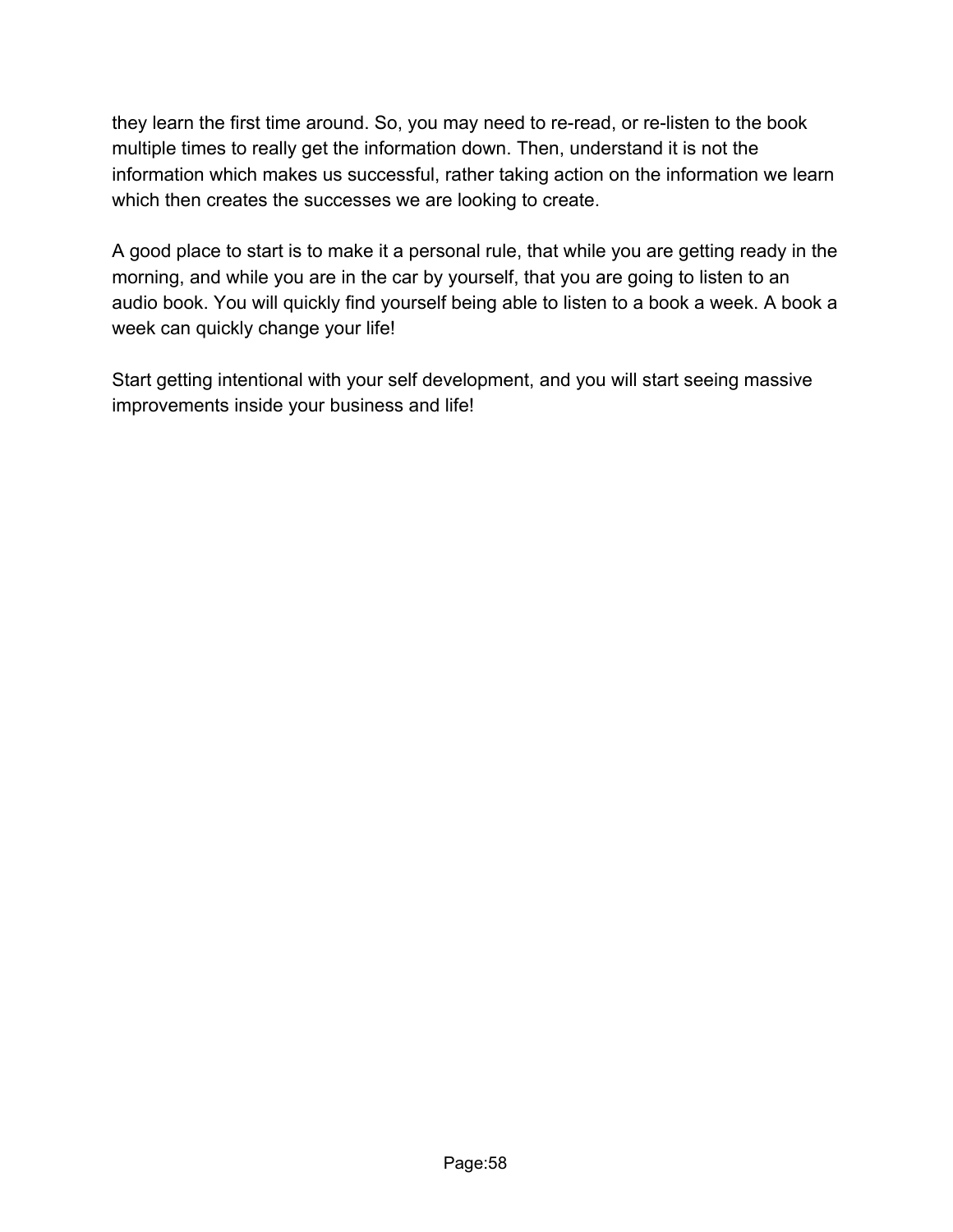they learn the first time around. So, you may need to re-read, or re-listen to the book multiple times to really get the information down. Then, understand it is not the information which makes us successful, rather taking action on the information we learn which then creates the successes we are looking to create.

A good place to start is to make it a personal rule, that while you are getting ready in the morning, and while you are in the car by yourself, that you are going to listen to an audio book. You will quickly find yourself being able to listen to a book a week. A book a week can quickly change your life!

Start getting intentional with your self development, and you will start seeing massive improvements inside your business and life!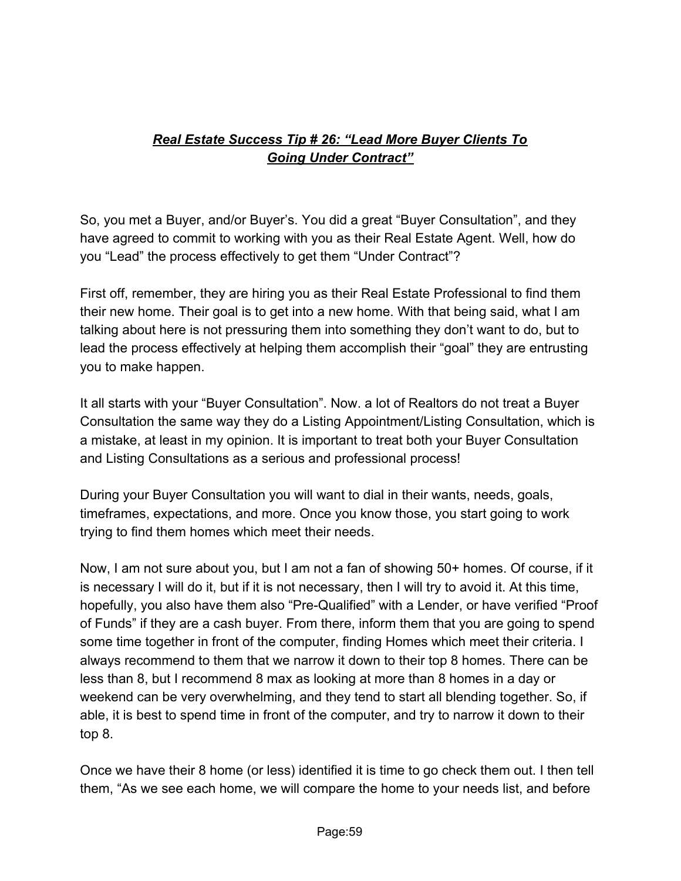## ***Real Estate Success Tip # 26: "Lead More Buyer Clients To Going Under Contract"***

So, you met a Buyer, and/or Buyer's. You did a great "Buyer Consultation", and they have agreed to commit to working with you as their Real Estate Agent. Well, how do you "Lead" the process effectively to get them "Under Contract"?

First off, remember, they are hiring you as their Real Estate Professional to find them their new home. Their goal is to get into a new home. With that being said, what I am talking about here is not pressuring them into something they don't want to do, but to lead the process effectively at helping them accomplish their "goal" they are entrusting you to make happen.

It all starts with your "Buyer Consultation". Now. a lot of Realtors do not treat a Buyer Consultation the same way they do a Listing Appointment/Listing Consultation, which is a mistake, at least in my opinion. It is important to treat both your Buyer Consultation and Listing Consultations as a serious and professional process!

During your Buyer Consultation you will want to dial in their wants, needs, goals, timeframes, expectations, and more. Once you know those, you start going to work trying to find them homes which meet their needs.

Now, I am not sure about you, but I am not a fan of showing 50+ homes. Of course, if it is necessary I will do it, but if it is not necessary, then I will try to avoid it. At this time, hopefully, you also have them also "Pre-Qualified" with a Lender, or have verified "Proof of Funds" if they are a cash buyer. From there, inform them that you are going to spend some time together in front of the computer, finding Homes which meet their criteria. I always recommend to them that we narrow it down to their top 8 homes. There can be less than 8, but I recommend 8 max as looking at more than 8 homes in a day or weekend can be very overwhelming, and they tend to start all blending together. So, if able, it is best to spend time in front of the computer, and try to narrow it down to their top 8.

Once we have their 8 home (or less) identified it is time to go check them out. I then tell them, "As we see each home, we will compare the home to your needs list, and before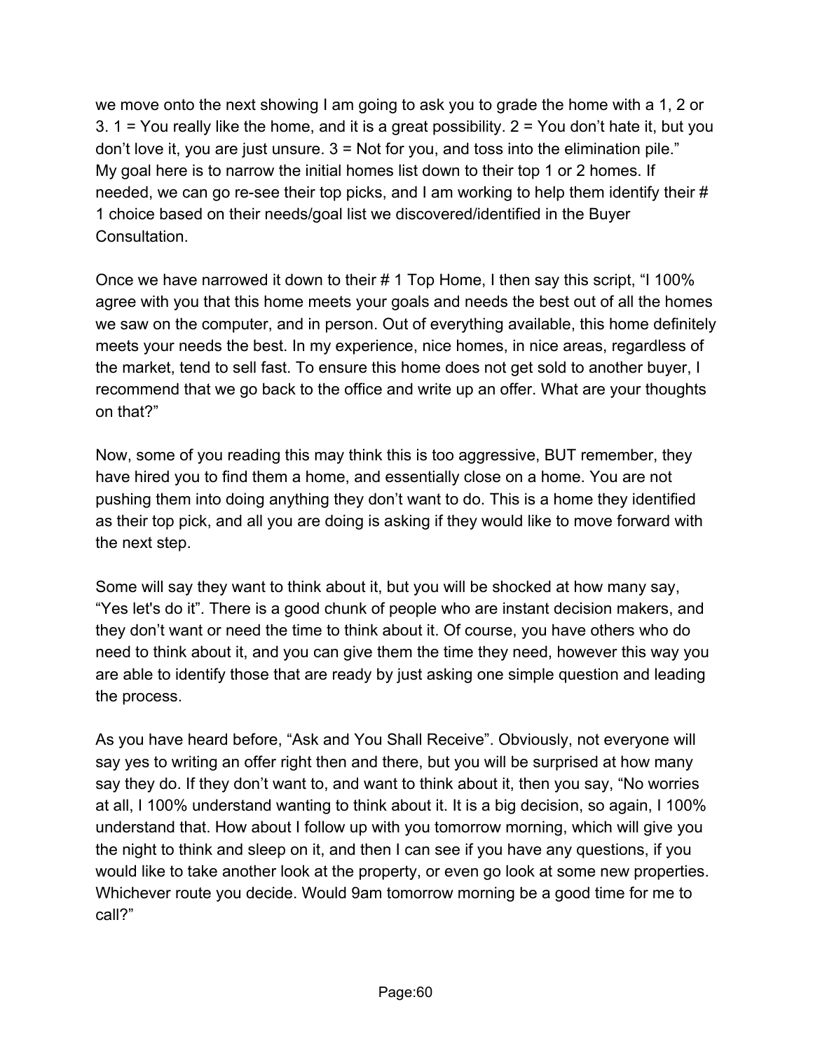we move onto the next showing I am going to ask you to grade the home with a 1, 2 or 3. 1 = You really like the home, and it is a great possibility. 2 = You don't hate it, but you don't love it, you are just unsure. 3 = Not for you, and toss into the elimination pile." My goal here is to narrow the initial homes list down to their top 1 or 2 homes. If needed, we can go re-see their top picks, and I am working to help them identify their # 1 choice based on their needs/goal list we discovered/identified in the Buyer Consultation.

Once we have narrowed it down to their # 1 Top Home, I then say this script, "I 100% agree with you that this home meets your goals and needs the best out of all the homes we saw on the computer, and in person. Out of everything available, this home definitely meets your needs the best. In my experience, nice homes, in nice areas, regardless of the market, tend to sell fast. To ensure this home does not get sold to another buyer, I recommend that we go back to the office and write up an offer. What are your thoughts on that?"

Now, some of you reading this may think this is too aggressive, BUT remember, they have hired you to find them a home, and essentially close on a home. You are not pushing them into doing anything they don't want to do. This is a home they identified as their top pick, and all you are doing is asking if they would like to move forward with the next step.

Some will say they want to think about it, but you will be shocked at how many say, "Yes let's do it". There is a good chunk of people who are instant decision makers, and they don't want or need the time to think about it. Of course, you have others who do need to think about it, and you can give them the time they need, however this way you are able to identify those that are ready by just asking one simple question and leading the process.

As you have heard before, "Ask and You Shall Receive". Obviously, not everyone will say yes to writing an offer right then and there, but you will be surprised at how many say they do. If they don't want to, and want to think about it, then you say, "No worries at all, I 100% understand wanting to think about it. It is a big decision, so again, I 100% understand that. How about I follow up with you tomorrow morning, which will give you the night to think and sleep on it, and then I can see if you have any questions, if you would like to take another look at the property, or even go look at some new properties. Whichever route you decide. Would 9am tomorrow morning be a good time for me to call?"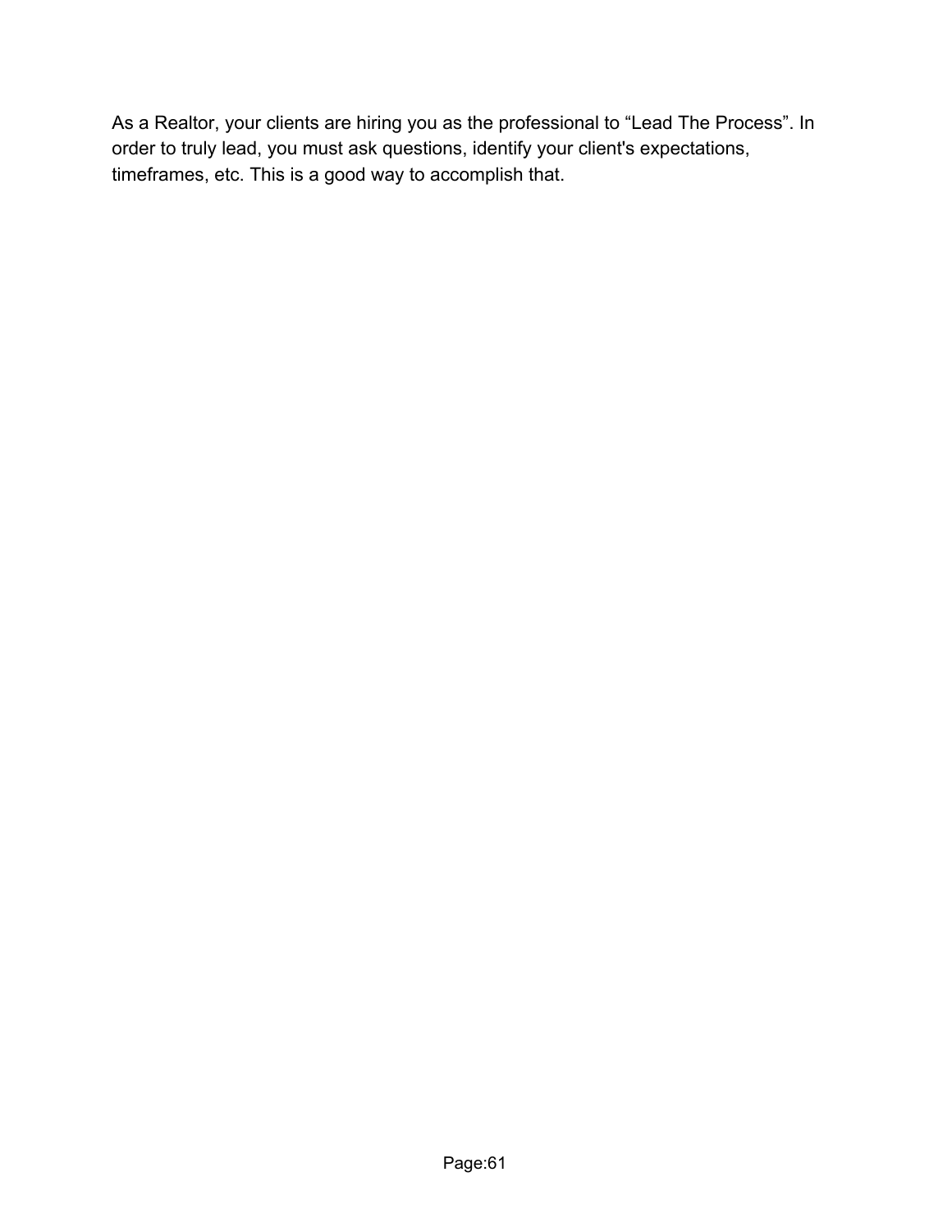As a Realtor, your clients are hiring you as the professional to “Lead The Process”. In order to truly lead, you must ask questions, identify your client's expectations, timeframes, etc. This is a good way to accomplish that.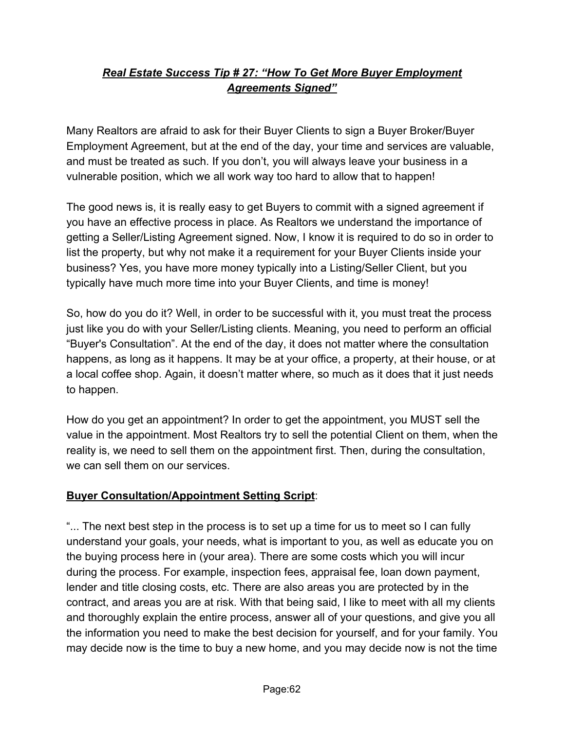## ***Real Estate Success Tip # 27: "How To Get More Buyer Employment Agreements Signed"***

Many Realtors are afraid to ask for their Buyer Clients to sign a Buyer Broker/Buyer Employment Agreement, but at the end of the day, your time and services are valuable, and must be treated as such. If you don't, you will always leave your business in a vulnerable position, which we all work way too hard to allow that to happen!

The good news is, it is really easy to get Buyers to commit with a signed agreement if you have an effective process in place. As Realtors we understand the importance of getting a Seller/Listing Agreement signed. Now, I know it is required to do so in order to list the property, but why not make it a requirement for your Buyer Clients inside your business? Yes, you have more money typically into a Listing/Seller Client, but you typically have much more time into your Buyer Clients, and time is money!

So, how do you do it? Well, in order to be successful with it, you must treat the process just like you do with your Seller/Listing clients. Meaning, you need to perform an official "Buyer's Consultation". At the end of the day, it does not matter where the consultation happens, as long as it happens. It may be at your office, a property, at their house, or at a local coffee shop. Again, it doesn't matter where, so much as it does that it just needs to happen.

How do you get an appointment? In order to get the appointment, you MUST sell the value in the appointment. Most Realtors try to sell the potential Client on them, when the reality is, we need to sell them on the appointment first. Then, during the consultation, we can sell them on our services.

**Buyer Consultation/Appointment Setting Script**:

"... The next best step in the process is to set up a time for us to meet so I can fully understand your goals, your needs, what is important to you, as well as educate you on the buying process here in (your area). There are some costs which you will incur during the process. For example, inspection fees, appraisal fee, loan down payment, lender and title closing costs, etc. There are also areas you are protected by in the contract, and areas you are at risk. With that being said, I like to meet with all my clients and thoroughly explain the entire process, answer all of your questions, and give you all the information you need to make the best decision for yourself, and for your family. You may decide now is the time to buy a new home, and you may decide now is not the time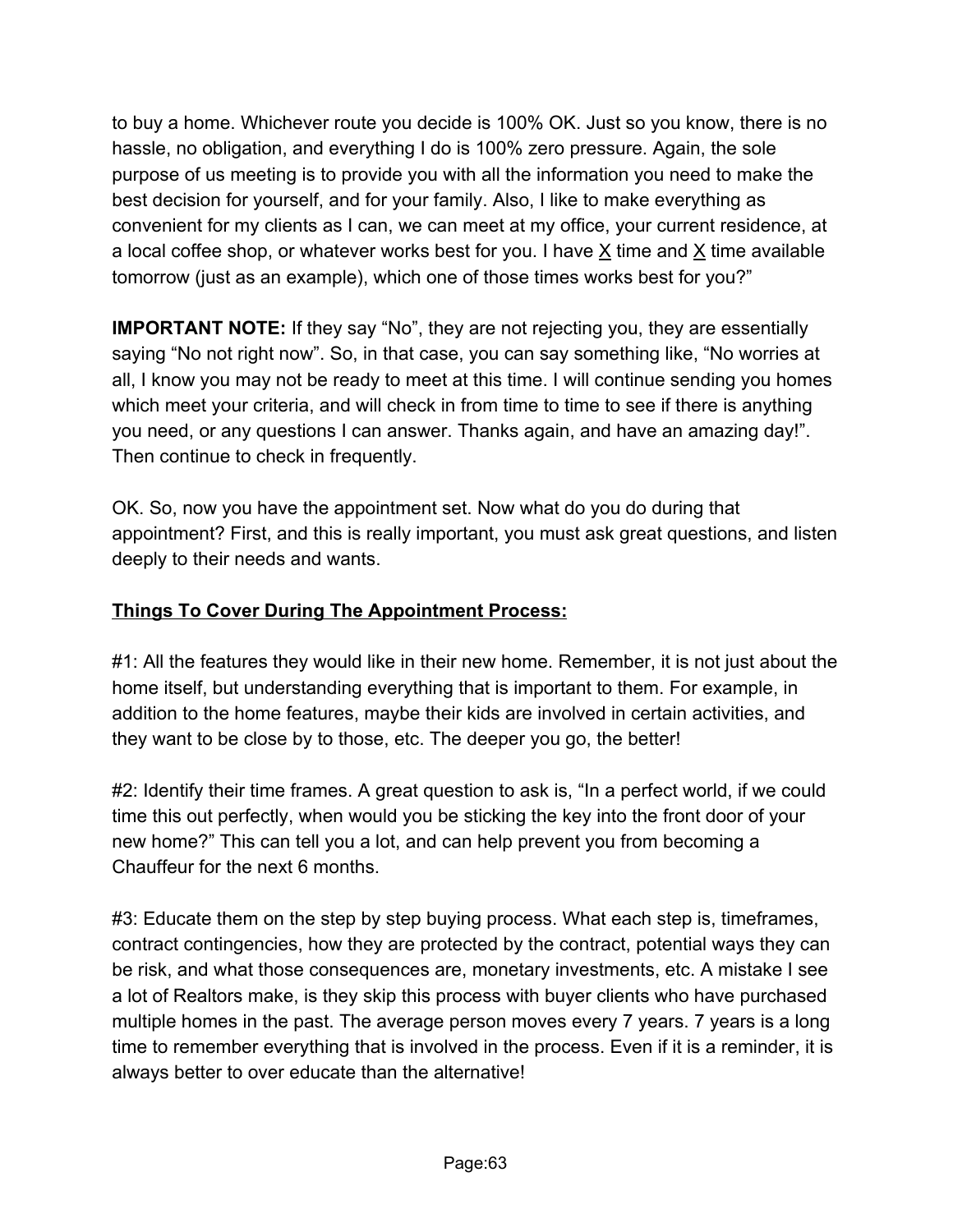to buy a home. Whichever route you decide is 100% OK. Just so you know, there is no hassle, no obligation, and everything I do is 100% zero pressure. Again, the sole purpose of us meeting is to provide you with all the information you need to make the best decision for yourself, and for your family. Also, I like to make everything as convenient for my clients as I can, we can meet at my office, your current residence, at a local coffee shop, or whatever works best for you. I have <u>X</u> time and <u>X</u> time available tomorrow (just as an example), which one of those times works best for you?"

**IMPORTANT NOTE:** If they say "No", they are not rejecting you, they are essentially saying "No not right now". So, in that case, you can say something like, "No worries at all, I know you may not be ready to meet at this time. I will continue sending you homes which meet your criteria, and will check in from time to time to see if there is anything you need, or any questions I can answer. Thanks again, and have an amazing day!". Then continue to check in frequently.

OK. So, now you have the appointment set. Now what do you do during that appointment? First, and this is really important, you must ask great questions, and listen deeply to their needs and wants.

**<u>Things To Cover During The Appointment Process:</u>**

#1: All the features they would like in their new home. Remember, it is not just about the home itself, but understanding everything that is important to them. For example, in addition to the home features, maybe their kids are involved in certain activities, and they want to be close by to those, etc. The deeper you go, the better!

#2: Identify their time frames. A great question to ask is, "In a perfect world, if we could time this out perfectly, when would you be sticking the key into the front door of your new home?" This can tell you a lot, and can help prevent you from becoming a Chauffeur for the next 6 months.

#3: Educate them on the step by step buying process. What each step is, timeframes, contract contingencies, how they are protected by the contract, potential ways they can be risk, and what those consequences are, monetary investments, etc. A mistake I see a lot of Realtors make, is they skip this process with buyer clients who have purchased multiple homes in the past. The average person moves every 7 years. 7 years is a long time to remember everything that is involved in the process. Even if it is a reminder, it is always better to over educate than the alternative!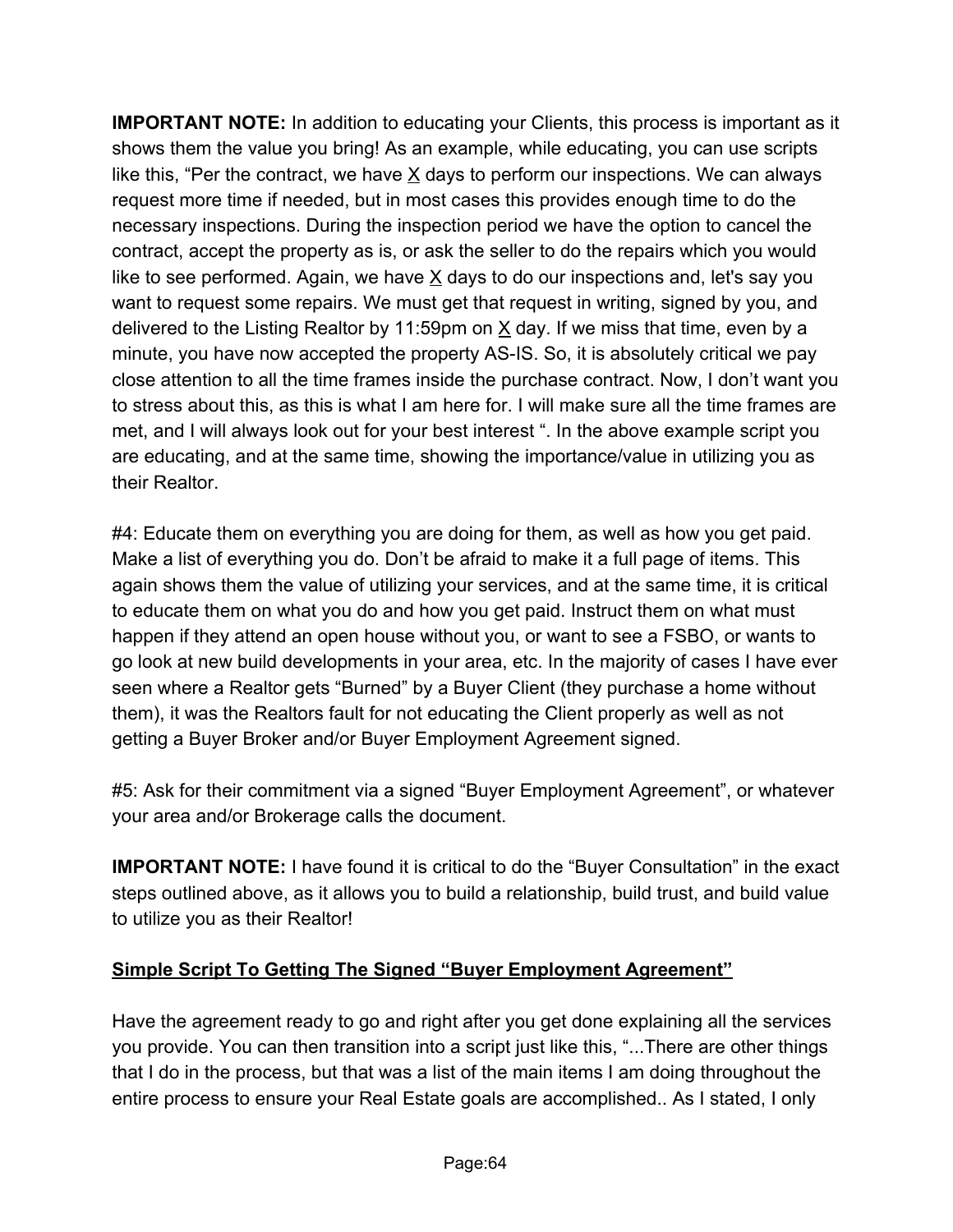**IMPORTANT NOTE:** In addition to educating your Clients, this process is important as it shows them the value you bring! As an example, while educating, you can use scripts like this, "Per the contract, we have X days to perform our inspections. We can always request more time if needed, but in most cases this provides enough time to do the necessary inspections. During the inspection period we have the option to cancel the contract, accept the property as is, or ask the seller to do the repairs which you would like to see performed. Again, we have X days to do our inspections and, let's say you want to request some repairs. We must get that request in writing, signed by you, and delivered to the Listing Realtor by 11:59pm on X day. If we miss that time, even by a minute, you have now accepted the property AS-IS. So, it is absolutely critical we pay close attention to all the time frames inside the purchase contract. Now, I don't want you to stress about this, as this is what I am here for. I will make sure all the time frames are met, and I will always look out for your best interest ". In the above example script you are educating, and at the same time, showing the importance/value in utilizing you as their Realtor.

#4: Educate them on everything you are doing for them, as well as how you get paid. Make a list of everything you do. Don't be afraid to make it a full page of items. This again shows them the value of utilizing your services, and at the same time, it is critical to educate them on what you do and how you get paid. Instruct them on what must happen if they attend an open house without you, or want to see a FSBO, or wants to go look at new build developments in your area, etc. In the majority of cases I have ever seen where a Realtor gets "Burned" by a Buyer Client (they purchase a home without them), it was the Realtors fault for not educating the Client properly as well as not getting a Buyer Broker and/or Buyer Employment Agreement signed.

#5: Ask for their commitment via a signed "Buyer Employment Agreement", or whatever your area and/or Brokerage calls the document.

**IMPORTANT NOTE:** I have found it is critical to do the "Buyer Consultation" in the exact steps outlined above, as it allows you to build a relationship, build trust, and build value to utilize you as their Realtor!

**<u>Simple Script To Getting The Signed "Buyer Employment Agreement"</u>**

Have the agreement ready to go and right after you get done explaining all the services you provide. You can then transition into a script just like this, "...There are other things that I do in the process, but that was a list of the main items I am doing throughout the entire process to ensure your Real Estate goals are accomplished.. As I stated, I only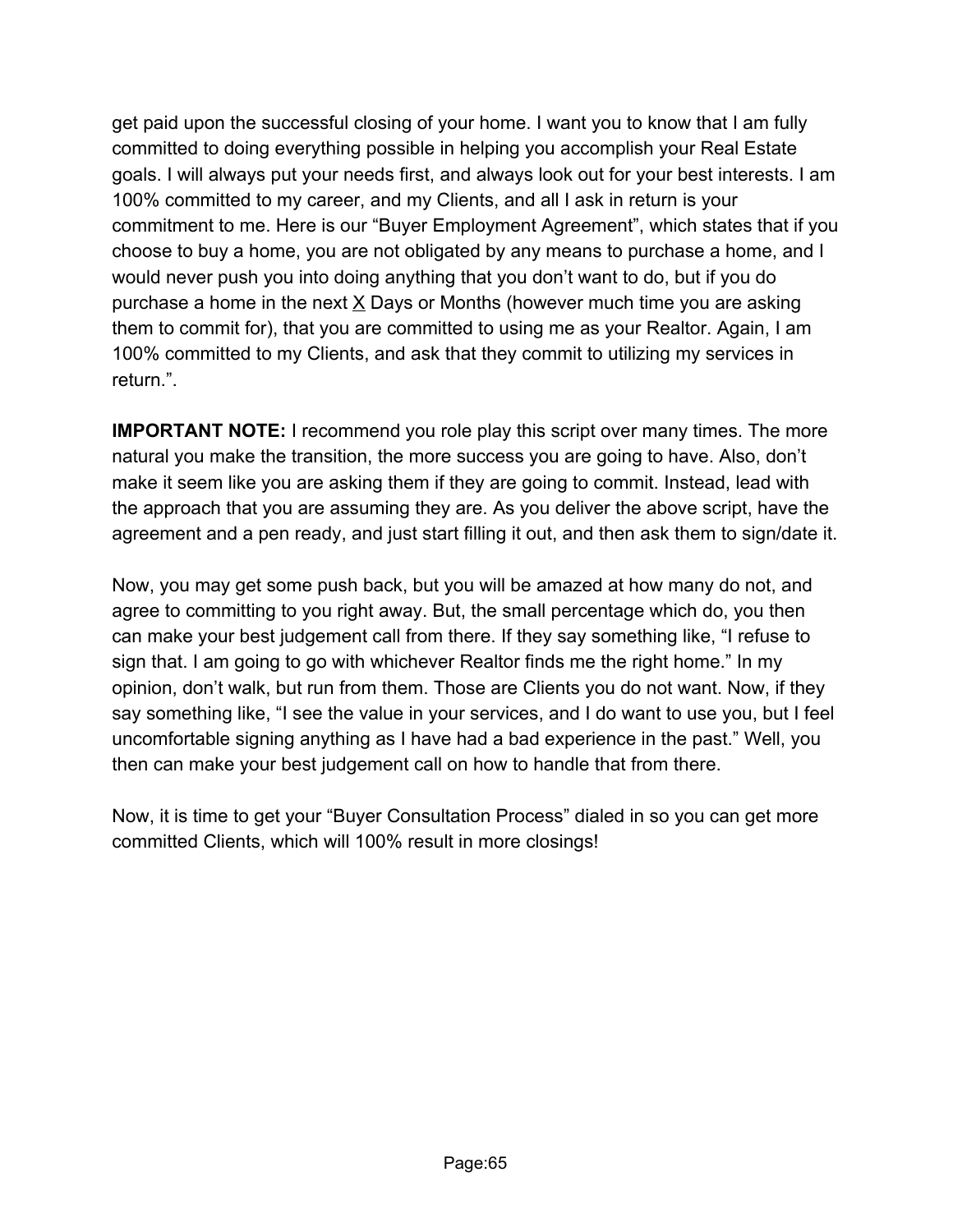get paid upon the successful closing of your home. I want you to know that I am fully committed to doing everything possible in helping you accomplish your Real Estate goals. I will always put your needs first, and always look out for your best interests. I am 100% committed to my career, and my Clients, and all I ask in return is your commitment to me. Here is our “Buyer Employment Agreement”, which states that if you choose to buy a home, you are not obligated by any means to purchase a home, and I would never push you into doing anything that you don’t want to do, but if you do purchase a home in the next X Days or Months (however much time you are asking them to commit for), that you are committed to using me as your Realtor. Again, I am 100% committed to my Clients, and ask that they commit to utilizing my services in return.”.

**IMPORTANT NOTE:** I recommend you role play this script over many times. The more natural you make the transition, the more success you are going to have. Also, don’t make it seem like you are asking them if they are going to commit. Instead, lead with the approach that you are assuming they are. As you deliver the above script, have the agreement and a pen ready, and just start filling it out, and then ask them to sign/date it.

Now, you may get some push back, but you will be amazed at how many do not, and agree to committing to you right away. But, the small percentage which do, you then can make your best judgement call from there. If they say something like, “I refuse to sign that. I am going to go with whichever Realtor finds me the right home.” In my opinion, don’t walk, but run from them. Those are Clients you do not want. Now, if they say something like, “I see the value in your services, and I do want to use you, but I feel uncomfortable signing anything as I have had a bad experience in the past.” Well, you then can make your best judgement call on how to handle that from there.

Now, it is time to get your “Buyer Consultation Process” dialed in so you can get more committed Clients, which will 100% result in more closings!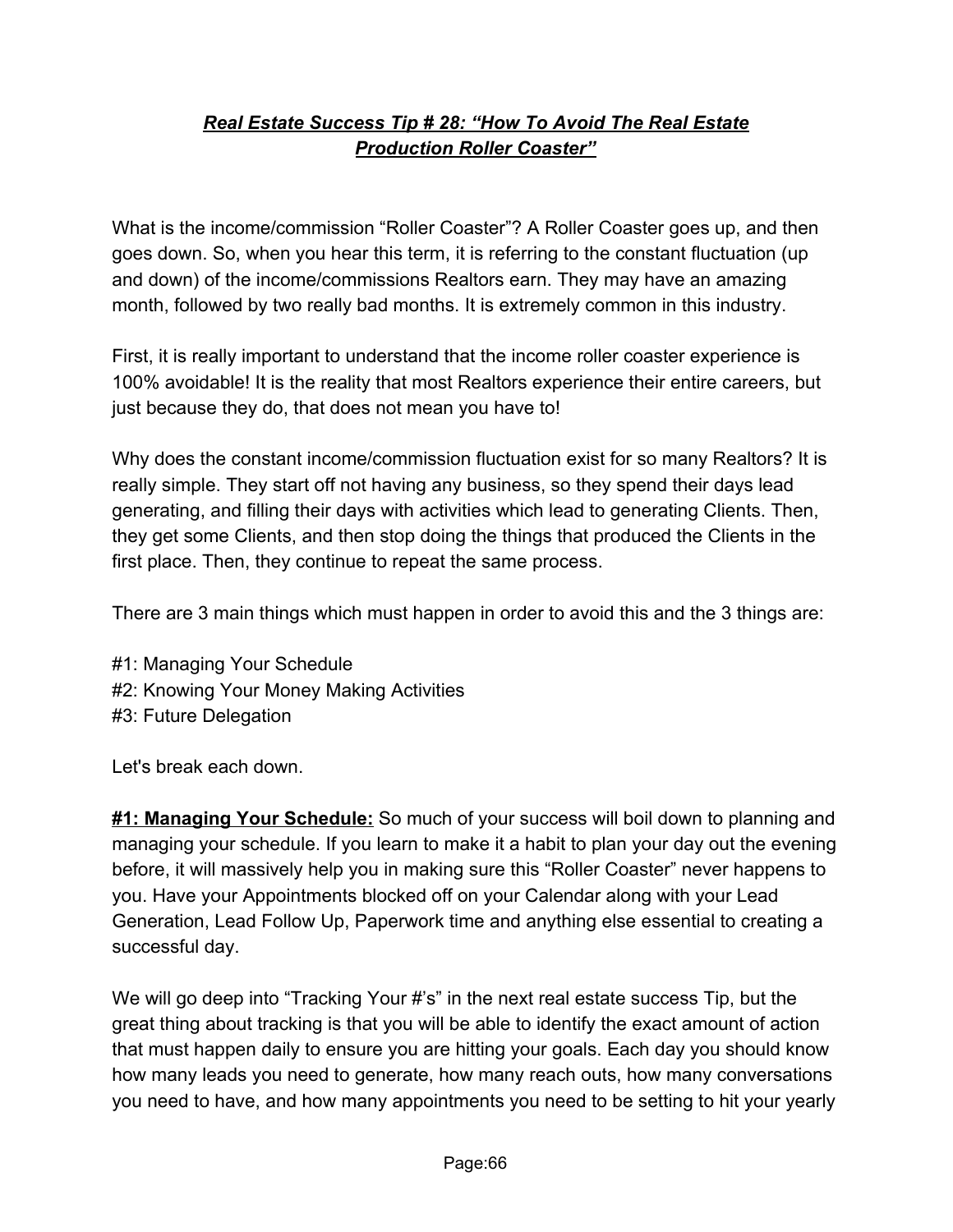## ***Real Estate Success Tip # 28: "How To Avoid The Real Estate Production Roller Coaster"***

What is the income/commission "Roller Coaster"? A Roller Coaster goes up, and then goes down. So, when you hear this term, it is referring to the constant fluctuation (up and down) of the income/commissions Realtors earn. They may have an amazing month, followed by two really bad months. It is extremely common in this industry.

First, it is really important to understand that the income roller coaster experience is 100% avoidable! It is the reality that most Realtors experience their entire careers, but just because they do, that does not mean you have to!

Why does the constant income/commission fluctuation exist for so many Realtors? It is really simple. They start off not having any business, so they spend their days lead generating, and filling their days with activities which lead to generating Clients. Then, they get some Clients, and then stop doing the things that produced the Clients in the first place. Then, they continue to repeat the same process.

There are 3 main things which must happen in order to avoid this and the 3 things are:

#1: Managing Your Schedule
#2: Knowing Your Money Making Activities
#3: Future Delegation

Let's break each down.

**#1: Managing Your Schedule:** So much of your success will boil down to planning and managing your schedule. If you learn to make it a habit to plan your day out the evening before, it will massively help you in making sure this "Roller Coaster" never happens to you. Have your Appointments blocked off on your Calendar along with your Lead Generation, Lead Follow Up, Paperwork time and anything else essential to creating a successful day.

We will go deep into "Tracking Your #'s" in the next real estate success Tip, but the great thing about tracking is that you will be able to identify the exact amount of action that must happen daily to ensure you are hitting your goals. Each day you should know how many leads you need to generate, how many reach outs, how many conversations you need to have, and how many appointments you need to be setting to hit your yearly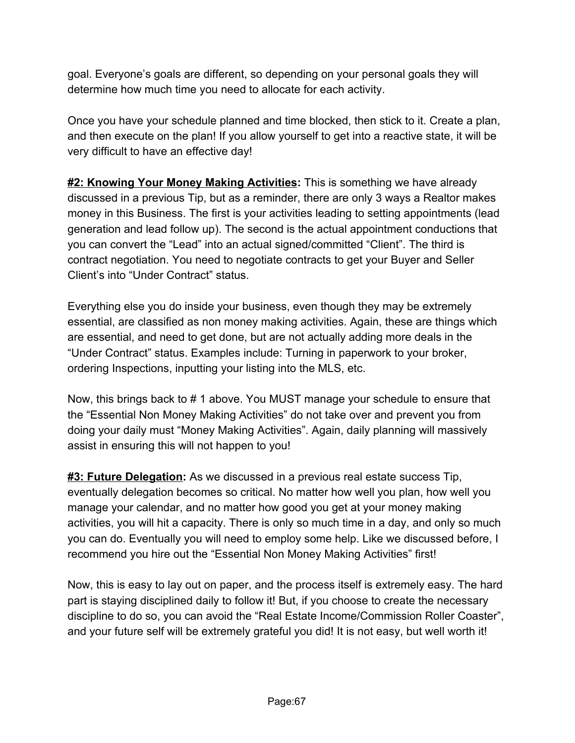goal. Everyone's goals are different, so depending on your personal goals they will determine how much time you need to allocate for each activity.

Once you have your schedule planned and time blocked, then stick to it. Create a plan, and then execute on the plan! If you allow yourself to get into a reactive state, it will be very difficult to have an effective day!

**<u>#2: Knowing Your Money Making Activities</u>:** This is something we have already discussed in a previous Tip, but as a reminder, there are only 3 ways a Realtor makes money in this Business. The first is your activities leading to setting appointments (lead generation and lead follow up). The second is the actual appointment conductions that you can convert the "Lead" into an actual signed/committed "Client". The third is contract negotiation. You need to negotiate contracts to get your Buyer and Seller Client's into "Under Contract" status.

Everything else you do inside your business, even though they may be extremely essential, are classified as non money making activities. Again, these are things which are essential, and need to get done, but are not actually adding more deals in the "Under Contract" status. Examples include: Turning in paperwork to your broker, ordering Inspections, inputting your listing into the MLS, etc.

Now, this brings back to # 1 above. You MUST manage your schedule to ensure that the "Essential Non Money Making Activities" do not take over and prevent you from doing your daily must "Money Making Activities". Again, daily planning will massively assist in ensuring this will not happen to you!

**<u>#3: Future Delegation</u>:** As we discussed in a previous real estate success Tip, eventually delegation becomes so critical. No matter how well you plan, how well you manage your calendar, and no matter how good you get at your money making activities, you will hit a capacity. There is only so much time in a day, and only so much you can do. Eventually you will need to employ some help. Like we discussed before, I recommend you hire out the "Essential Non Money Making Activities" first!

Now, this is easy to lay out on paper, and the process itself is extremely easy. The hard part is staying disciplined daily to follow it! But, if you choose to create the necessary discipline to do so, you can avoid the "Real Estate Income/Commission Roller Coaster", and your future self will be extremely grateful you did! It is not easy, but well worth it!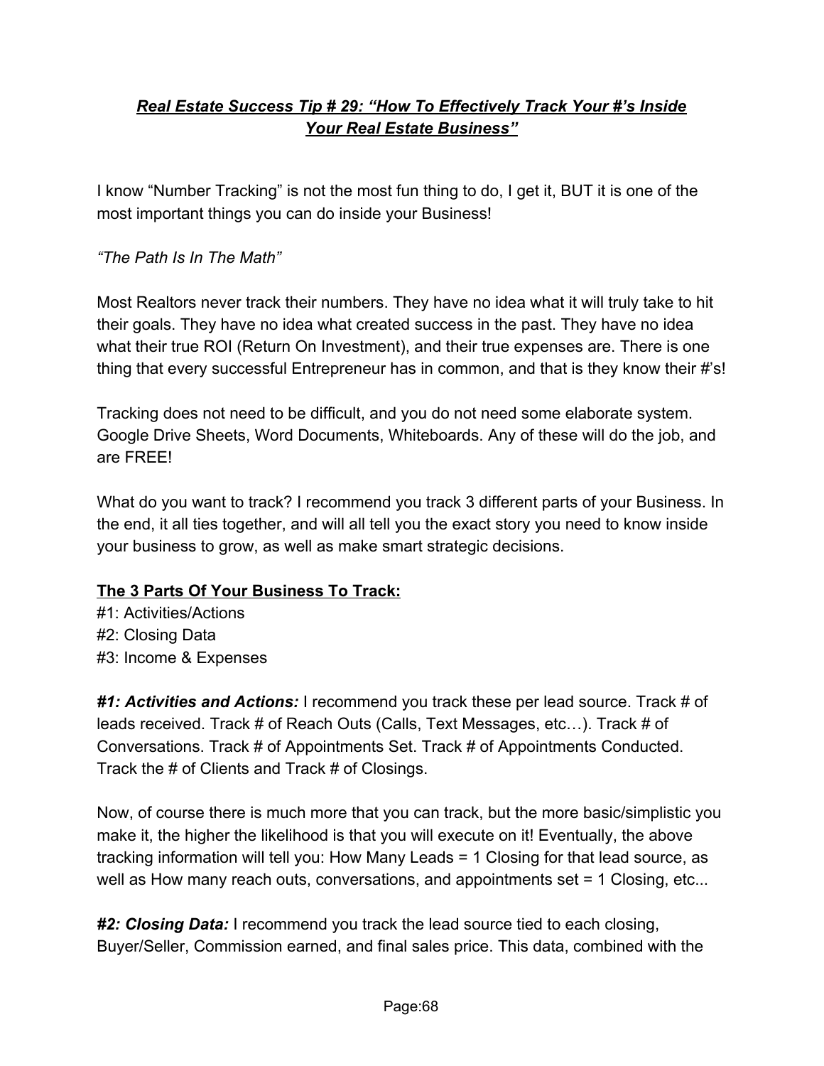## ***Real Estate Success Tip # 29: "How To Effectively Track Your #'s Inside Your Real Estate Business"***

I know "Number Tracking" is not the most fun thing to do, I get it, BUT it is one of the most important things you can do inside your Business!

*"The Path Is In The Math"*

Most Realtors never track their numbers. They have no idea what it will truly take to hit their goals. They have no idea what created success in the past. They have no idea what their true ROI (Return On Investment), and their true expenses are. There is one thing that every successful Entrepreneur has in common, and that is they know their #'s!

Tracking does not need to be difficult, and you do not need some elaborate system. Google Drive Sheets, Word Documents, Whiteboards. Any of these will do the job, and are FREE!

What do you want to track? I recommend you track 3 different parts of your Business. In the end, it all ties together, and will all tell you the exact story you need to know inside your business to grow, as well as make smart strategic decisions.

**The 3 Parts Of Your Business To Track:**

#1: Activities/Actions
#2: Closing Data
#3: Income & Expenses

***#1: Activities and Actions:*** I recommend you track these per lead source. Track # of leads received. Track # of Reach Outs (Calls, Text Messages, etc…). Track # of Conversations. Track # of Appointments Set. Track # of Appointments Conducted. Track the # of Clients and Track # of Closings.

Now, of course there is much more that you can track, but the more basic/simplistic you make it, the higher the likelihood is that you will execute on it! Eventually, the above tracking information will tell you: How Many Leads = 1 Closing for that lead source, as well as How many reach outs, conversations, and appointments set = 1 Closing, etc...

***#2: Closing Data:*** I recommend you track the lead source tied to each closing, Buyer/Seller, Commission earned, and final sales price. This data, combined with the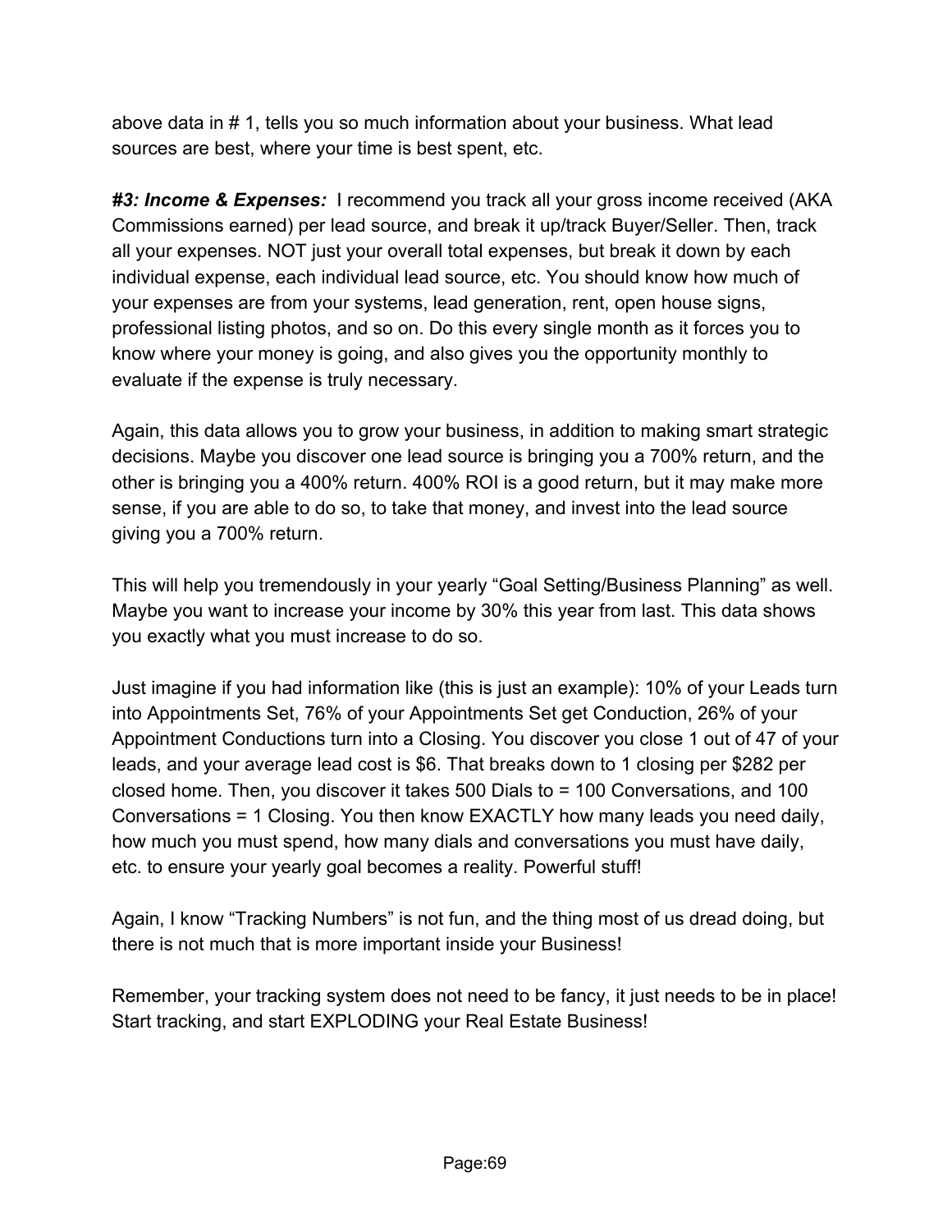above data in # 1, tells you so much information about your business. What lead sources are best, where your time is best spent, etc.

***#3: Income & Expenses:*** I recommend you track all your gross income received (AKA Commissions earned) per lead source, and break it up/track Buyer/Seller. Then, track all your expenses. NOT just your overall total expenses, but break it down by each individual expense, each individual lead source, etc. You should know how much of your expenses are from your systems, lead generation, rent, open house signs, professional listing photos, and so on. Do this every single month as it forces you to know where your money is going, and also gives you the opportunity monthly to evaluate if the expense is truly necessary.

Again, this data allows you to grow your business, in addition to making smart strategic decisions. Maybe you discover one lead source is bringing you a 700% return, and the other is bringing you a 400% return. 400% ROI is a good return, but it may make more sense, if you are able to do so, to take that money, and invest into the lead source giving you a 700% return.

This will help you tremendously in your yearly “Goal Setting/Business Planning” as well. Maybe you want to increase your income by 30% this year from last. This data shows you exactly what you must increase to do so.

Just imagine if you had information like (this is just an example): 10% of your Leads turn into Appointments Set, 76% of your Appointments Set get Conduction, 26% of your Appointment Conductions turn into a Closing. You discover you close 1 out of 47 of your leads, and your average lead cost is $6. That breaks down to 1 closing per $282 per closed home. Then, you discover it takes 500 Dials to = 100 Conversations, and 100 Conversations = 1 Closing. You then know EXACTLY how many leads you need daily, how much you must spend, how many dials and conversations you must have daily, etc. to ensure your yearly goal becomes a reality. Powerful stuff!

Again, I know “Tracking Numbers” is not fun, and the thing most of us dread doing, but there is not much that is more important inside your Business!

Remember, your tracking system does not need to be fancy, it just needs to be in place! Start tracking, and start EXPLODING your Real Estate Business!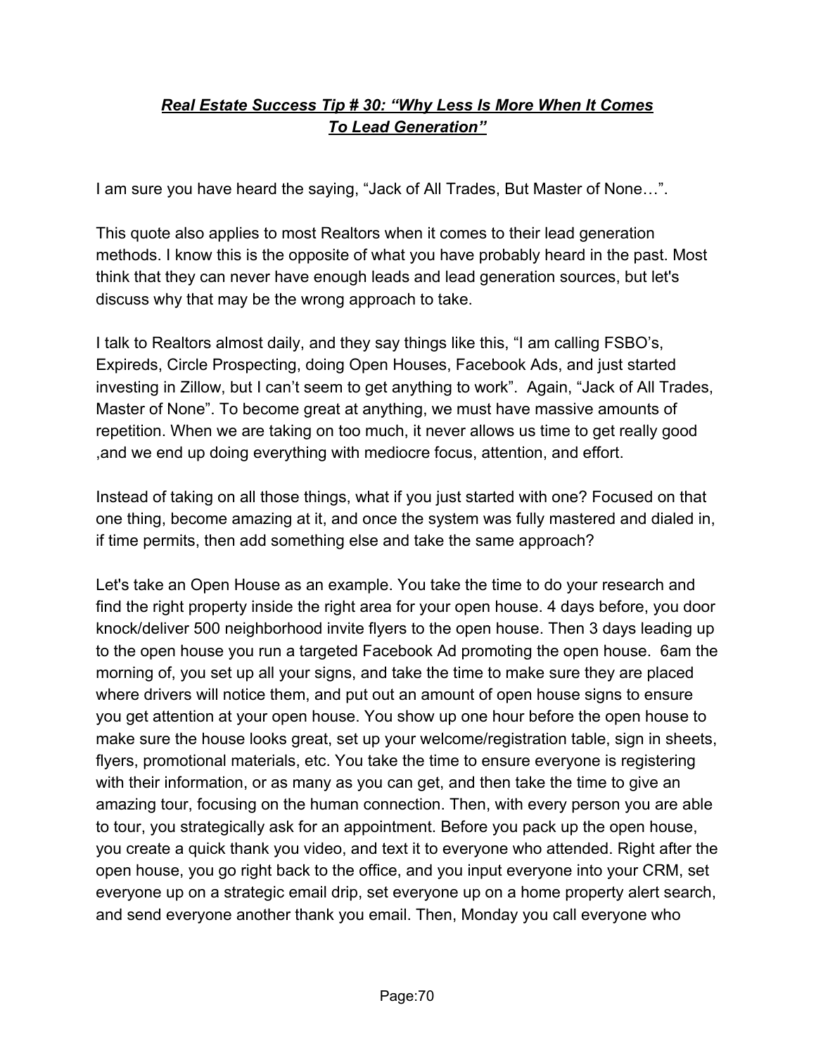## ***Real Estate Success Tip # 30: "Why Less Is More When It Comes To Lead Generation"***

I am sure you have heard the saying, "Jack of All Trades, But Master of None…".

This quote also applies to most Realtors when it comes to their lead generation methods. I know this is the opposite of what you have probably heard in the past. Most think that they can never have enough leads and lead generation sources, but let's discuss why that may be the wrong approach to take.

I talk to Realtors almost daily, and they say things like this, "I am calling FSBO's, Expireds, Circle Prospecting, doing Open Houses, Facebook Ads, and just started investing in Zillow, but I can't seem to get anything to work". Again, "Jack of All Trades, Master of None". To become great at anything, we must have massive amounts of repetition. When we are taking on too much, it never allows us time to get really good ,and we end up doing everything with mediocre focus, attention, and effort.

Instead of taking on all those things, what if you just started with one? Focused on that one thing, become amazing at it, and once the system was fully mastered and dialed in, if time permits, then add something else and take the same approach?

Let's take an Open House as an example. You take the time to do your research and find the right property inside the right area for your open house. 4 days before, you door knock/deliver 500 neighborhood invite flyers to the open house. Then 3 days leading up to the open house you run a targeted Facebook Ad promoting the open house. 6am the morning of, you set up all your signs, and take the time to make sure they are placed where drivers will notice them, and put out an amount of open house signs to ensure you get attention at your open house. You show up one hour before the open house to make sure the house looks great, set up your welcome/registration table, sign in sheets, flyers, promotional materials, etc. You take the time to ensure everyone is registering with their information, or as many as you can get, and then take the time to give an amazing tour, focusing on the human connection. Then, with every person you are able to tour, you strategically ask for an appointment. Before you pack up the open house, you create a quick thank you video, and text it to everyone who attended. Right after the open house, you go right back to the office, and you input everyone into your CRM, set everyone up on a strategic email drip, set everyone up on a home property alert search, and send everyone another thank you email. Then, Monday you call everyone who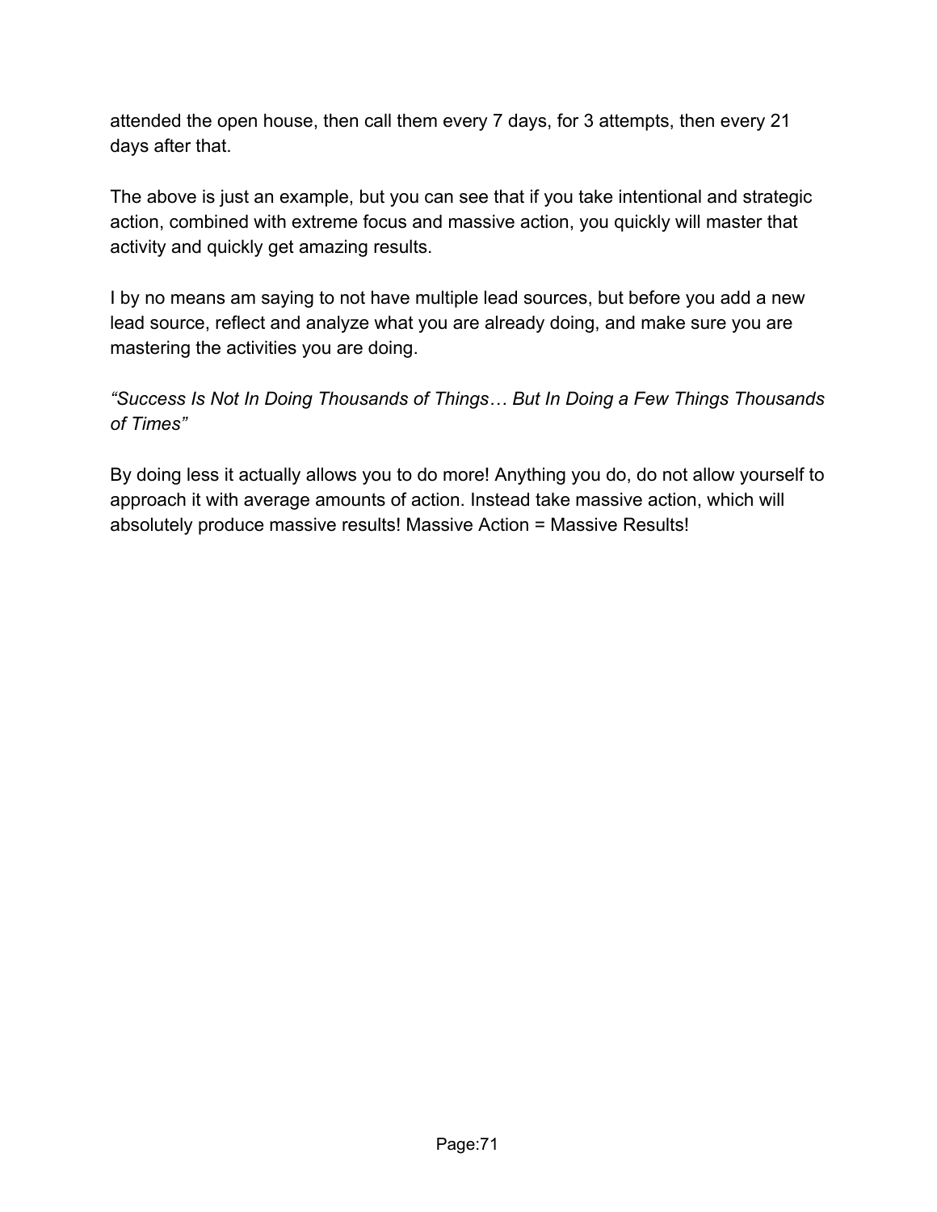attended the open house, then call them every 7 days, for 3 attempts, then every 21 days after that.

The above is just an example, but you can see that if you take intentional and strategic action, combined with extreme focus and massive action, you quickly will master that activity and quickly get amazing results.

I by no means am saying to not have multiple lead sources, but before you add a new lead source, reflect and analyze what you are already doing, and make sure you are mastering the activities you are doing.

*“Success Is Not In Doing Thousands of Things… But In Doing a Few Things Thousands of Times”*

By doing less it actually allows you to do more! Anything you do, do not allow yourself to approach it with average amounts of action. Instead take massive action, which will absolutely produce massive results! Massive Action = Massive Results!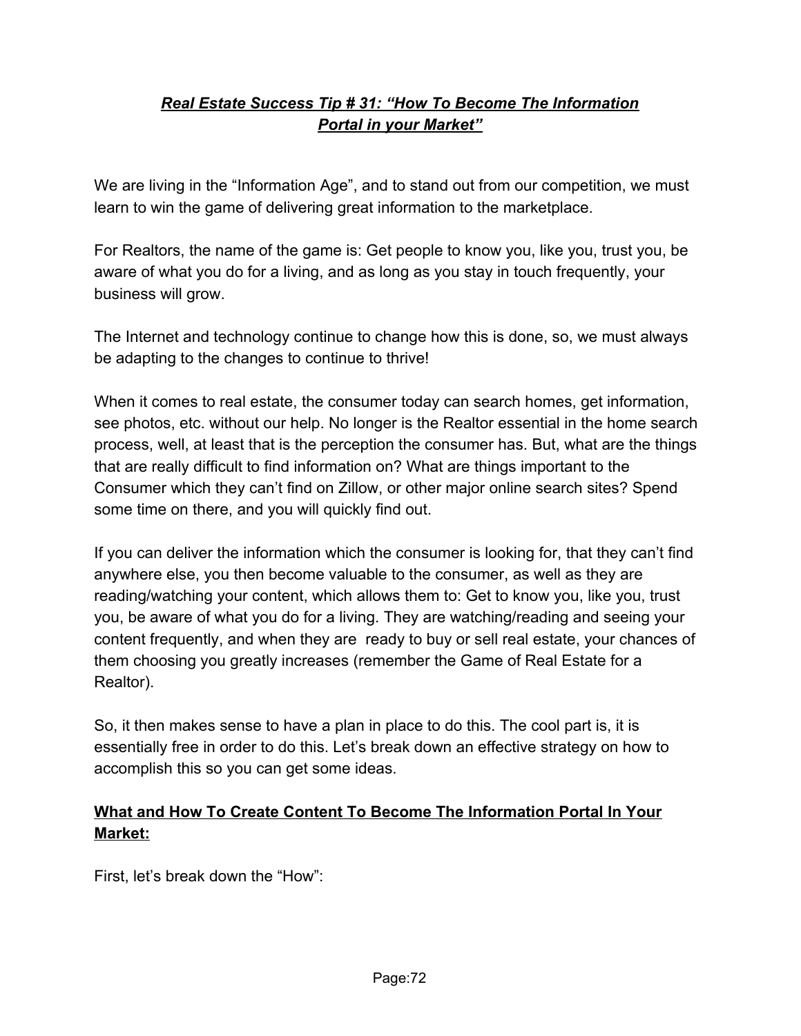## ***Real Estate Success Tip # 31: "How To Become The Information Portal in your Market"***

We are living in the "Information Age", and to stand out from our competition, we must learn to win the game of delivering great information to the marketplace.

For Realtors, the name of the game is: Get people to know you, like you, trust you, be aware of what you do for a living, and as long as you stay in touch frequently, your business will grow.

The Internet and technology continue to change how this is done, so, we must always be adapting to the changes to continue to thrive!

When it comes to real estate, the consumer today can search homes, get information, see photos, etc. without our help. No longer is the Realtor essential in the home search process, well, at least that is the perception the consumer has. But, what are the things that are really difficult to find information on? What are things important to the Consumer which they can't find on Zillow, or other major online search sites? Spend some time on there, and you will quickly find out.

If you can deliver the information which the consumer is looking for, that they can't find anywhere else, you then become valuable to the consumer, as well as they are reading/watching your content, which allows them to: Get to know you, like you, trust you, be aware of what you do for a living. They are watching/reading and seeing your content frequently, and when they are ready to buy or sell real estate, your chances of them choosing you greatly increases (remember the Game of Real Estate for a Realtor).

So, it then makes sense to have a plan in place to do this. The cool part is, it is essentially free in order to do this. Let's break down an effective strategy on how to accomplish this so you can get some ideas.

### **What and How To Create Content To Become The Information Portal In Your Market:**

First, let's break down the "How":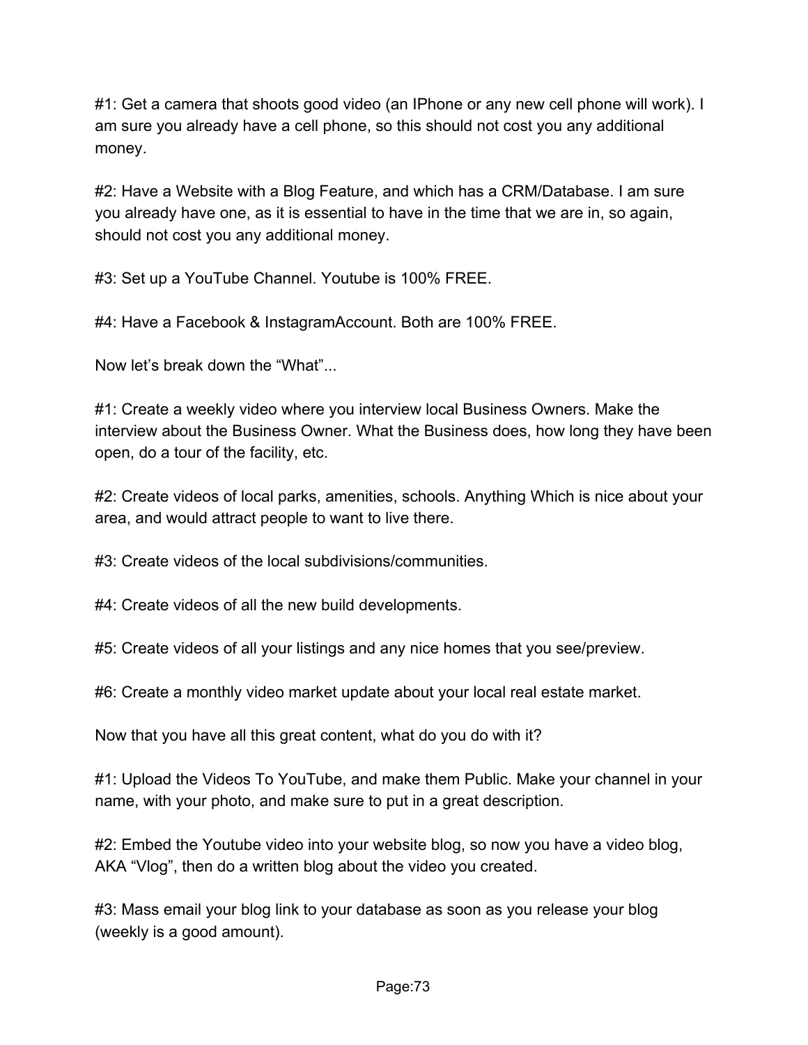#1: Get a camera that shoots good video (an IPhone or any new cell phone will work). I am sure you already have a cell phone, so this should not cost you any additional money.

#2: Have a Website with a Blog Feature, and which has a CRM/Database. I am sure you already have one, as it is essential to have in the time that we are in, so again, should not cost you any additional money.

#3: Set up a YouTube Channel. Youtube is 100% FREE.

#4: Have a Facebook & InstagramAccount. Both are 100% FREE.

Now let's break down the "What"...

#1: Create a weekly video where you interview local Business Owners. Make the interview about the Business Owner. What the Business does, how long they have been open, do a tour of the facility, etc.

#2: Create videos of local parks, amenities, schools. Anything Which is nice about your area, and would attract people to want to live there.

#3: Create videos of the local subdivisions/communities.

#4: Create videos of all the new build developments.

#5: Create videos of all your listings and any nice homes that you see/preview.

#6: Create a monthly video market update about your local real estate market.

Now that you have all this great content, what do you do with it?

#1: Upload the Videos To YouTube, and make them Public. Make your channel in your name, with your photo, and make sure to put in a great description.

#2: Embed the Youtube video into your website blog, so now you have a video blog, AKA "Vlog", then do a written blog about the video you created.

#3: Mass email your blog link to your database as soon as you release your blog (weekly is a good amount).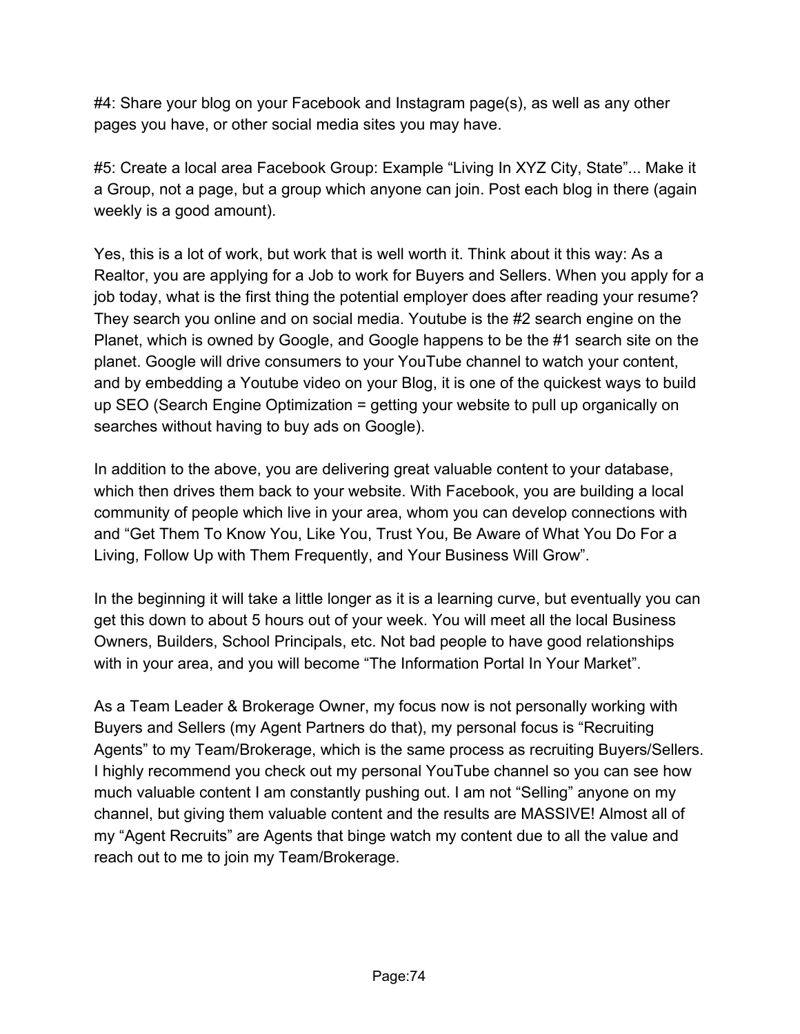#4: Share your blog on your Facebook and Instagram page(s), as well as any other pages you have, or other social media sites you may have.

#5: Create a local area Facebook Group: Example "Living In XYZ City, State"... Make it a Group, not a page, but a group which anyone can join. Post each blog in there (again weekly is a good amount).

Yes, this is a lot of work, but work that is well worth it. Think about it this way: As a Realtor, you are applying for a Job to work for Buyers and Sellers. When you apply for a job today, what is the first thing the potential employer does after reading your resume? They search you online and on social media. Youtube is the #2 search engine on the Planet, which is owned by Google, and Google happens to be the #1 search site on the planet. Google will drive consumers to your YouTube channel to watch your content, and by embedding a Youtube video on your Blog, it is one of the quickest ways to build up SEO (Search Engine Optimization = getting your website to pull up organically on searches without having to buy ads on Google).

In addition to the above, you are delivering great valuable content to your database, which then drives them back to your website. With Facebook, you are building a local community of people which live in your area, whom you can develop connections with and "Get Them To Know You, Like You, Trust You, Be Aware of What You Do For a Living, Follow Up with Them Frequently, and Your Business Will Grow".

In the beginning it will take a little longer as it is a learning curve, but eventually you can get this down to about 5 hours out of your week. You will meet all the local Business Owners, Builders, School Principals, etc. Not bad people to have good relationships with in your area, and you will become "The Information Portal In Your Market".

As a Team Leader & Brokerage Owner, my focus now is not personally working with Buyers and Sellers (my Agent Partners do that), my personal focus is "Recruiting Agents" to my Team/Brokerage, which is the same process as recruiting Buyers/Sellers. I highly recommend you check out my personal YouTube channel so you can see how much valuable content I am constantly pushing out. I am not "Selling" anyone on my channel, but giving them valuable content and the results are MASSIVE! Almost all of my "Agent Recruits" are Agents that binge watch my content due to all the value and reach out to me to join my Team/Brokerage.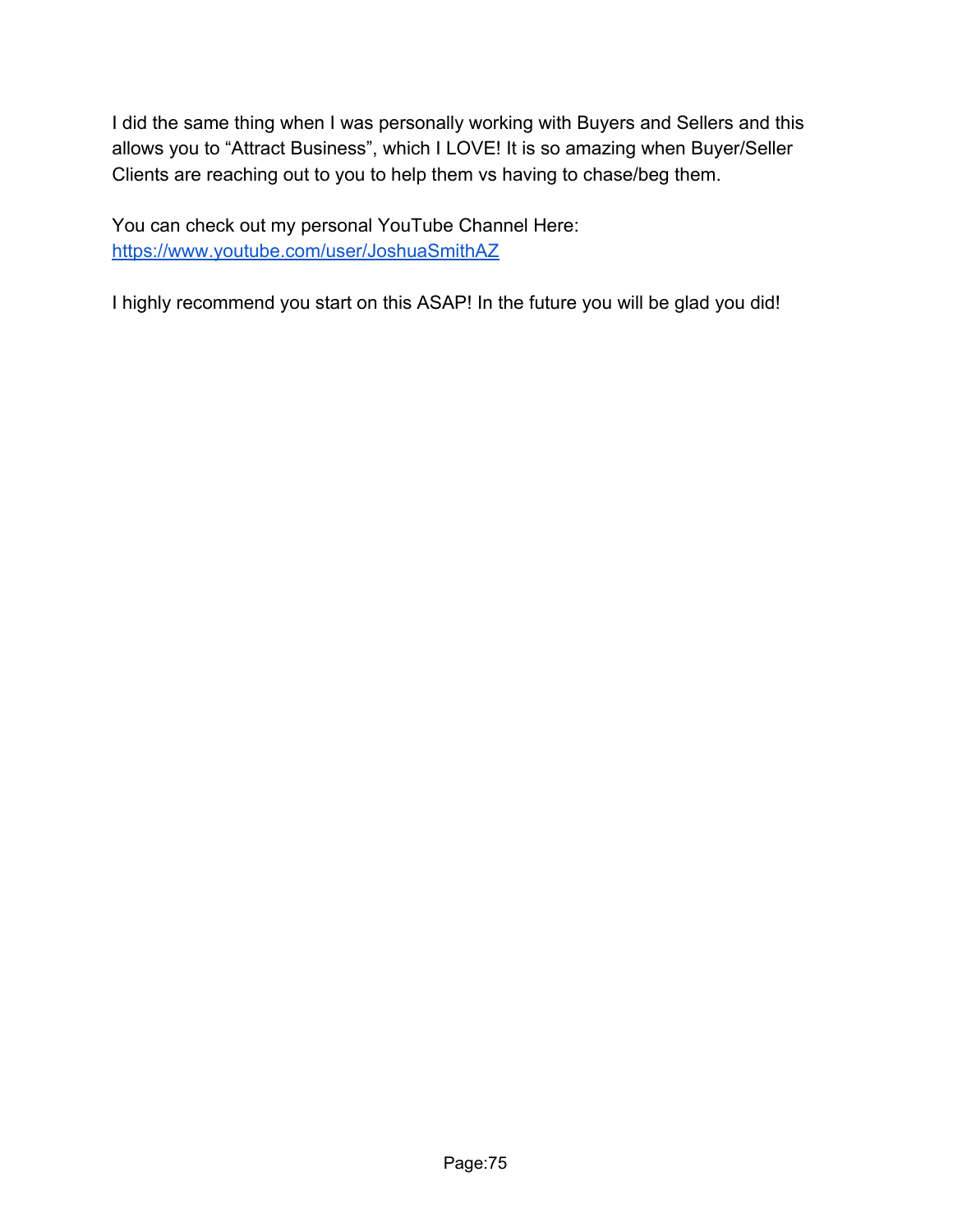I did the same thing when I was personally working with Buyers and Sellers and this allows you to "Attract Business", which I LOVE! It is so amazing when Buyer/Seller Clients are reaching out to you to help them vs having to chase/beg them.

You can check out my personal YouTube Channel Here:
[https://www.youtube.com/user/JoshuaSmithAZ](https://www.youtube.com/user/JoshuaSmithAZ)

I highly recommend you start on this ASAP! In the future you will be glad you did!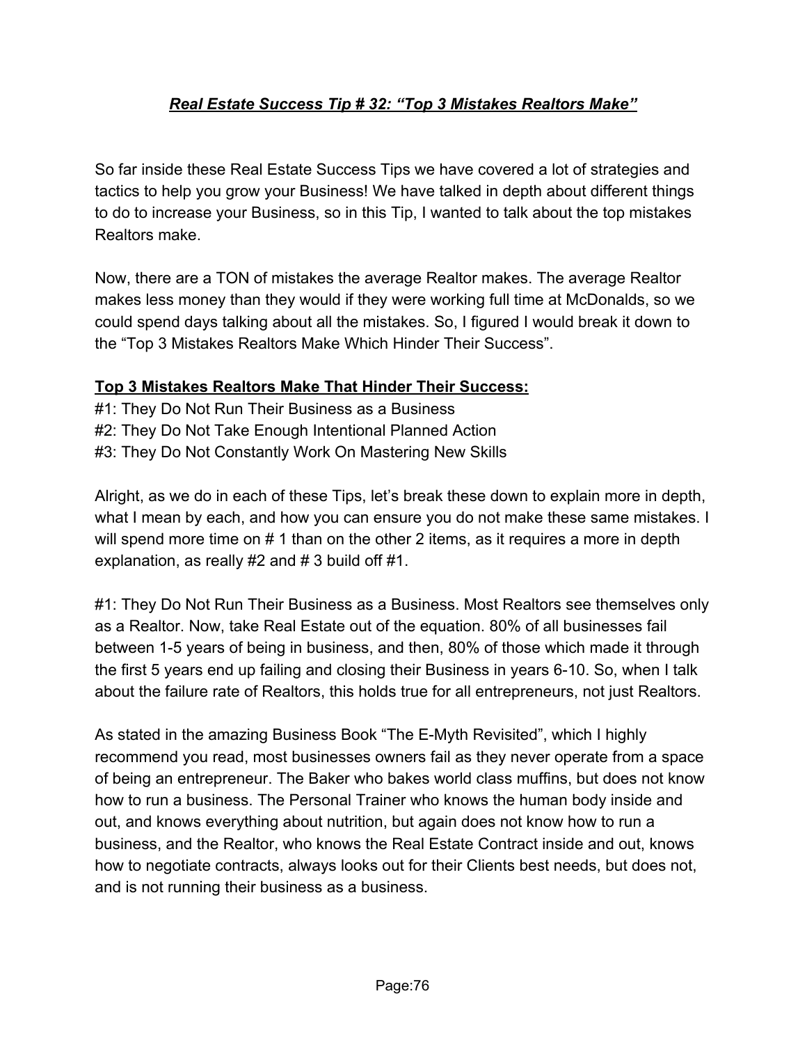## ***Real Estate Success Tip # 32: "Top 3 Mistakes Realtors Make"***

So far inside these Real Estate Success Tips we have covered a lot of strategies and tactics to help you grow your Business! We have talked in depth about different things to do to increase your Business, so in this Tip, I wanted to talk about the top mistakes Realtors make.

Now, there are a TON of mistakes the average Realtor makes. The average Realtor makes less money than they would if they were working full time at McDonalds, so we could spend days talking about all the mistakes. So, I figured I would break it down to the "Top 3 Mistakes Realtors Make Which Hinder Their Success".

**Top 3 Mistakes Realtors Make That Hinder Their Success:**

#1: They Do Not Run Their Business as a Business
#2: They Do Not Take Enough Intentional Planned Action
#3: They Do Not Constantly Work On Mastering New Skills

Alright, as we do in each of these Tips, let's break these down to explain more in depth, what I mean by each, and how you can ensure you do not make these same mistakes. I will spend more time on # 1 than on the other 2 items, as it requires a more in depth explanation, as really #2 and # 3 build off #1.

#1: They Do Not Run Their Business as a Business. Most Realtors see themselves only as a Realtor. Now, take Real Estate out of the equation. 80% of all businesses fail between 1-5 years of being in business, and then, 80% of those which made it through the first 5 years end up failing and closing their Business in years 6-10. So, when I talk about the failure rate of Realtors, this holds true for all entrepreneurs, not just Realtors.

As stated in the amazing Business Book "The E-Myth Revisited", which I highly recommend you read, most businesses owners fail as they never operate from a space of being an entrepreneur. The Baker who bakes world class muffins, but does not know how to run a business. The Personal Trainer who knows the human body inside and out, and knows everything about nutrition, but again does not know how to run a business, and the Realtor, who knows the Real Estate Contract inside and out, knows how to negotiate contracts, always looks out for their Clients best needs, but does not, and is not running their business as a business.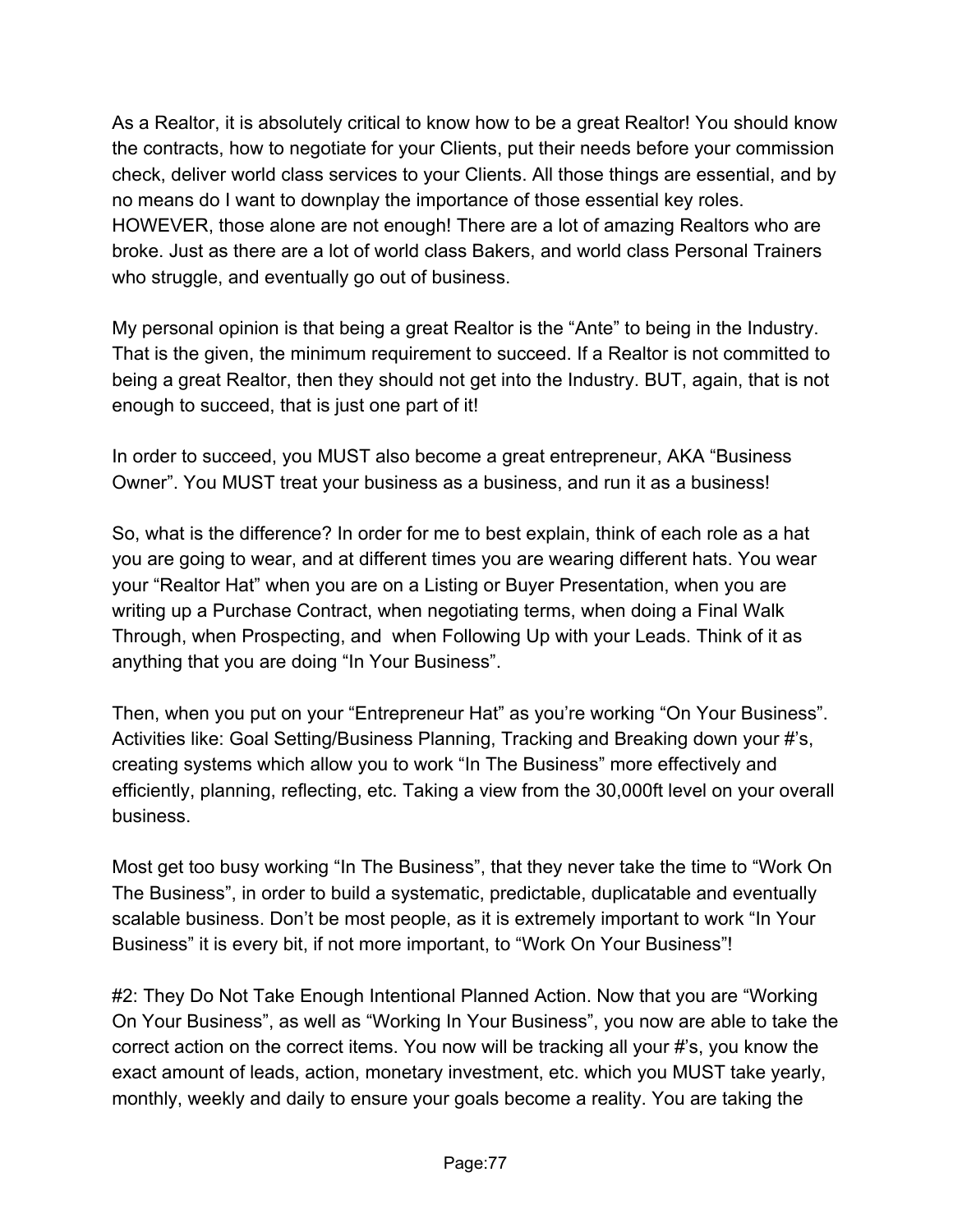As a Realtor, it is absolutely critical to know how to be a great Realtor! You should know the contracts, how to negotiate for your Clients, put their needs before your commission check, deliver world class services to your Clients. All those things are essential, and by no means do I want to downplay the importance of those essential key roles. HOWEVER, those alone are not enough! There are a lot of amazing Realtors who are broke. Just as there are a lot of world class Bakers, and world class Personal Trainers who struggle, and eventually go out of business.

My personal opinion is that being a great Realtor is the "Ante" to being in the Industry. That is the given, the minimum requirement to succeed. If a Realtor is not committed to being a great Realtor, then they should not get into the Industry. BUT, again, that is not enough to succeed, that is just one part of it!

In order to succeed, you MUST also become a great entrepreneur, AKA "Business Owner". You MUST treat your business as a business, and run it as a business!

So, what is the difference? In order for me to best explain, think of each role as a hat you are going to wear, and at different times you are wearing different hats. You wear your "Realtor Hat" when you are on a Listing or Buyer Presentation, when you are writing up a Purchase Contract, when negotiating terms, when doing a Final Walk Through, when Prospecting, and when Following Up with your Leads. Think of it as anything that you are doing "In Your Business".

Then, when you put on your "Entrepreneur Hat" as you're working "On Your Business". Activities like: Goal Setting/Business Planning, Tracking and Breaking down your #'s, creating systems which allow you to work "In The Business" more effectively and efficiently, planning, reflecting, etc. Taking a view from the 30,000ft level on your overall business.

Most get too busy working "In The Business", that they never take the time to "Work On The Business", in order to build a systematic, predictable, duplicatable and eventually scalable business. Don't be most people, as it is extremely important to work "In Your Business" it is every bit, if not more important, to "Work On Your Business"!

#2: They Do Not Take Enough Intentional Planned Action. Now that you are "Working On Your Business", as well as "Working In Your Business", you now are able to take the correct action on the correct items. You now will be tracking all your #'s, you know the exact amount of leads, action, monetary investment, etc. which you MUST take yearly, monthly, weekly and daily to ensure your goals become a reality. You are taking the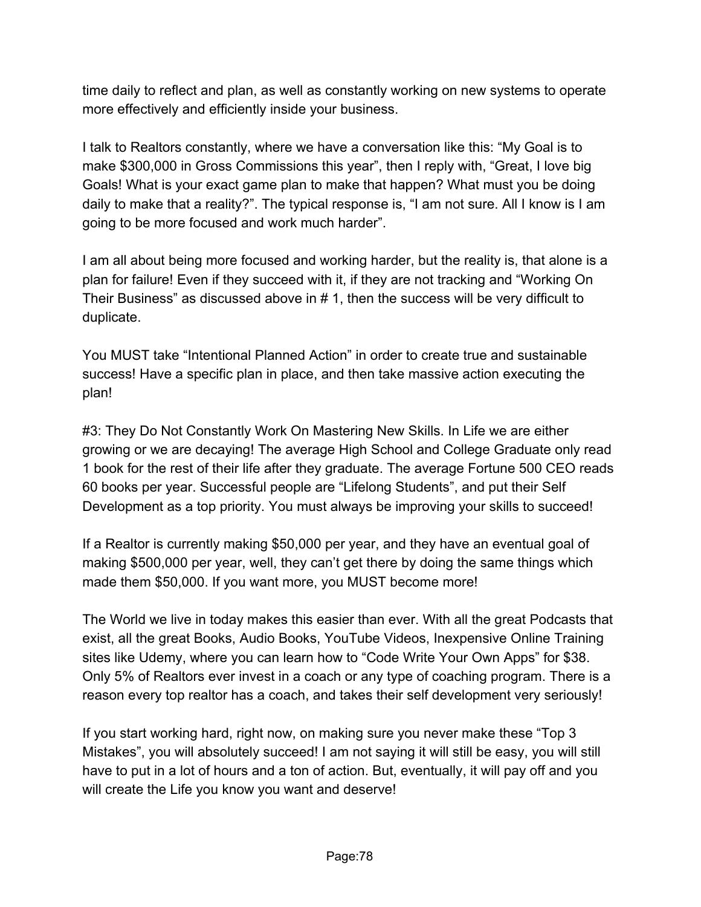time daily to reflect and plan, as well as constantly working on new systems to operate more effectively and efficiently inside your business.

I talk to Realtors constantly, where we have a conversation like this: “My Goal is to make $300,000 in Gross Commissions this year”, then I reply with, “Great, I love big Goals! What is your exact game plan to make that happen? What must you be doing daily to make that a reality?”. The typical response is, “I am not sure. All I know is I am going to be more focused and work much harder”.

I am all about being more focused and working harder, but the reality is, that alone is a plan for failure! Even if they succeed with it, if they are not tracking and “Working On Their Business” as discussed above in # 1, then the success will be very difficult to duplicate.

You MUST take “Intentional Planned Action” in order to create true and sustainable success! Have a specific plan in place, and then take massive action executing the plan!

#3: They Do Not Constantly Work On Mastering New Skills. In Life we are either growing or we are decaying! The average High School and College Graduate only read 1 book for the rest of their life after they graduate. The average Fortune 500 CEO reads 60 books per year. Successful people are “Lifelong Students”, and put their Self Development as a top priority. You must always be improving your skills to succeed!

If a Realtor is currently making $50,000 per year, and they have an eventual goal of making $500,000 per year, well, they can’t get there by doing the same things which made them $50,000. If you want more, you MUST become more!

The World we live in today makes this easier than ever. With all the great Podcasts that exist, all the great Books, Audio Books, YouTube Videos, Inexpensive Online Training sites like Udemy, where you can learn how to “Code Write Your Own Apps” for $38. Only 5% of Realtors ever invest in a coach or any type of coaching program. There is a reason every top realtor has a coach, and takes their self development very seriously!

If you start working hard, right now, on making sure you never make these “Top 3 Mistakes”, you will absolutely succeed! I am not saying it will still be easy, you will still have to put in a lot of hours and a ton of action. But, eventually, it will pay off and you will create the Life you know you want and deserve!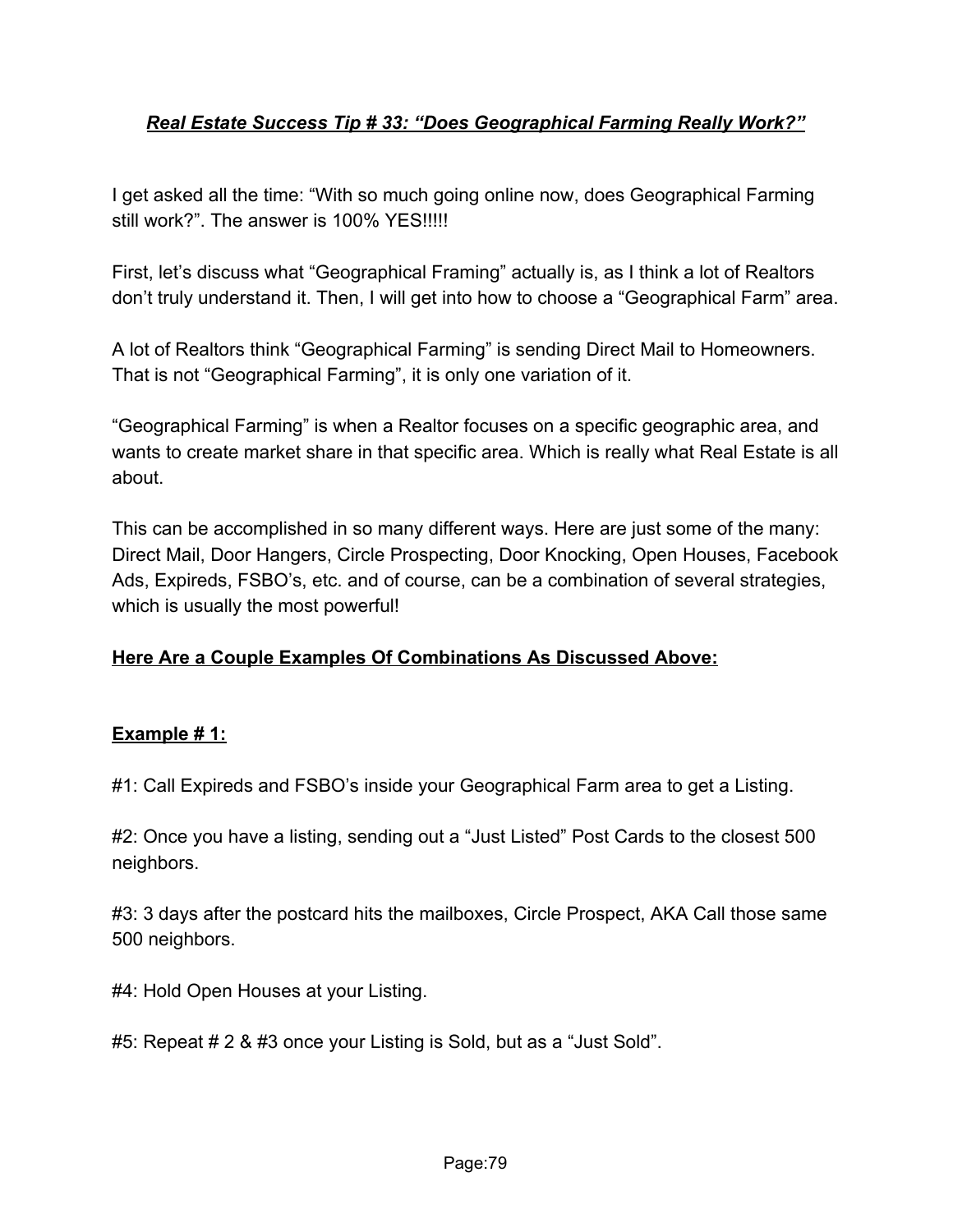## ***Real Estate Success Tip # 33: "Does Geographical Farming Really Work?"***

I get asked all the time: "With so much going online now, does Geographical Farming still work?". The answer is 100% YES!!!!!

First, let's discuss what "Geographical Framing" actually is, as I think a lot of Realtors don't truly understand it. Then, I will get into how to choose a "Geographical Farm" area.

A lot of Realtors think "Geographical Farming" is sending Direct Mail to Homeowners. That is not "Geographical Farming", it is only one variation of it.

"Geographical Farming" is when a Realtor focuses on a specific geographic area, and wants to create market share in that specific area. Which is really what Real Estate is all about.

This can be accomplished in so many different ways. Here are just some of the many: Direct Mail, Door Hangers, Circle Prospecting, Door Knocking, Open Houses, Facebook Ads, Expireds, FSBO's, etc. and of course, can be a combination of several strategies, which is usually the most powerful!

**Here Are a Couple Examples Of Combinations As Discussed Above:**

**Example # 1:**

#1: Call Expireds and FSBO's inside your Geographical Farm area to get a Listing.

#2: Once you have a listing, sending out a "Just Listed" Post Cards to the closest 500 neighbors.

#3: 3 days after the postcard hits the mailboxes, Circle Prospect, AKA Call those same 500 neighbors.

#4: Hold Open Houses at your Listing.

#5: Repeat # 2 & #3 once your Listing is Sold, but as a "Just Sold".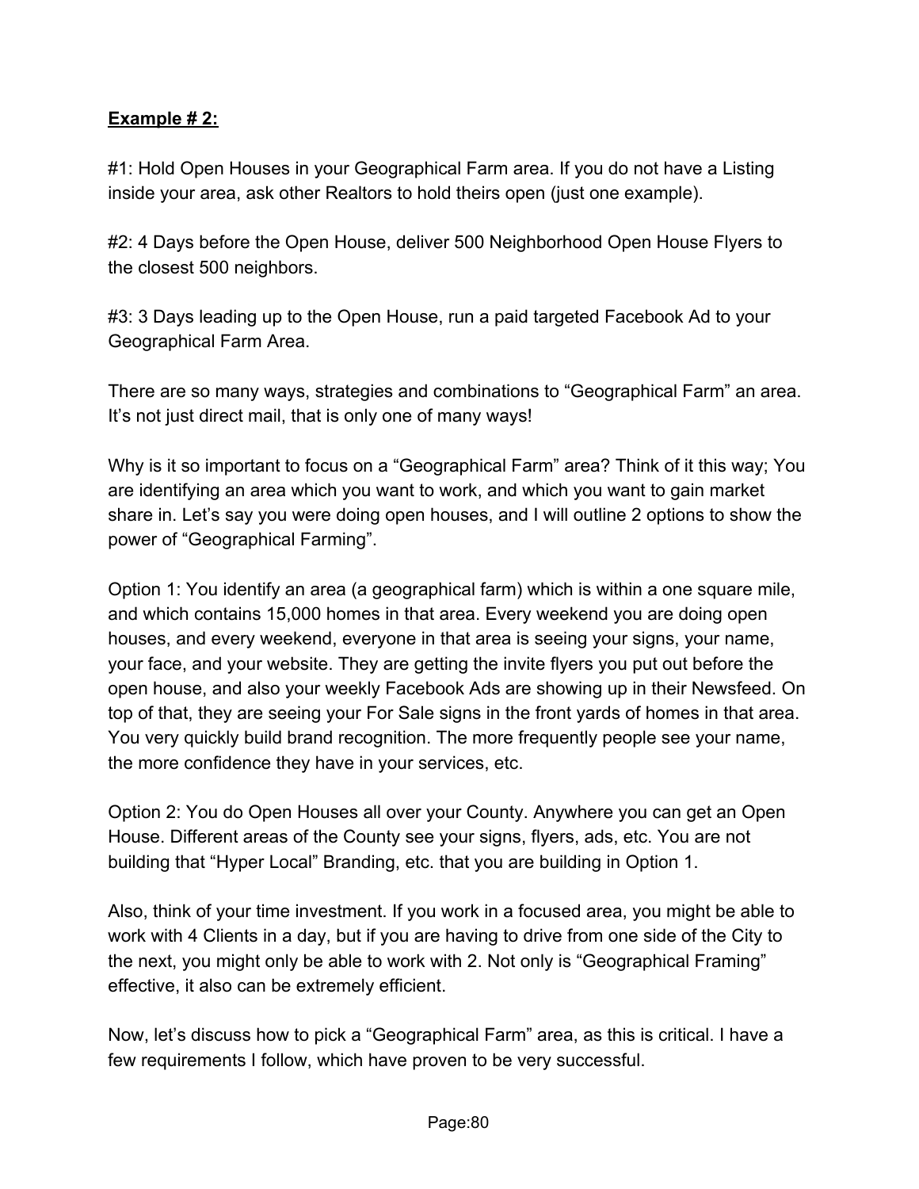**<u>Example # 2:</u>**

#1: Hold Open Houses in your Geographical Farm area. If you do not have a Listing inside your area, ask other Realtors to hold theirs open (just one example).

#2: 4 Days before the Open House, deliver 500 Neighborhood Open House Flyers to the closest 500 neighbors.

#3: 3 Days leading up to the Open House, run a paid targeted Facebook Ad to your Geographical Farm Area.

There are so many ways, strategies and combinations to “Geographical Farm” an area. It’s not just direct mail, that is only one of many ways!

Why is it so important to focus on a “Geographical Farm” area? Think of it this way; You are identifying an area which you want to work, and which you want to gain market share in. Let’s say you were doing open houses, and I will outline 2 options to show the power of “Geographical Farming”.

Option 1: You identify an area (a geographical farm) which is within a one square mile, and which contains 15,000 homes in that area. Every weekend you are doing open houses, and every weekend, everyone in that area is seeing your signs, your name, your face, and your website. They are getting the invite flyers you put out before the open house, and also your weekly Facebook Ads are showing up in their Newsfeed. On top of that, they are seeing your For Sale signs in the front yards of homes in that area. You very quickly build brand recognition. The more frequently people see your name, the more confidence they have in your services, etc.

Option 2: You do Open Houses all over your County. Anywhere you can get an Open House. Different areas of the County see your signs, flyers, ads, etc. You are not building that “Hyper Local” Branding, etc. that you are building in Option 1.

Also, think of your time investment. If you work in a focused area, you might be able to work with 4 Clients in a day, but if you are having to drive from one side of the City to the next, you might only be able to work with 2. Not only is “Geographical Framing” effective, it also can be extremely efficient.

Now, let’s discuss how to pick a “Geographical Farm” area, as this is critical. I have a few requirements I follow, which have proven to be very successful.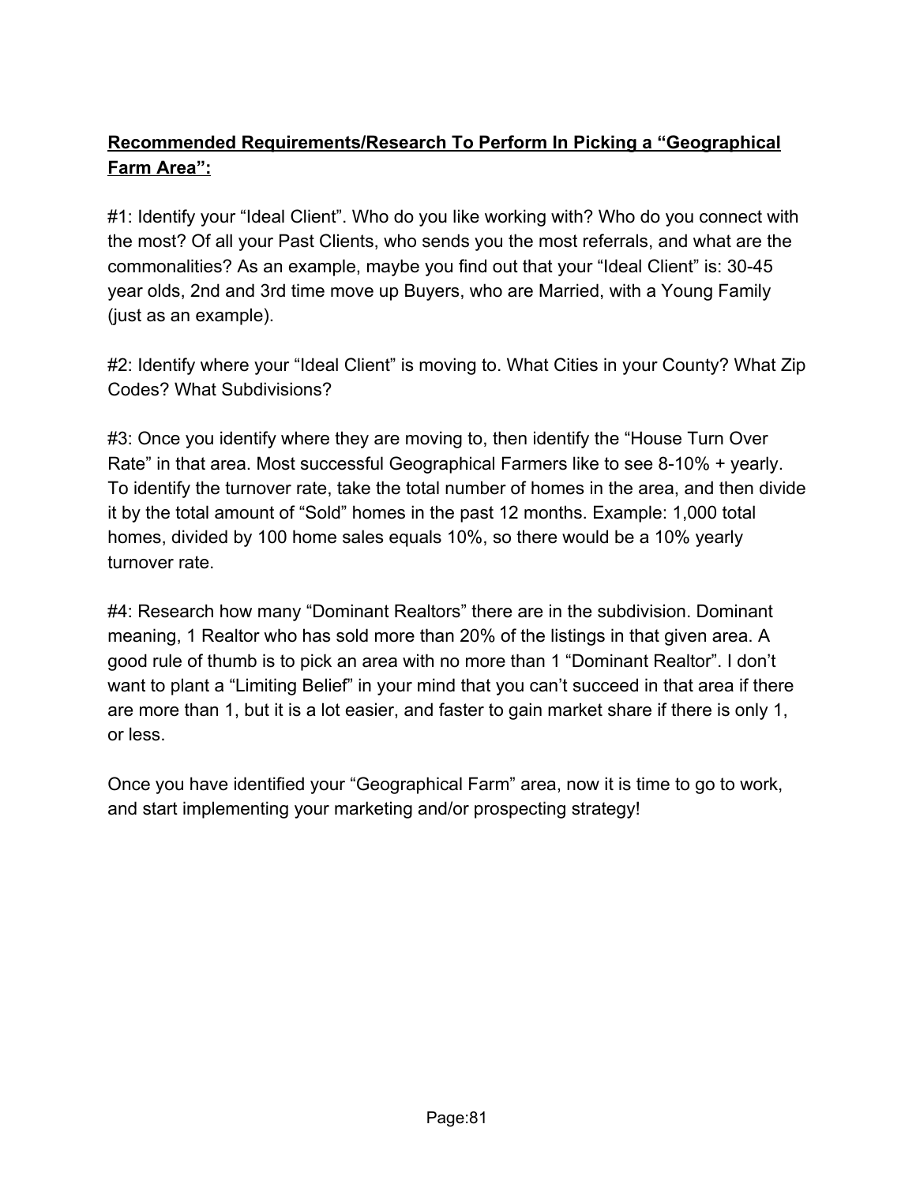**<u>Recommended Requirements/Research To Perform In Picking a "Geographical Farm Area":</u>**

#1: Identify your "Ideal Client". Who do you like working with? Who do you connect with the most? Of all your Past Clients, who sends you the most referrals, and what are the commonalities? As an example, maybe you find out that your "Ideal Client" is: 30-45 year olds, 2nd and 3rd time move up Buyers, who are Married, with a Young Family (just as an example).

#2: Identify where your "Ideal Client" is moving to. What Cities in your County? What Zip Codes? What Subdivisions?

#3: Once you identify where they are moving to, then identify the "House Turn Over Rate" in that area. Most successful Geographical Farmers like to see 8-10% + yearly. To identify the turnover rate, take the total number of homes in the area, and then divide it by the total amount of "Sold" homes in the past 12 months. Example: 1,000 total homes, divided by 100 home sales equals 10%, so there would be a 10% yearly turnover rate.

#4: Research how many "Dominant Realtors" there are in the subdivision. Dominant meaning, 1 Realtor who has sold more than 20% of the listings in that given area. A good rule of thumb is to pick an area with no more than 1 "Dominant Realtor". I don't want to plant a "Limiting Belief" in your mind that you can't succeed in that area if there are more than 1, but it is a lot easier, and faster to gain market share if there is only 1, or less.

Once you have identified your "Geographical Farm" area, now it is time to go to work, and start implementing your marketing and/or prospecting strategy!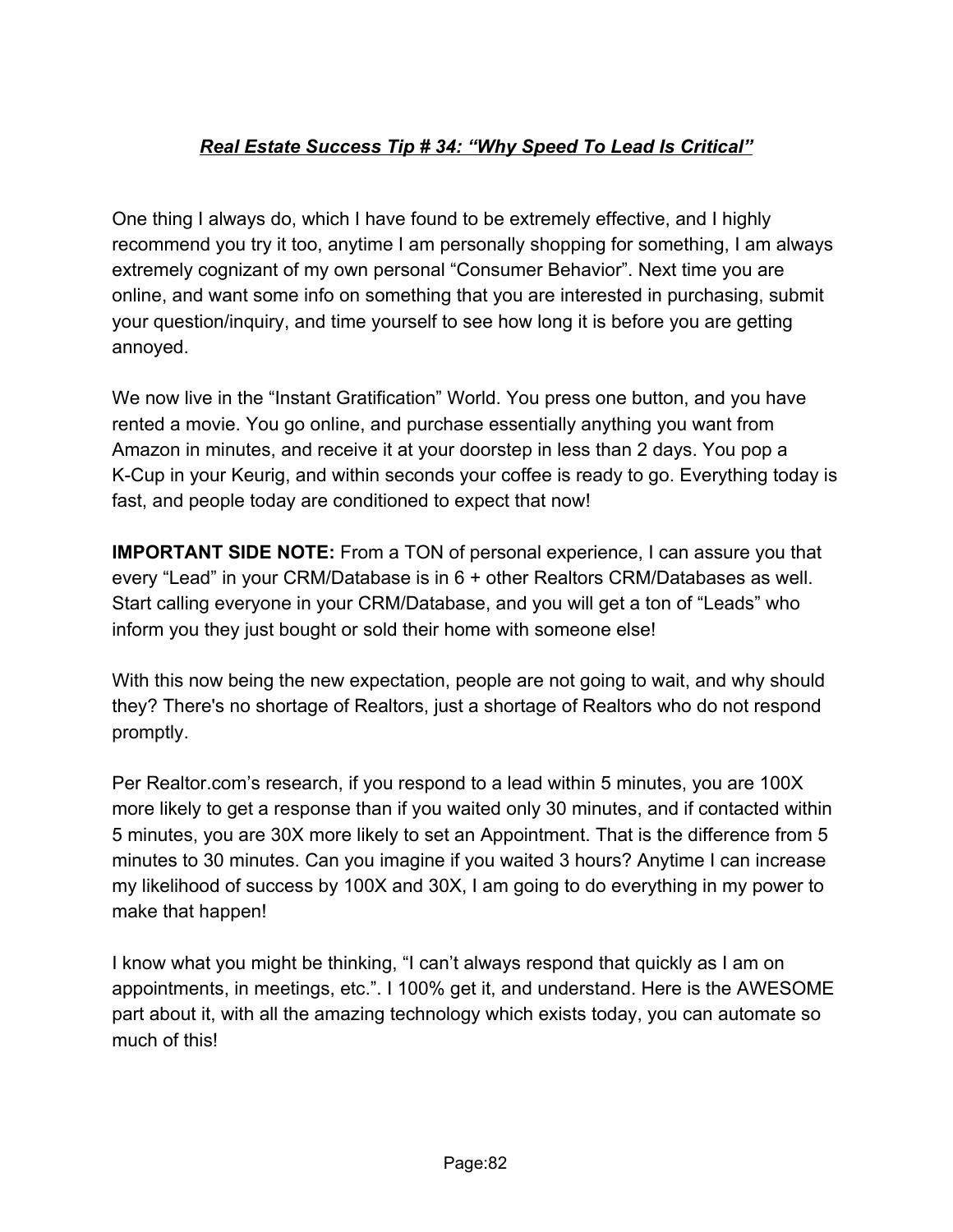## ***Real Estate Success Tip # 34: "Why Speed To Lead Is Critical"***

One thing I always do, which I have found to be extremely effective, and I highly recommend you try it too, anytime I am personally shopping for something, I am always extremely cognizant of my own personal "Consumer Behavior". Next time you are online, and want some info on something that you are interested in purchasing, submit your question/inquiry, and time yourself to see how long it is before you are getting annoyed.

We now live in the "Instant Gratification" World. You press one button, and you have rented a movie. You go online, and purchase essentially anything you want from Amazon in minutes, and receive it at your doorstep in less than 2 days. You pop a K-Cup in your Keurig, and within seconds your coffee is ready to go. Everything today is fast, and people today are conditioned to expect that now!

**IMPORTANT SIDE NOTE:** From a TON of personal experience, I can assure you that every "Lead" in your CRM/Database is in 6 + other Realtors CRM/Databases as well. Start calling everyone in your CRM/Database, and you will get a ton of "Leads" who inform you they just bought or sold their home with someone else!

With this now being the new expectation, people are not going to wait, and why should they? There's no shortage of Realtors, just a shortage of Realtors who do not respond promptly.

Per Realtor.com's research, if you respond to a lead within 5 minutes, you are 100X more likely to get a response than if you waited only 30 minutes, and if contacted within 5 minutes, you are 30X more likely to set an Appointment. That is the difference from 5 minutes to 30 minutes. Can you imagine if you waited 3 hours? Anytime I can increase my likelihood of success by 100X and 30X, I am going to do everything in my power to make that happen!

I know what you might be thinking, "I can't always respond that quickly as I am on appointments, in meetings, etc.". I 100% get it, and understand. Here is the AWESOME part about it, with all the amazing technology which exists today, you can automate so much of this!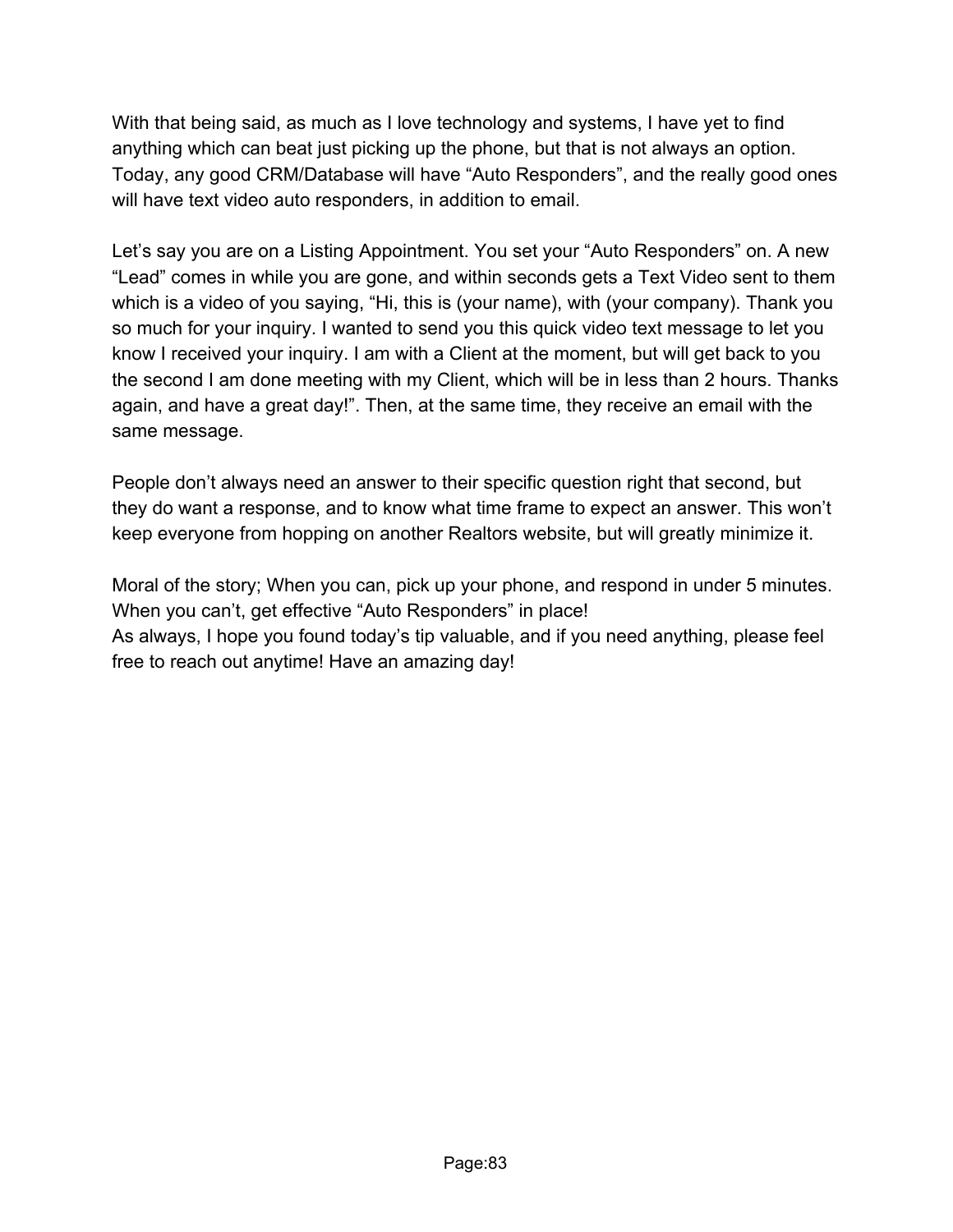With that being said, as much as I love technology and systems, I have yet to find anything which can beat just picking up the phone, but that is not always an option. Today, any good CRM/Database will have “Auto Responders”, and the really good ones will have text video auto responders, in addition to email.

Let’s say you are on a Listing Appointment. You set your “Auto Responders” on. A new “Lead” comes in while you are gone, and within seconds gets a Text Video sent to them which is a video of you saying, “Hi, this is (your name), with (your company). Thank you so much for your inquiry. I wanted to send you this quick video text message to let you know I received your inquiry. I am with a Client at the moment, but will get back to you the second I am done meeting with my Client, which will be in less than 2 hours. Thanks again, and have a great day!”. Then, at the same time, they receive an email with the same message.

People don’t always need an answer to their specific question right that second, but they do want a response, and to know what time frame to expect an answer. This won’t keep everyone from hopping on another Realtors website, but will greatly minimize it.

Moral of the story; When you can, pick up your phone, and respond in under 5 minutes. When you can’t, get effective “Auto Responders” in place!
As always, I hope you found today’s tip valuable, and if you need anything, please feel free to reach out anytime! Have an amazing day!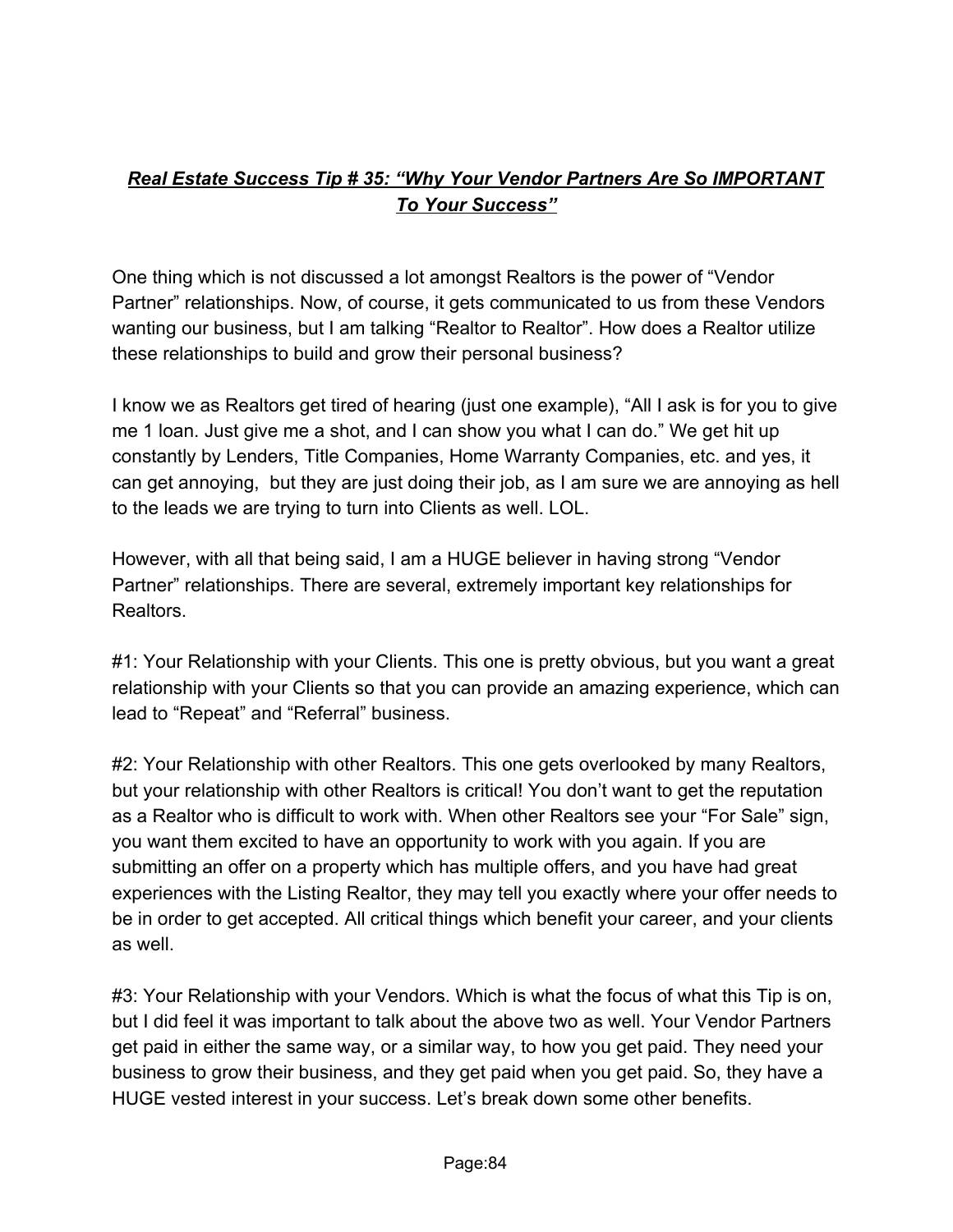## ***Real Estate Success Tip # 35: "Why Your Vendor Partners Are So IMPORTANT To Your Success"***

One thing which is not discussed a lot amongst Realtors is the power of "Vendor Partner" relationships. Now, of course, it gets communicated to us from these Vendors wanting our business, but I am talking "Realtor to Realtor". How does a Realtor utilize these relationships to build and grow their personal business?

I know we as Realtors get tired of hearing (just one example), "All I ask is for you to give me 1 loan. Just give me a shot, and I can show you what I can do." We get hit up constantly by Lenders, Title Companies, Home Warranty Companies, etc. and yes, it can get annoying, but they are just doing their job, as I am sure we are annoying as hell to the leads we are trying to turn into Clients as well. LOL.

However, with all that being said, I am a HUGE believer in having strong "Vendor Partner" relationships. There are several, extremely important key relationships for Realtors.

#1: Your Relationship with your Clients. This one is pretty obvious, but you want a great relationship with your Clients so that you can provide an amazing experience, which can lead to "Repeat" and "Referral" business.

#2: Your Relationship with other Realtors. This one gets overlooked by many Realtors, but your relationship with other Realtors is critical! You don't want to get the reputation as a Realtor who is difficult to work with. When other Realtors see your "For Sale" sign, you want them excited to have an opportunity to work with you again. If you are submitting an offer on a property which has multiple offers, and you have had great experiences with the Listing Realtor, they may tell you exactly where your offer needs to be in order to get accepted. All critical things which benefit your career, and your clients as well.

#3: Your Relationship with your Vendors. Which is what the focus of what this Tip is on, but I did feel it was important to talk about the above two as well. Your Vendor Partners get paid in either the same way, or a similar way, to how you get paid. They need your business to grow their business, and they get paid when you get paid. So, they have a HUGE vested interest in your success. Let's break down some other benefits.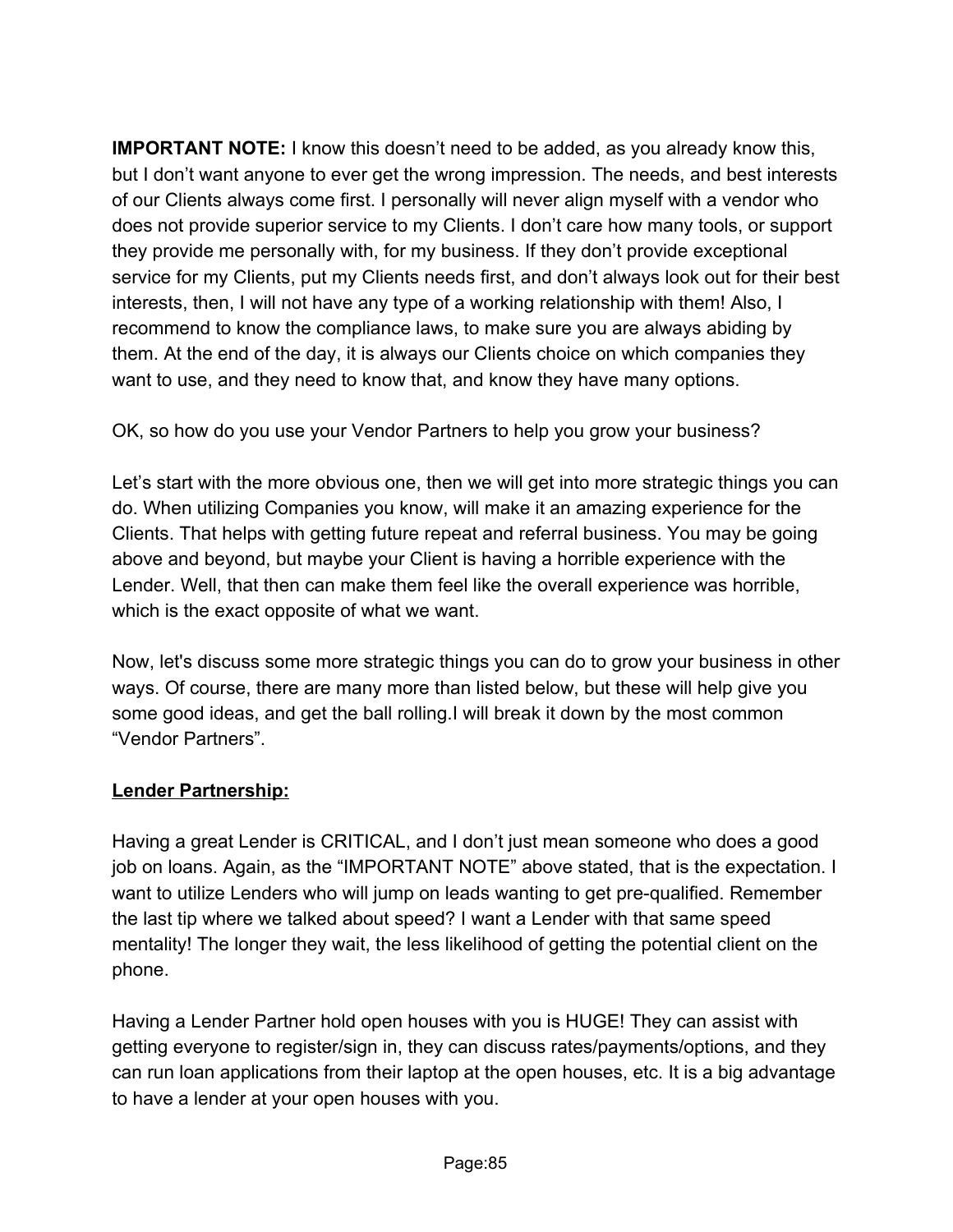**IMPORTANT NOTE:** I know this doesn't need to be added, as you already know this, but I don't want anyone to ever get the wrong impression. The needs, and best interests of our Clients always come first. I personally will never align myself with a vendor who does not provide superior service to my Clients. I don't care how many tools, or support they provide me personally with, for my business. If they don't provide exceptional service for my Clients, put my Clients needs first, and don't always look out for their best interests, then, I will not have any type of a working relationship with them! Also, I recommend to know the compliance laws, to make sure you are always abiding by them. At the end of the day, it is always our Clients choice on which companies they want to use, and they need to know that, and know they have many options.

OK, so how do you use your Vendor Partners to help you grow your business?

Let's start with the more obvious one, then we will get into more strategic things you can do. When utilizing Companies you know, will make it an amazing experience for the Clients. That helps with getting future repeat and referral business. You may be going above and beyond, but maybe your Client is having a horrible experience with the Lender. Well, that then can make them feel like the overall experience was horrible, which is the exact opposite of what we want.

Now, let's discuss some more strategic things you can do to grow your business in other ways. Of course, there are many more than listed below, but these will help give you some good ideas, and get the ball rolling.I will break it down by the most common "Vendor Partners".

**<u>Lender Partnership:</u>**

Having a great Lender is CRITICAL, and I don't just mean someone who does a good job on loans. Again, as the "IMPORTANT NOTE" above stated, that is the expectation. I want to utilize Lenders who will jump on leads wanting to get pre-qualified. Remember the last tip where we talked about speed? I want a Lender with that same speed mentality! The longer they wait, the less likelihood of getting the potential client on the phone.

Having a Lender Partner hold open houses with you is HUGE! They can assist with getting everyone to register/sign in, they can discuss rates/payments/options, and they can run loan applications from their laptop at the open houses, etc. It is a big advantage to have a lender at your open houses with you.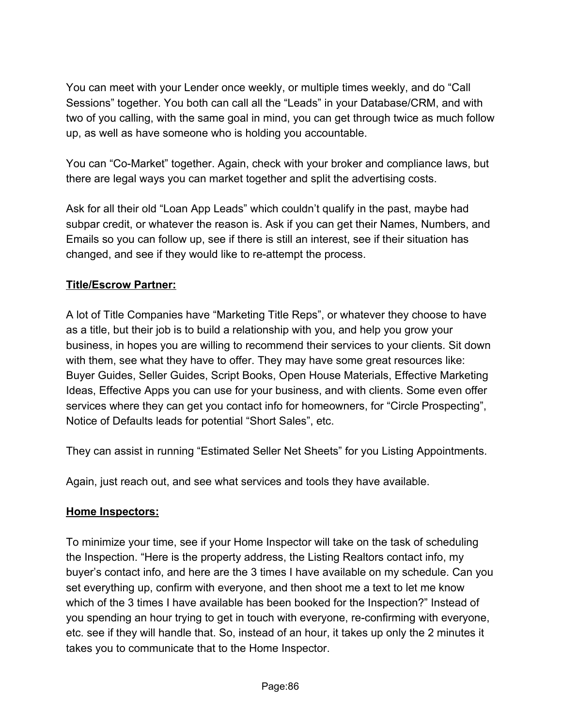You can meet with your Lender once weekly, or multiple times weekly, and do “Call Sessions” together. You both can call all the “Leads” in your Database/CRM, and with two of you calling, with the same goal in mind, you can get through twice as much follow up, as well as have someone who is holding you accountable.

You can “Co-Market” together. Again, check with your broker and compliance laws, but there are legal ways you can market together and split the advertising costs.

Ask for all their old “Loan App Leads” which couldn’t qualify in the past, maybe had subpar credit, or whatever the reason is. Ask if you can get their Names, Numbers, and Emails so you can follow up, see if there is still an interest, see if their situation has changed, and see if they would like to re-attempt the process.

**Title/Escrow Partner:**

A lot of Title Companies have “Marketing Title Reps”, or whatever they choose to have as a title, but their job is to build a relationship with you, and help you grow your business, in hopes you are willing to recommend their services to your clients. Sit down with them, see what they have to offer. They may have some great resources like: Buyer Guides, Seller Guides, Script Books, Open House Materials, Effective Marketing Ideas, Effective Apps you can use for your business, and with clients. Some even offer services where they can get you contact info for homeowners, for “Circle Prospecting”, Notice of Defaults leads for potential “Short Sales”, etc.

They can assist in running “Estimated Seller Net Sheets” for you Listing Appointments.

Again, just reach out, and see what services and tools they have available.

**Home Inspectors:**

To minimize your time, see if your Home Inspector will take on the task of scheduling the Inspection. “Here is the property address, the Listing Realtors contact info, my buyer’s contact info, and here are the 3 times I have available on my schedule. Can you set everything up, confirm with everyone, and then shoot me a text to let me know which of the 3 times I have available has been booked for the Inspection?” Instead of you spending an hour trying to get in touch with everyone, re-confirming with everyone, etc. see if they will handle that. So, instead of an hour, it takes up only the 2 minutes it takes you to communicate that to the Home Inspector.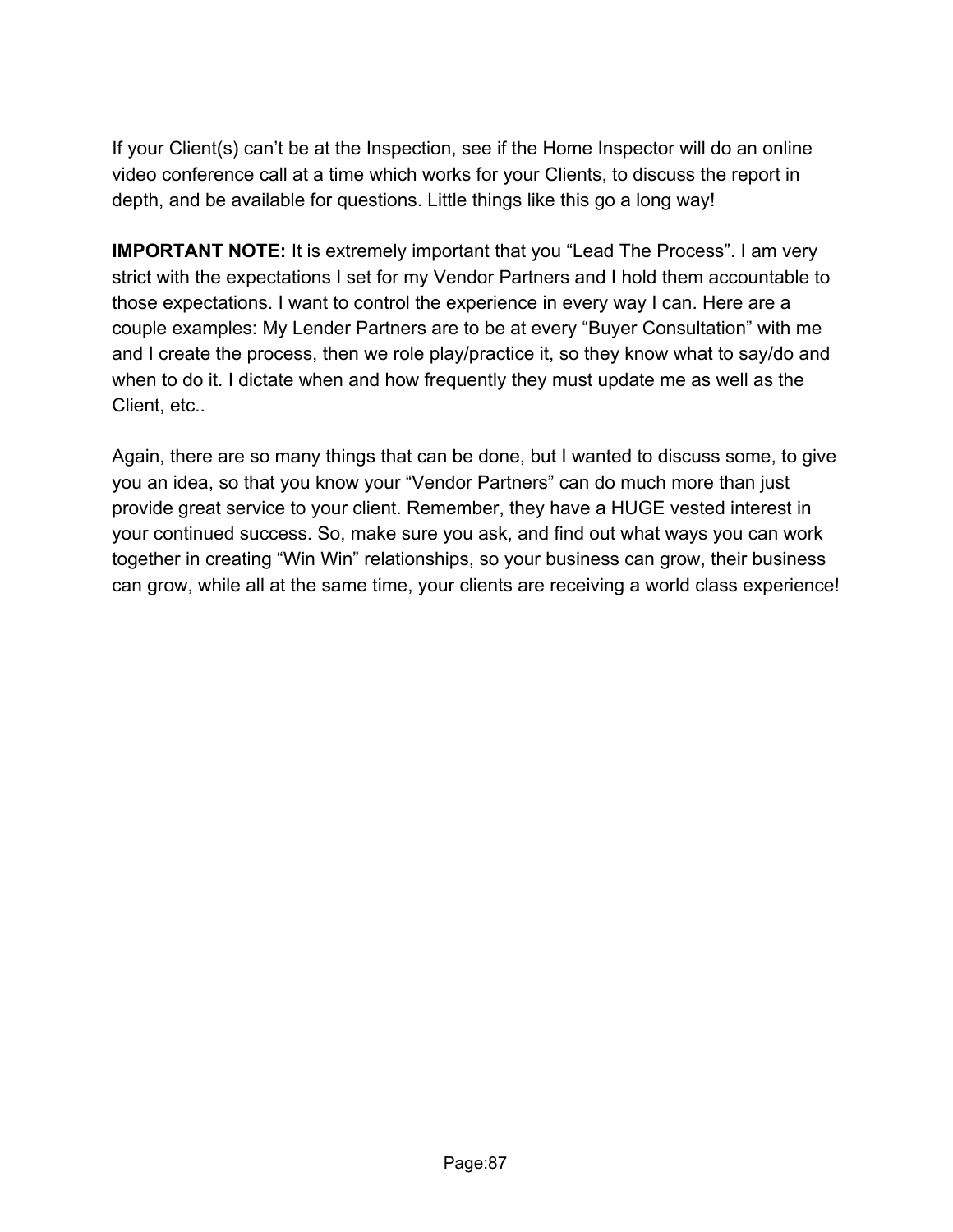If your Client(s) can't be at the Inspection, see if the Home Inspector will do an online video conference call at a time which works for your Clients, to discuss the report in depth, and be available for questions. Little things like this go a long way!

**IMPORTANT NOTE:** It is extremely important that you "Lead The Process". I am very strict with the expectations I set for my Vendor Partners and I hold them accountable to those expectations. I want to control the experience in every way I can. Here are a couple examples: My Lender Partners are to be at every "Buyer Consultation" with me and I create the process, then we role play/practice it, so they know what to say/do and when to do it. I dictate when and how frequently they must update me as well as the Client, etc..

Again, there are so many things that can be done, but I wanted to discuss some, to give you an idea, so that you know your "Vendor Partners" can do much more than just provide great service to your client. Remember, they have a HUGE vested interest in your continued success. So, make sure you ask, and find out what ways you can work together in creating "Win Win" relationships, so your business can grow, their business can grow, while all at the same time, your clients are receiving a world class experience!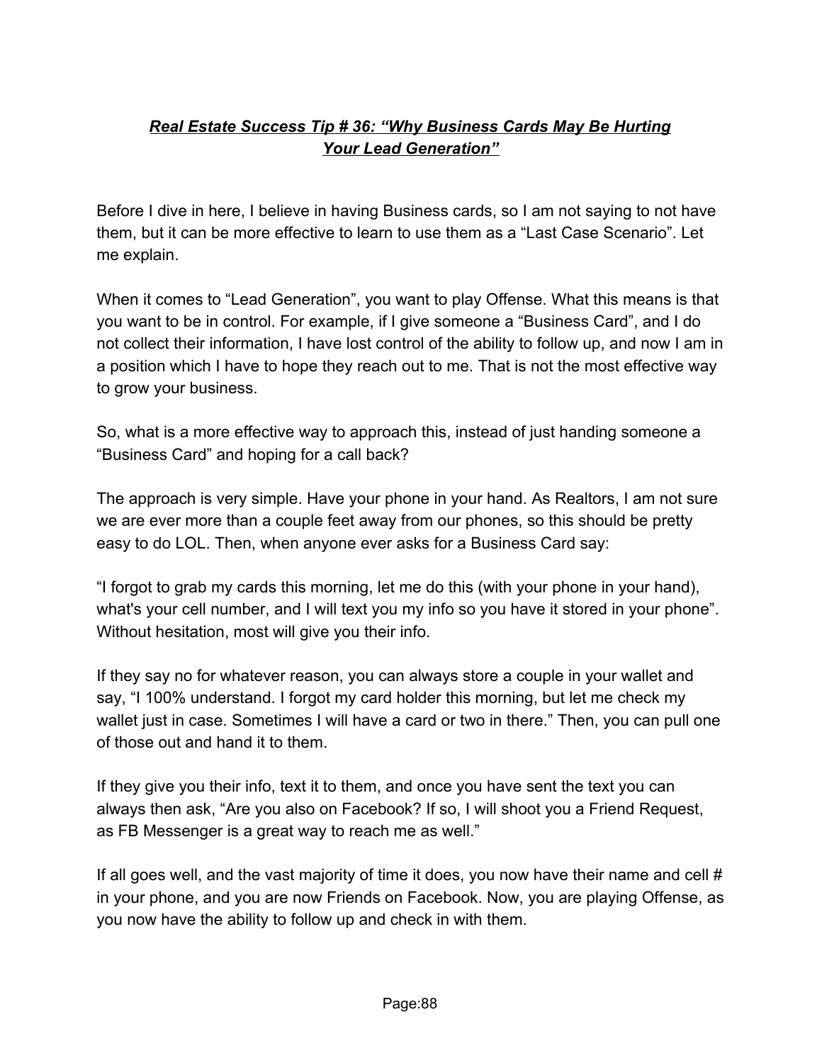## ***Real Estate Success Tip # 36: "Why Business Cards May Be Hurting Your Lead Generation"***

Before I dive in here, I believe in having Business cards, so I am not saying to not have them, but it can be more effective to learn to use them as a "Last Case Scenario". Let me explain.

When it comes to "Lead Generation", you want to play Offense. What this means is that you want to be in control. For example, if I give someone a "Business Card", and I do not collect their information, I have lost control of the ability to follow up, and now I am in a position which I have to hope they reach out to me. That is not the most effective way to grow your business.

So, what is a more effective way to approach this, instead of just handing someone a "Business Card" and hoping for a call back?

The approach is very simple. Have your phone in your hand. As Realtors, I am not sure we are ever more than a couple feet away from our phones, so this should be pretty easy to do LOL. Then, when anyone ever asks for a Business Card say:

"I forgot to grab my cards this morning, let me do this (with your phone in your hand), what's your cell number, and I will text you my info so you have it stored in your phone". Without hesitation, most will give you their info.

If they say no for whatever reason, you can always store a couple in your wallet and say, "I 100% understand. I forgot my card holder this morning, but let me check my wallet just in case. Sometimes I will have a card or two in there." Then, you can pull one of those out and hand it to them.

If they give you their info, text it to them, and once you have sent the text you can always then ask, "Are you also on Facebook? If so, I will shoot you a Friend Request, as FB Messenger is a great way to reach me as well."

If all goes well, and the vast majority of time it does, you now have their name and cell # in your phone, and you are now Friends on Facebook. Now, you are playing Offense, as you now have the ability to follow up and check in with them.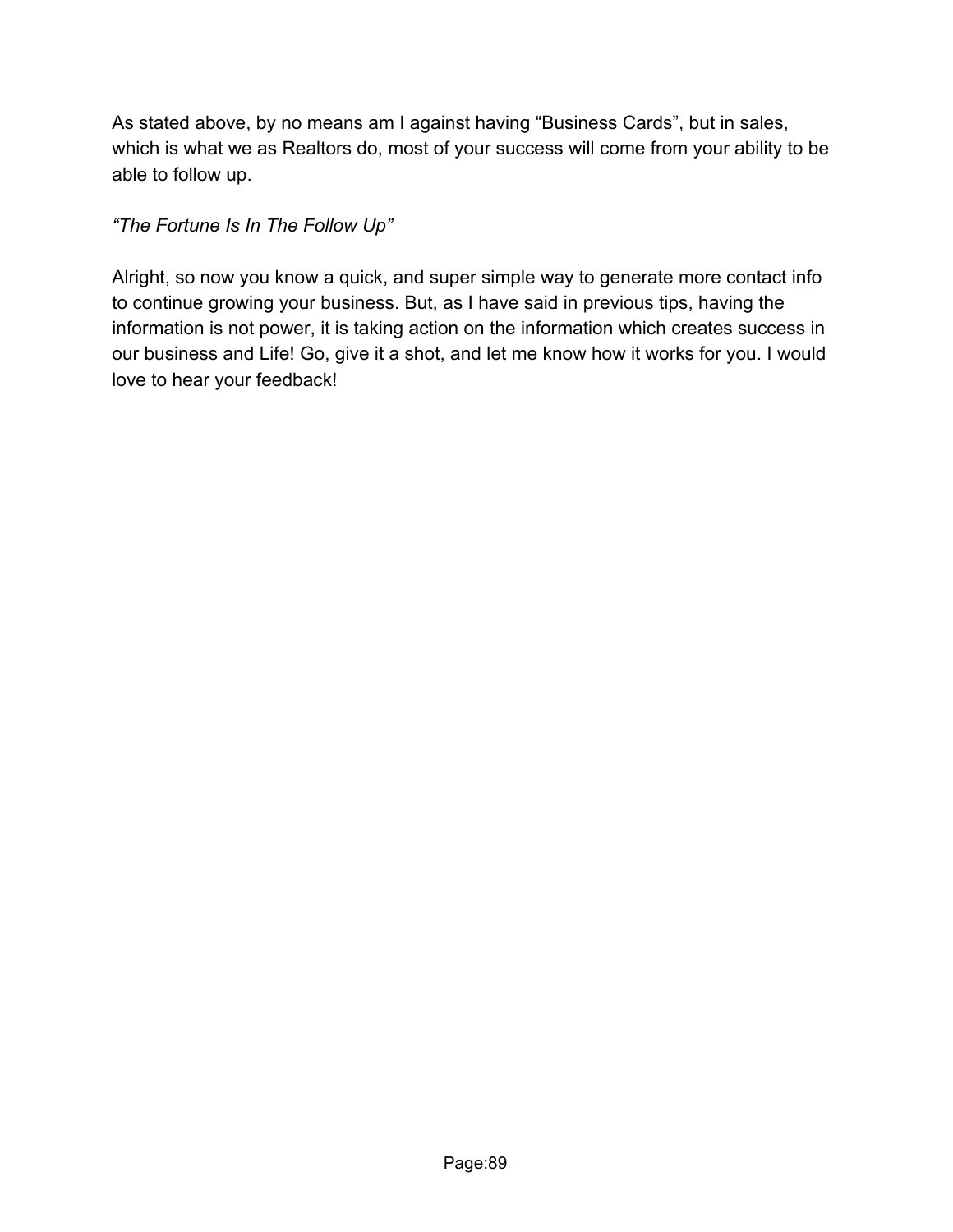As stated above, by no means am I against having “Business Cards”, but in sales, which is what we as Realtors do, most of your success will come from your ability to be able to follow up.

*“The Fortune Is In The Follow Up”*

Alright, so now you know a quick, and super simple way to generate more contact info to continue growing your business. But, as I have said in previous tips, having the information is not power, it is taking action on the information which creates success in our business and Life! Go, give it a shot, and let me know how it works for you. I would love to hear your feedback!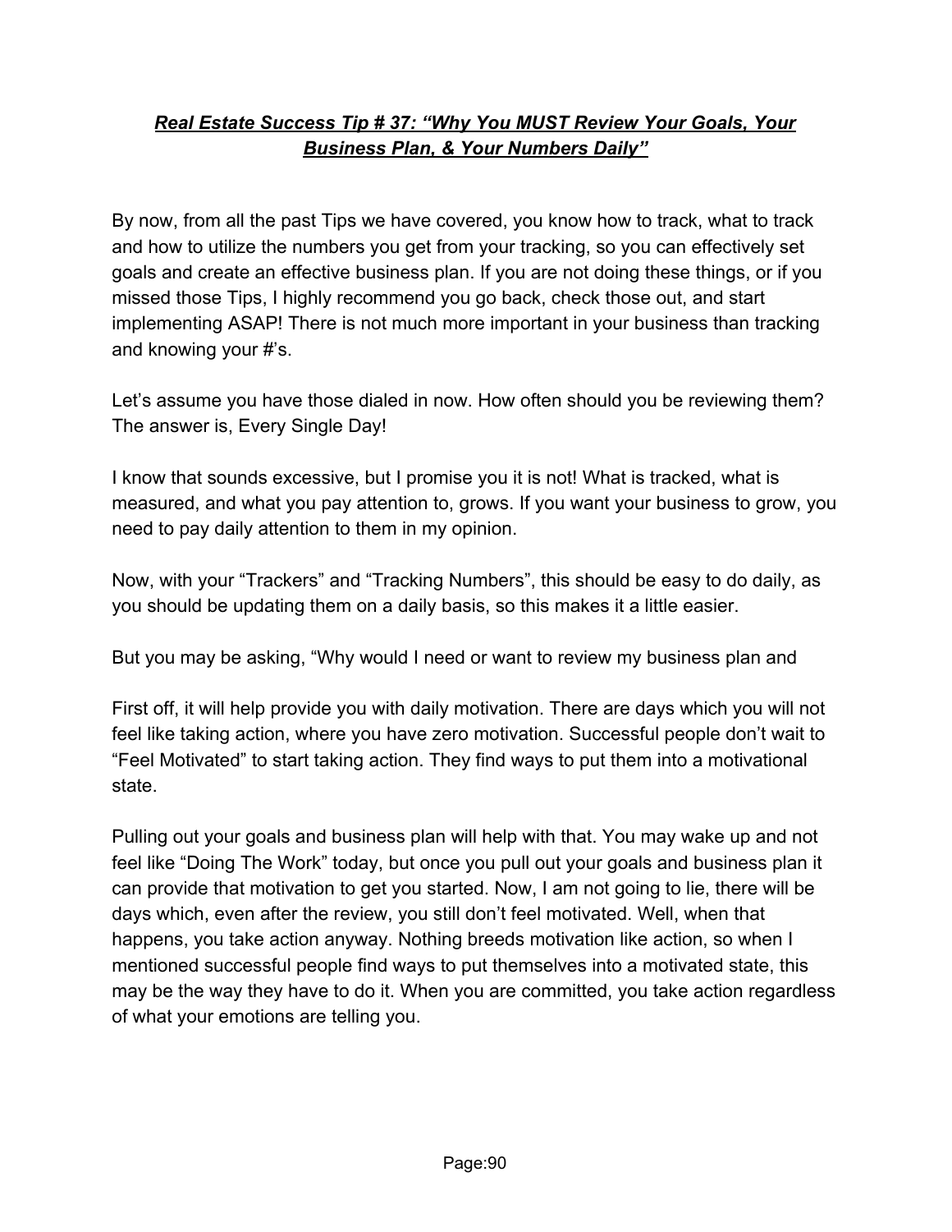### ***Real Estate Success Tip # 37: "Why You MUST Review Your Goals, Your Business Plan, & Your Numbers Daily"***

By now, from all the past Tips we have covered, you know how to track, what to track and how to utilize the numbers you get from your tracking, so you can effectively set goals and create an effective business plan. If you are not doing these things, or if you missed those Tips, I highly recommend you go back, check those out, and start implementing ASAP! There is not much more important in your business than tracking and knowing your #'s.

Let's assume you have those dialed in now. How often should you be reviewing them? The answer is, Every Single Day!

I know that sounds excessive, but I promise you it is not! What is tracked, what is measured, and what you pay attention to, grows. If you want your business to grow, you need to pay daily attention to them in my opinion.

Now, with your "Trackers" and "Tracking Numbers", this should be easy to do daily, as you should be updating them on a daily basis, so this makes it a little easier.

But you may be asking, "Why would I need or want to review my business plan and

First off, it will help provide you with daily motivation. There are days which you will not feel like taking action, where you have zero motivation. Successful people don't wait to "Feel Motivated" to start taking action. They find ways to put them into a motivational state.

Pulling out your goals and business plan will help with that. You may wake up and not feel like "Doing The Work" today, but once you pull out your goals and business plan it can provide that motivation to get you started. Now, I am not going to lie, there will be days which, even after the review, you still don't feel motivated. Well, when that happens, you take action anyway. Nothing breeds motivation like action, so when I mentioned successful people find ways to put themselves into a motivated state, this may be the way they have to do it. When you are committed, you take action regardless of what your emotions are telling you.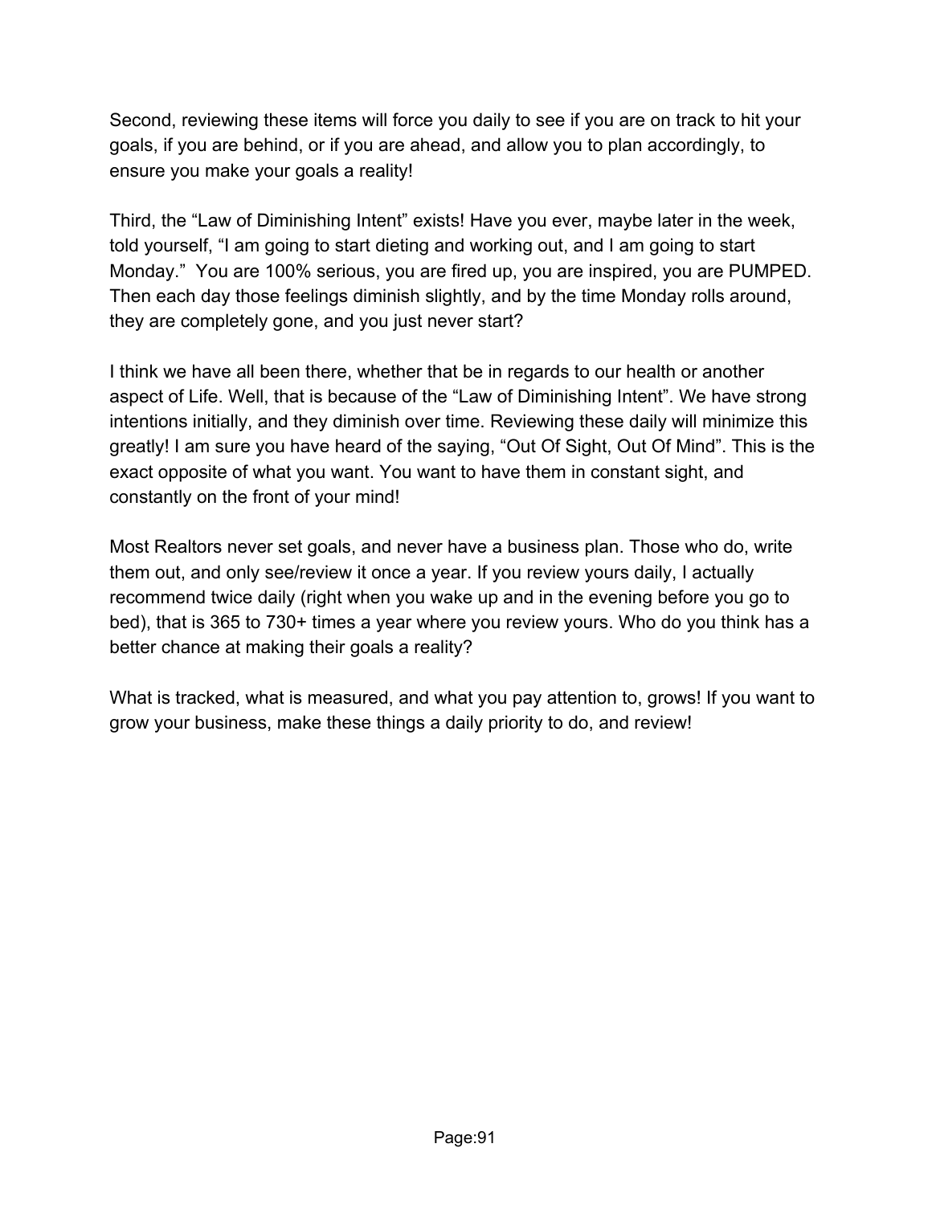Second, reviewing these items will force you daily to see if you are on track to hit your goals, if you are behind, or if you are ahead, and allow you to plan accordingly, to ensure you make your goals a reality!

Third, the “Law of Diminishing Intent” exists! Have you ever, maybe later in the week, told yourself, “I am going to start dieting and working out, and I am going to start Monday.” You are 100% serious, you are fired up, you are inspired, you are PUMPED. Then each day those feelings diminish slightly, and by the time Monday rolls around, they are completely gone, and you just never start?

I think we have all been there, whether that be in regards to our health or another aspect of Life. Well, that is because of the “Law of Diminishing Intent”. We have strong intentions initially, and they diminish over time. Reviewing these daily will minimize this greatly! I am sure you have heard of the saying, “Out Of Sight, Out Of Mind”. This is the exact opposite of what you want. You want to have them in constant sight, and constantly on the front of your mind!

Most Realtors never set goals, and never have a business plan. Those who do, write them out, and only see/review it once a year. If you review yours daily, I actually recommend twice daily (right when you wake up and in the evening before you go to bed), that is 365 to 730+ times a year where you review yours. Who do you think has a better chance at making their goals a reality?

What is tracked, what is measured, and what you pay attention to, grows! If you want to grow your business, make these things a daily priority to do, and review!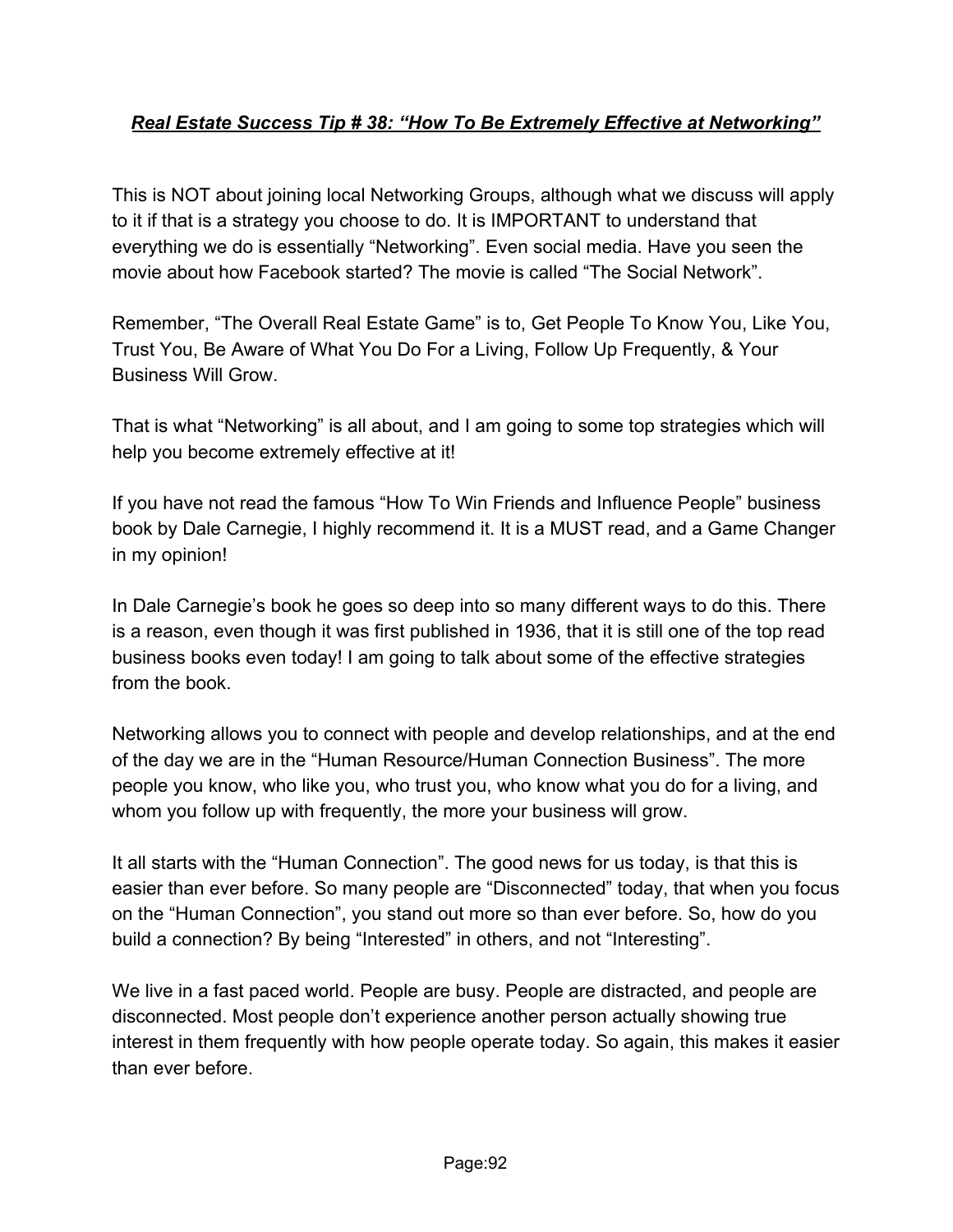***Real Estate Success Tip # 38: "How To Be Extremely Effective at Networking"***

This is NOT about joining local Networking Groups, although what we discuss will apply to it if that is a strategy you choose to do. It is IMPORTANT to understand that everything we do is essentially "Networking". Even social media. Have you seen the movie about how Facebook started? The movie is called "The Social Network".

Remember, "The Overall Real Estate Game" is to, Get People To Know You, Like You, Trust You, Be Aware of What You Do For a Living, Follow Up Frequently, & Your Business Will Grow.

That is what "Networking" is all about, and I am going to some top strategies which will help you become extremely effective at it!

If you have not read the famous "How To Win Friends and Influence People" business book by Dale Carnegie, I highly recommend it. It is a MUST read, and a Game Changer in my opinion!

In Dale Carnegie's book he goes so deep into so many different ways to do this. There is a reason, even though it was first published in 1936, that it is still one of the top read business books even today! I am going to talk about some of the effective strategies from the book.

Networking allows you to connect with people and develop relationships, and at the end of the day we are in the "Human Resource/Human Connection Business". The more people you know, who like you, who trust you, who know what you do for a living, and whom you follow up with frequently, the more your business will grow.

It all starts with the "Human Connection". The good news for us today, is that this is easier than ever before. So many people are "Disconnected" today, that when you focus on the "Human Connection", you stand out more so than ever before. So, how do you build a connection? By being "Interested" in others, and not "Interesting".

We live in a fast paced world. People are busy. People are distracted, and people are disconnected. Most people don't experience another person actually showing true interest in them frequently with how people operate today. So again, this makes it easier than ever before.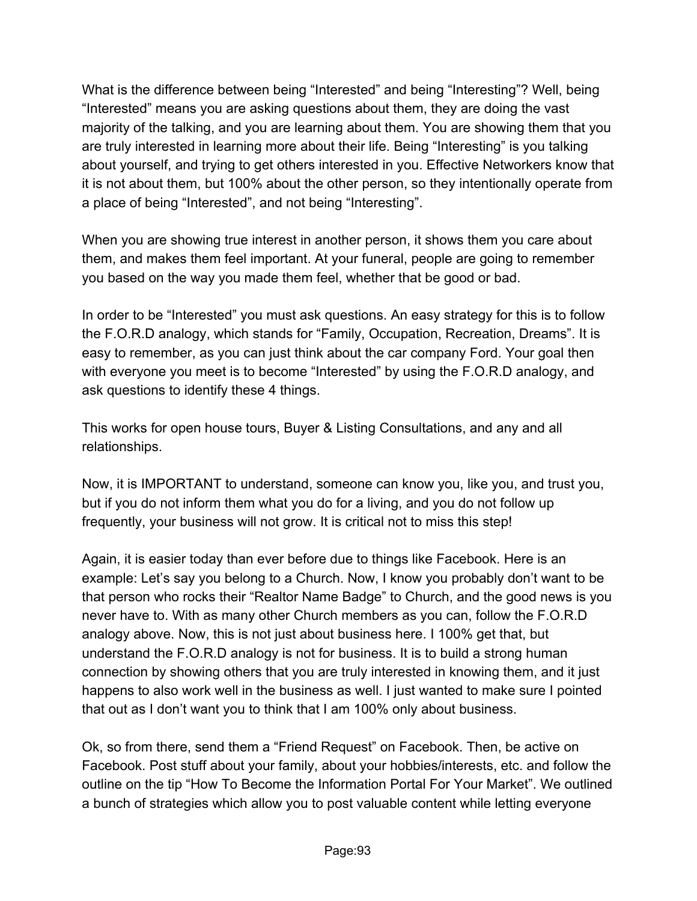What is the difference between being "Interested" and being "Interesting"? Well, being "Interested" means you are asking questions about them, they are doing the vast majority of the talking, and you are learning about them. You are showing them that you are truly interested in learning more about their life. Being "Interesting" is you talking about yourself, and trying to get others interested in you. Effective Networkers know that it is not about them, but 100% about the other person, so they intentionally operate from a place of being "Interested", and not being "Interesting".

When you are showing true interest in another person, it shows them you care about them, and makes them feel important. At your funeral, people are going to remember you based on the way you made them feel, whether that be good or bad.

In order to be "Interested" you must ask questions. An easy strategy for this is to follow the F.O.R.D analogy, which stands for "Family, Occupation, Recreation, Dreams". It is easy to remember, as you can just think about the car company Ford. Your goal then with everyone you meet is to become "Interested" by using the F.O.R.D analogy, and ask questions to identify these 4 things.

This works for open house tours, Buyer & Listing Consultations, and any and all relationships.

Now, it is IMPORTANT to understand, someone can know you, like you, and trust you, but if you do not inform them what you do for a living, and you do not follow up frequently, your business will not grow. It is critical not to miss this step!

Again, it is easier today than ever before due to things like Facebook. Here is an example: Let's say you belong to a Church. Now, I know you probably don't want to be that person who rocks their "Realtor Name Badge" to Church, and the good news is you never have to. With as many other Church members as you can, follow the F.O.R.D analogy above. Now, this is not just about business here. I 100% get that, but understand the F.O.R.D analogy is not for business. It is to build a strong human connection by showing others that you are truly interested in knowing them, and it just happens to also work well in the business as well. I just wanted to make sure I pointed that out as I don't want you to think that I am 100% only about business.

Ok, so from there, send them a "Friend Request" on Facebook. Then, be active on Facebook. Post stuff about your family, about your hobbies/interests, etc. and follow the outline on the tip "How To Become the Information Portal For Your Market". We outlined a bunch of strategies which allow you to post valuable content while letting everyone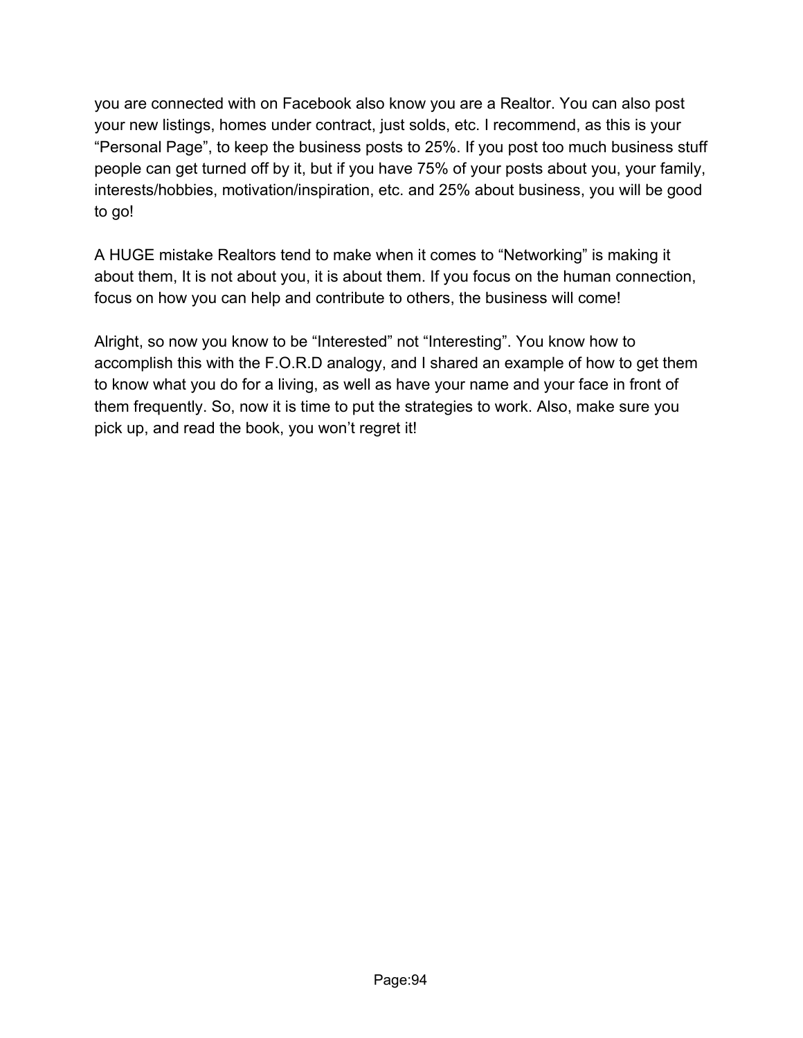you are connected with on Facebook also know you are a Realtor. You can also post your new listings, homes under contract, just solds, etc. I recommend, as this is your "Personal Page", to keep the business posts to 25%. If you post too much business stuff people can get turned off by it, but if you have 75% of your posts about you, your family, interests/hobbies, motivation/inspiration, etc. and 25% about business, you will be good to go!

A HUGE mistake Realtors tend to make when it comes to "Networking" is making it about them, It is not about you, it is about them. If you focus on the human connection, focus on how you can help and contribute to others, the business will come!

Alright, so now you know to be "Interested" not "Interesting". You know how to accomplish this with the F.O.R.D analogy, and I shared an example of how to get them to know what you do for a living, as well as have your name and your face in front of them frequently. So, now it is time to put the strategies to work. Also, make sure you pick up, and read the book, you won't regret it!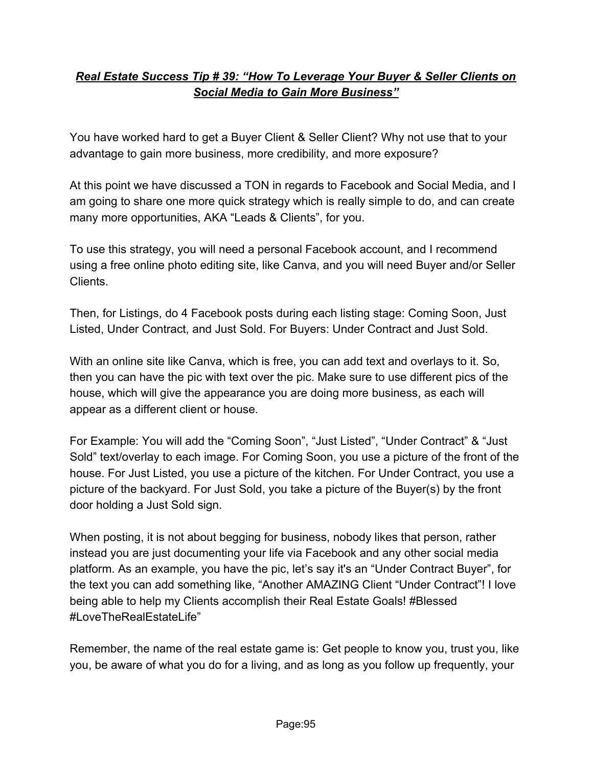***Real Estate Success Tip # 39: "How To Leverage Your Buyer & Seller Clients on Social Media to Gain More Business"***

You have worked hard to get a Buyer Client & Seller Client? Why not use that to your advantage to gain more business, more credibility, and more exposure?

At this point we have discussed a TON in regards to Facebook and Social Media, and I am going to share one more quick strategy which is really simple to do, and can create many more opportunities, AKA "Leads & Clients", for you.

To use this strategy, you will need a personal Facebook account, and I recommend using a free online photo editing site, like Canva, and you will need Buyer and/or Seller Clients.

Then, for Listings, do 4 Facebook posts during each listing stage: Coming Soon, Just Listed, Under Contract, and Just Sold. For Buyers: Under Contract and Just Sold.

With an online site like Canva, which is free, you can add text and overlays to it. So, then you can have the pic with text over the pic. Make sure to use different pics of the house, which will give the appearance you are doing more business, as each will appear as a different client or house.

For Example: You will add the "Coming Soon", "Just Listed", "Under Contract" & "Just Sold" text/overlay to each image. For Coming Soon, you use a picture of the front of the house. For Just Listed, you use a picture of the kitchen. For Under Contract, you use a picture of the backyard. For Just Sold, you take a picture of the Buyer(s) by the front door holding a Just Sold sign.

When posting, it is not about begging for business, nobody likes that person, rather instead you are just documenting your life via Facebook and any other social media platform. As an example, you have the pic, let's say it's an "Under Contract Buyer", for the text you can add something like, "Another AMAZING Client "Under Contract"! I love being able to help my Clients accomplish their Real Estate Goals! #Blessed #LoveTheRealEstateLife"

Remember, the name of the real estate game is: Get people to know you, trust you, like you, be aware of what you do for a living, and as long as you follow up frequently, your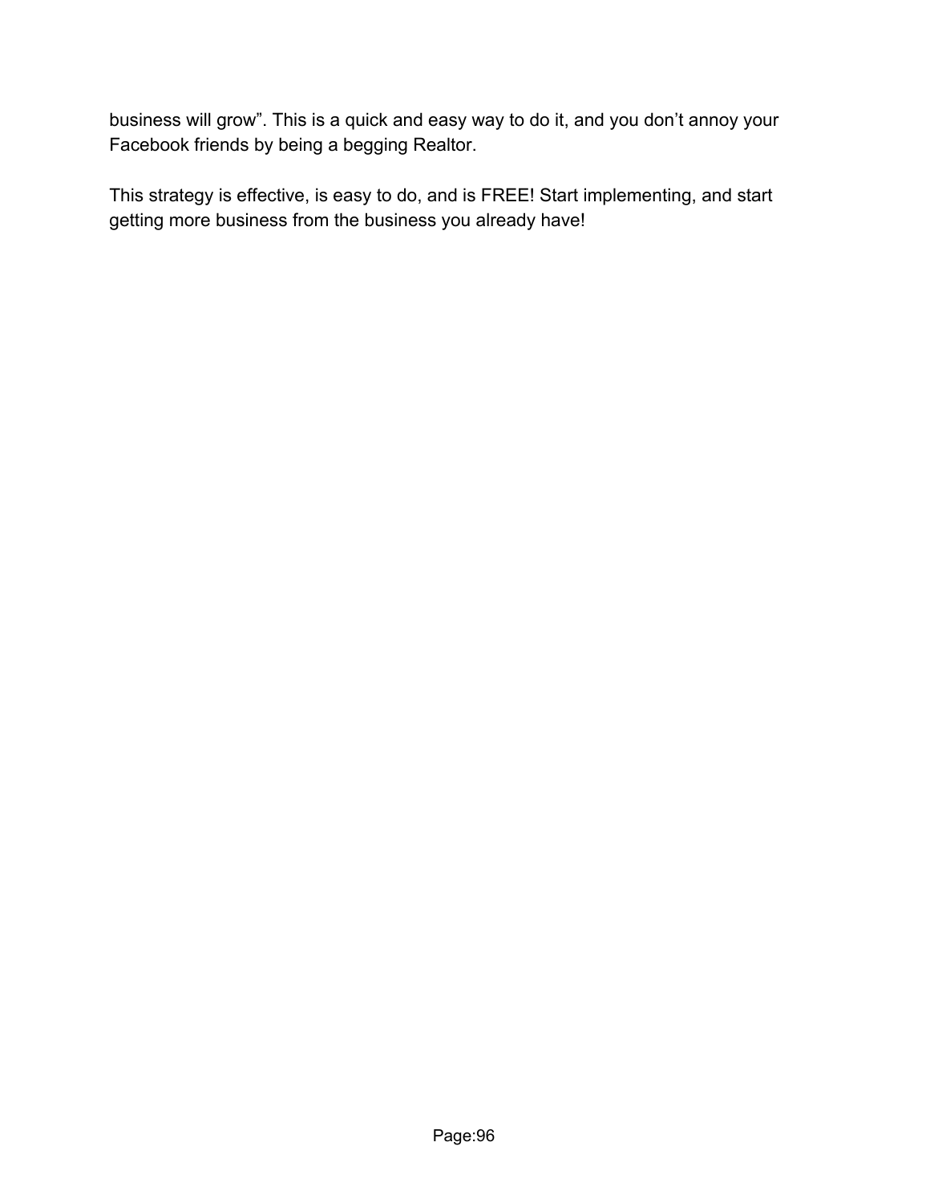business will grow". This is a quick and easy way to do it, and you don't annoy your Facebook friends by being a begging Realtor.

This strategy is effective, is easy to do, and is FREE! Start implementing, and start getting more business from the business you already have!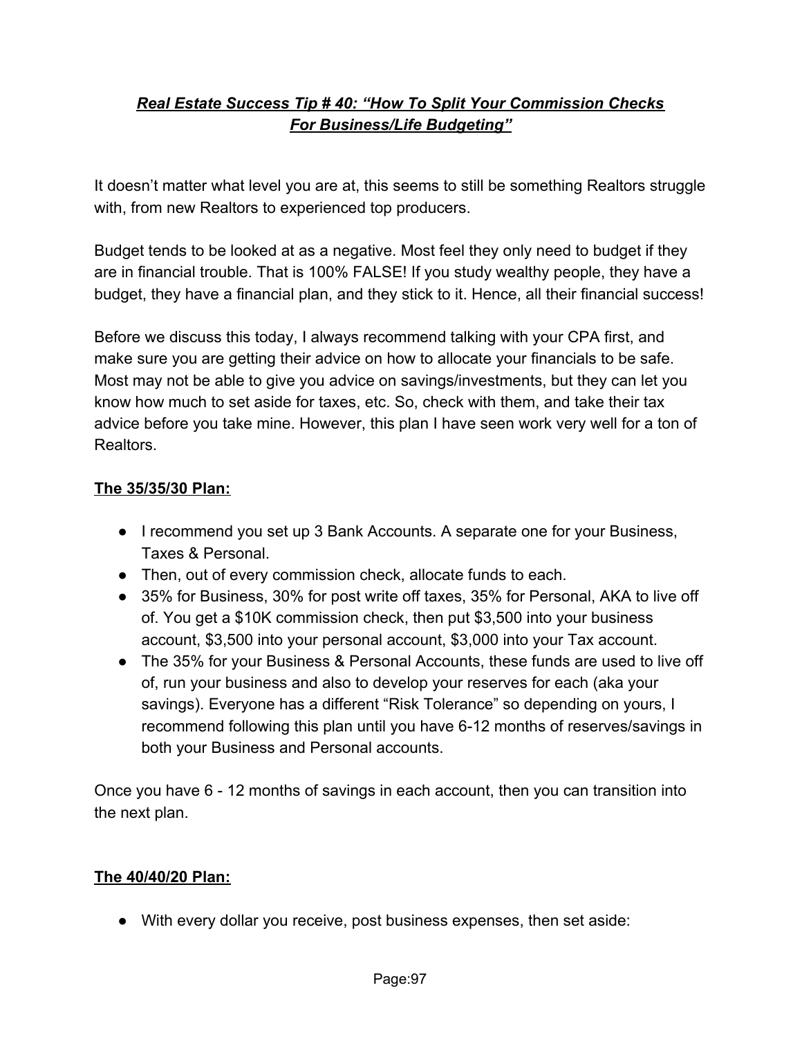## ***Real Estate Success Tip # 40: "How To Split Your Commission Checks For Business/Life Budgeting"***

It doesn't matter what level you are at, this seems to still be something Realtors struggle with, from new Realtors to experienced top producers.

Budget tends to be looked at as a negative. Most feel they only need to budget if they are in financial trouble. That is 100% FALSE! If you study wealthy people, they have a budget, they have a financial plan, and they stick to it. Hence, all their financial success!

Before we discuss this today, I always recommend talking with your CPA first, and make sure you are getting their advice on how to allocate your financials to be safe. Most may not be able to give you advice on savings/investments, but they can let you know how much to set aside for taxes, etc. So, check with them, and take their tax advice before you take mine. However, this plan I have seen work very well for a ton of Realtors.

**The 35/35/30 Plan:**

- I recommend you set up 3 Bank Accounts. A separate one for your Business, Taxes & Personal.
- Then, out of every commission check, allocate funds to each.
- 35% for Business, 30% for post write off taxes, 35% for Personal, AKA to live off of. You get a $10K commission check, then put $3,500 into your business account, $3,500 into your personal account, $3,000 into your Tax account.
- The 35% for your Business & Personal Accounts, these funds are used to live off of, run your business and also to develop your reserves for each (aka your savings). Everyone has a different "Risk Tolerance" so depending on yours, I recommend following this plan until you have 6-12 months of reserves/savings in both your Business and Personal accounts.

Once you have 6 - 12 months of savings in each account, then you can transition into the next plan.

**The 40/40/20 Plan:**

- With every dollar you receive, post business expenses, then set aside: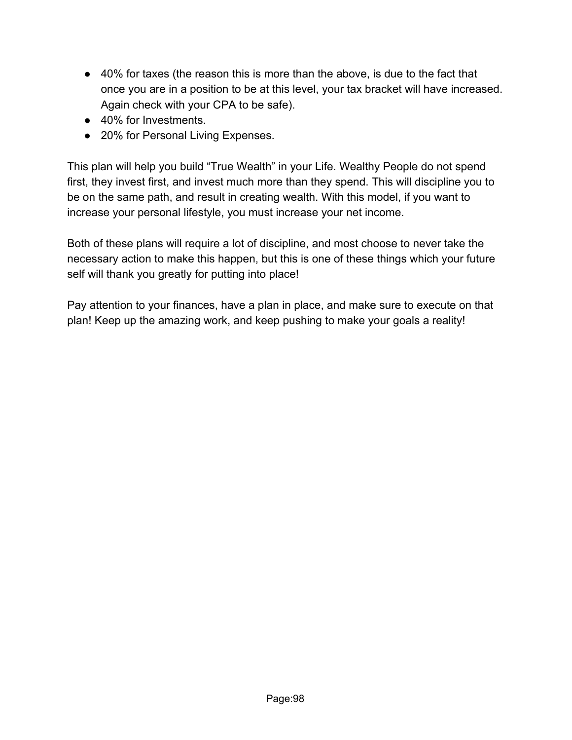- 40% for taxes (the reason this is more than the above, is due to the fact that once you are in a position to be at this level, your tax bracket will have increased. Again check with your CPA to be safe).
- 40% for Investments.
- 20% for Personal Living Expenses.

This plan will help you build “True Wealth” in your Life. Wealthy People do not spend first, they invest first, and invest much more than they spend. This will discipline you to be on the same path, and result in creating wealth. With this model, if you want to increase your personal lifestyle, you must increase your net income.

Both of these plans will require a lot of discipline, and most choose to never take the necessary action to make this happen, but this is one of these things which your future self will thank you greatly for putting into place!

Pay attention to your finances, have a plan in place, and make sure to execute on that plan! Keep up the amazing work, and keep pushing to make your goals a reality!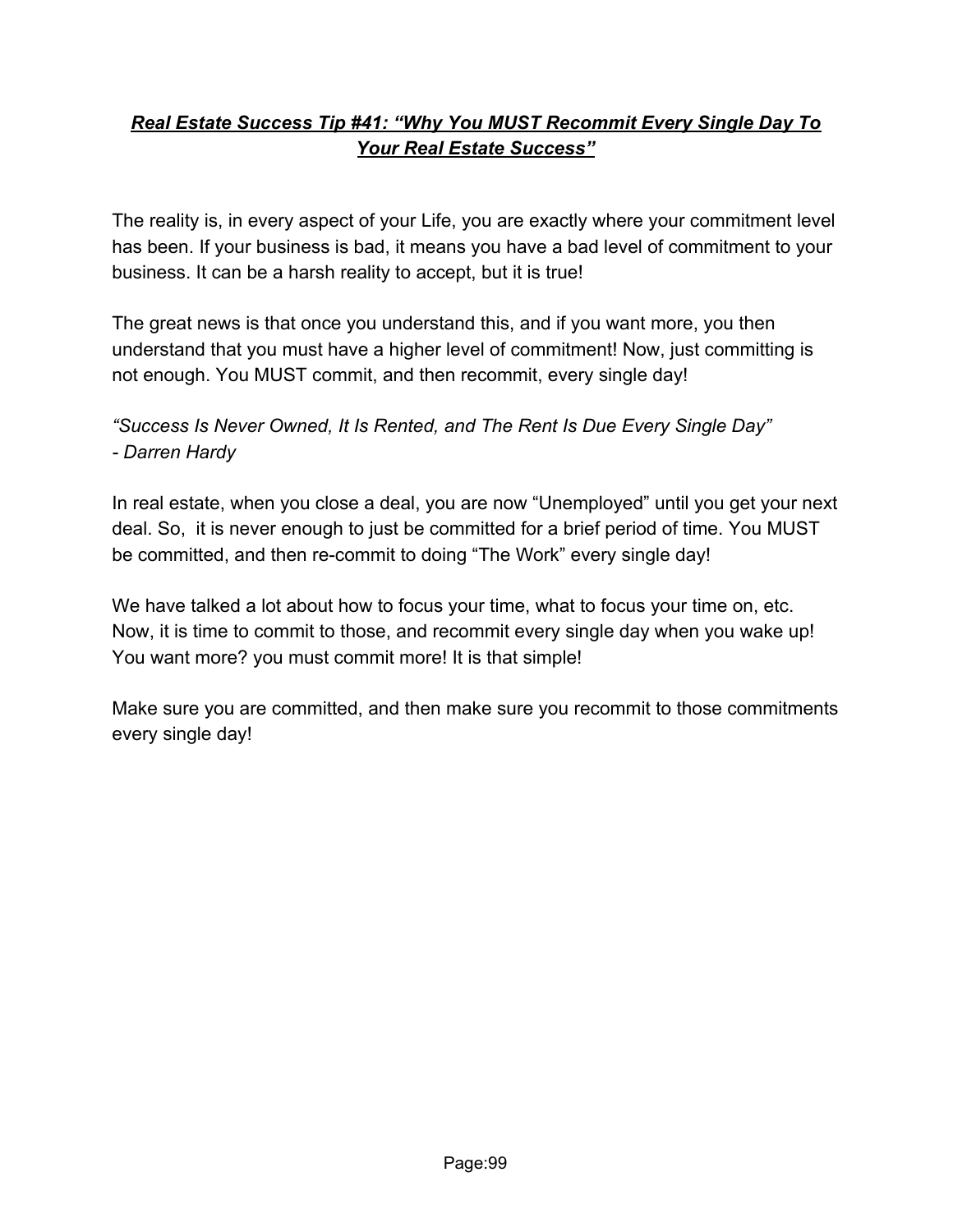## ***<u>Real Estate Success Tip #41: "Why You MUST Recommit Every Single Day To Your Real Estate Success"</u>***

The reality is, in every aspect of your Life, you are exactly where your commitment level has been. If your business is bad, it means you have a bad level of commitment to your business. It can be a harsh reality to accept, but it is true!

The great news is that once you understand this, and if you want more, you then understand that you must have a higher level of commitment! Now, just committing is not enough. You MUST commit, and then recommit, every single day!

*"Success Is Never Owned, It Is Rented, and The Rent Is Due Every Single Day"*
*- Darren Hardy*

In real estate, when you close a deal, you are now "Unemployed" until you get your next deal. So, it is never enough to just be committed for a brief period of time. You MUST be committed, and then re-commit to doing "The Work" every single day!

We have talked a lot about how to focus your time, what to focus your time on, etc. Now, it is time to commit to those, and recommit every single day when you wake up! You want more? you must commit more! It is that simple!

Make sure you are committed, and then make sure you recommit to those commitments every single day!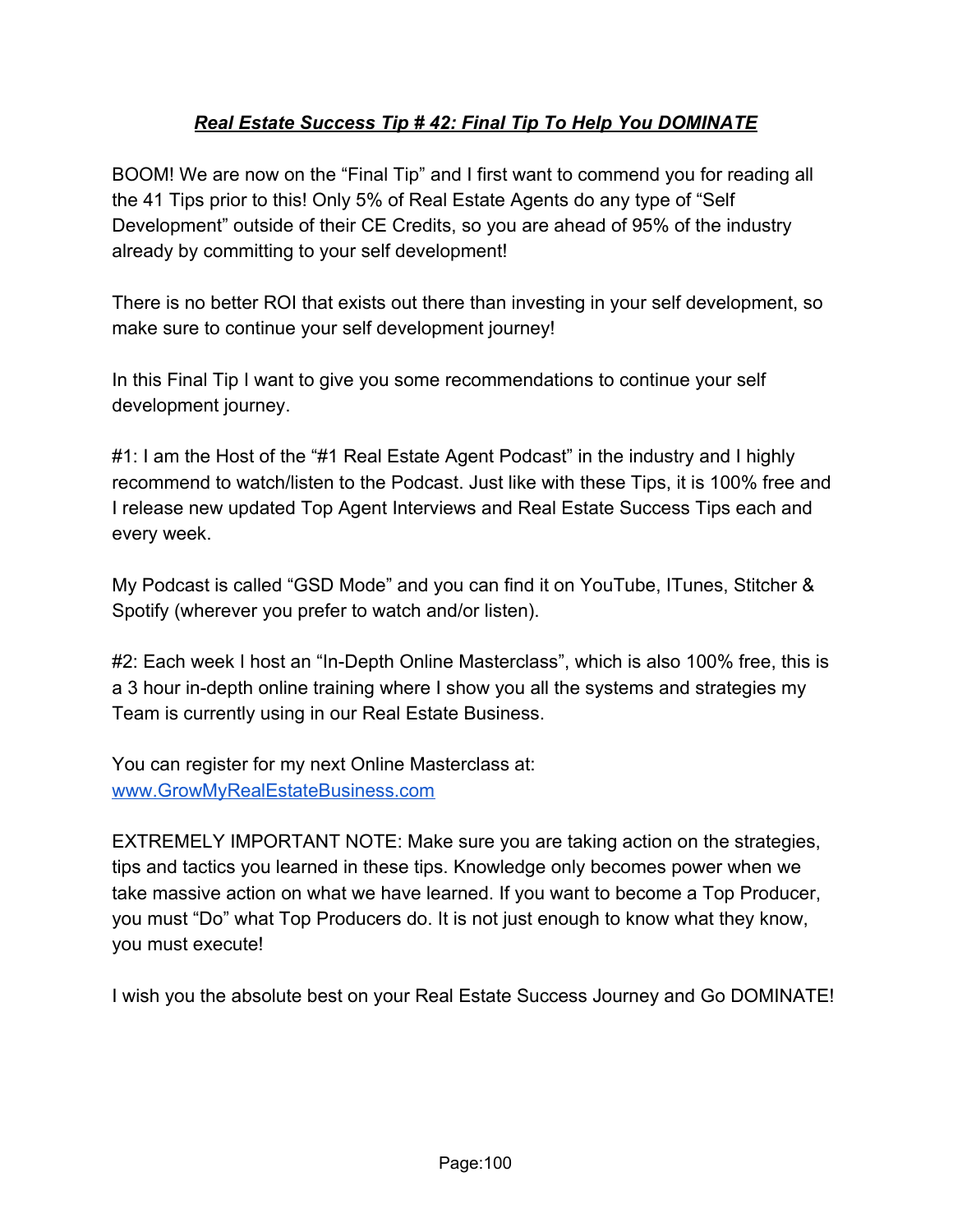## ***Real Estate Success Tip # 42: Final Tip To Help You DOMINATE***

BOOM! We are now on the "Final Tip" and I first want to commend you for reading all the 41 Tips prior to this! Only 5% of Real Estate Agents do any type of "Self Development" outside of their CE Credits, so you are ahead of 95% of the industry already by committing to your self development!

There is no better ROI that exists out there than investing in your self development, so make sure to continue your self development journey!

In this Final Tip I want to give you some recommendations to continue your self development journey.

#1: I am the Host of the "#1 Real Estate Agent Podcast" in the industry and I highly recommend to watch/listen to the Podcast. Just like with these Tips, it is 100% free and I release new updated Top Agent Interviews and Real Estate Success Tips each and every week.

My Podcast is called "GSD Mode" and you can find it on YouTube, ITunes, Stitcher & Spotify (wherever you prefer to watch and/or listen).

#2: Each week I host an "In-Depth Online Masterclass", which is also 100% free, this is a 3 hour in-depth online training where I show you all the systems and strategies my Team is currently using in our Real Estate Business.

You can register for my next Online Masterclass at: [www.GrowMyRealEstateBusiness.com](http://www.GrowMyRealEstateBusiness.com)

EXTREMELY IMPORTANT NOTE: Make sure you are taking action on the strategies, tips and tactics you learned in these tips. Knowledge only becomes power when we take massive action on what we have learned. If you want to become a Top Producer, you must "Do" what Top Producers do. It is not just enough to know what they know, you must execute!

I wish you the absolute best on your Real Estate Success Journey and Go DOMINATE!